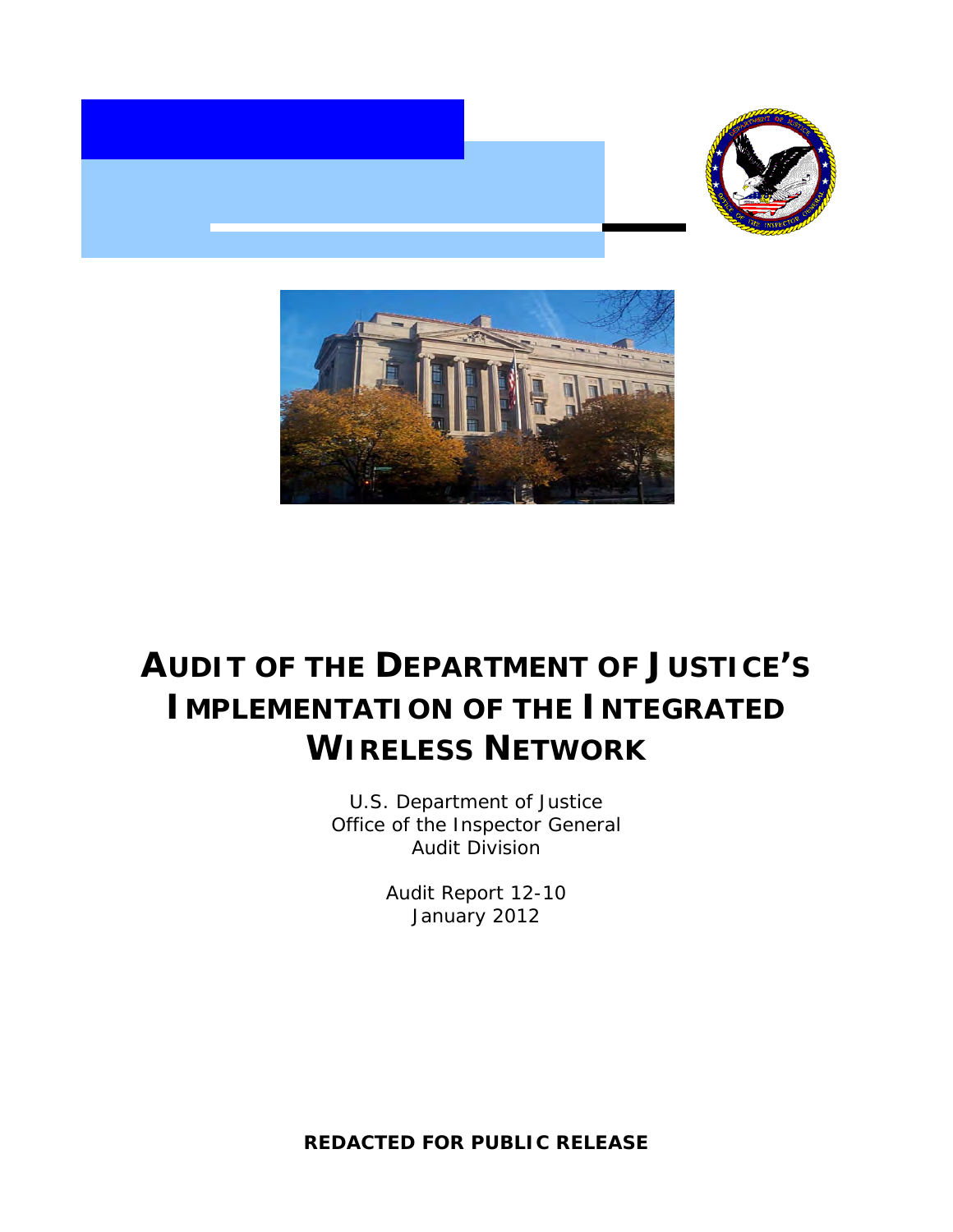# AUDIT OF THE DEPARTMENT OF JUSTICE'S IMPLEMENTATION OF THE INTEGRATED WIRELESS NETWORK

U.S. Department of Justice
Office of the Inspector General
Audit Division

Audit Report 12-10
January 2012

**REDACTED FOR PUBLIC RELEASE**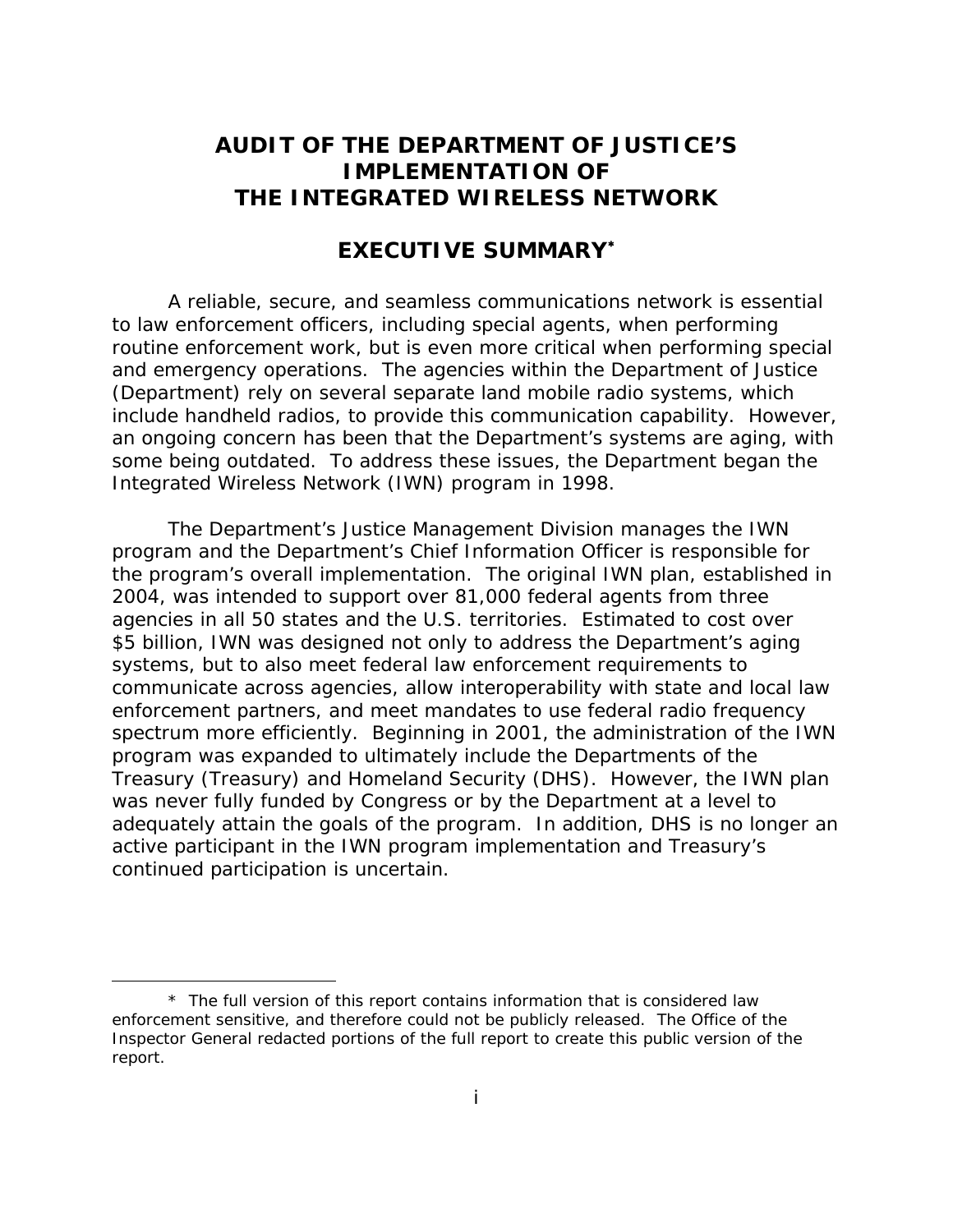# AUDIT OF THE DEPARTMENT OF JUSTICE'S IMPLEMENTATION OF THE INTEGRATED WIRELESS NETWORK

## EXECUTIVE SUMMARY*

A reliable, secure, and seamless communications network is essential to law enforcement officers, including special agents, when performing routine enforcement work, but is even more critical when performing special and emergency operations. The agencies within the Department of Justice (Department) rely on several separate land mobile radio systems, which include handheld radios, to provide this communication capability. However, an ongoing concern has been that the Department's systems are aging, with some being outdated. To address these issues, the Department began the Integrated Wireless Network (IWN) program in 1998.

The Department's Justice Management Division manages the IWN program and the Department's Chief Information Officer is responsible for the program's overall implementation. The original IWN plan, established in 2004, was intended to support over 81,000 federal agents from three agencies in all 50 states and the U.S. territories. Estimated to cost over $5 billion, IWN was designed not only to address the Department's aging systems, but to also meet federal law enforcement requirements to communicate across agencies, allow interoperability with state and local law enforcement partners, and meet mandates to use federal radio frequency spectrum more efficiently. Beginning in 2001, the administration of the IWN program was expanded to ultimately include the Departments of the Treasury (Treasury) and Homeland Security (DHS). However, the IWN plan was never fully funded by Congress or by the Department at a level to adequately attain the goals of the program. In addition, DHS is no longer an active participant in the IWN program implementation and Treasury's continued participation is uncertain.

---

\* The full version of this report contains information that is considered law enforcement sensitive, and therefore could not be publicly released. The Office of the Inspector General redacted portions of the full report to create this public version of the report.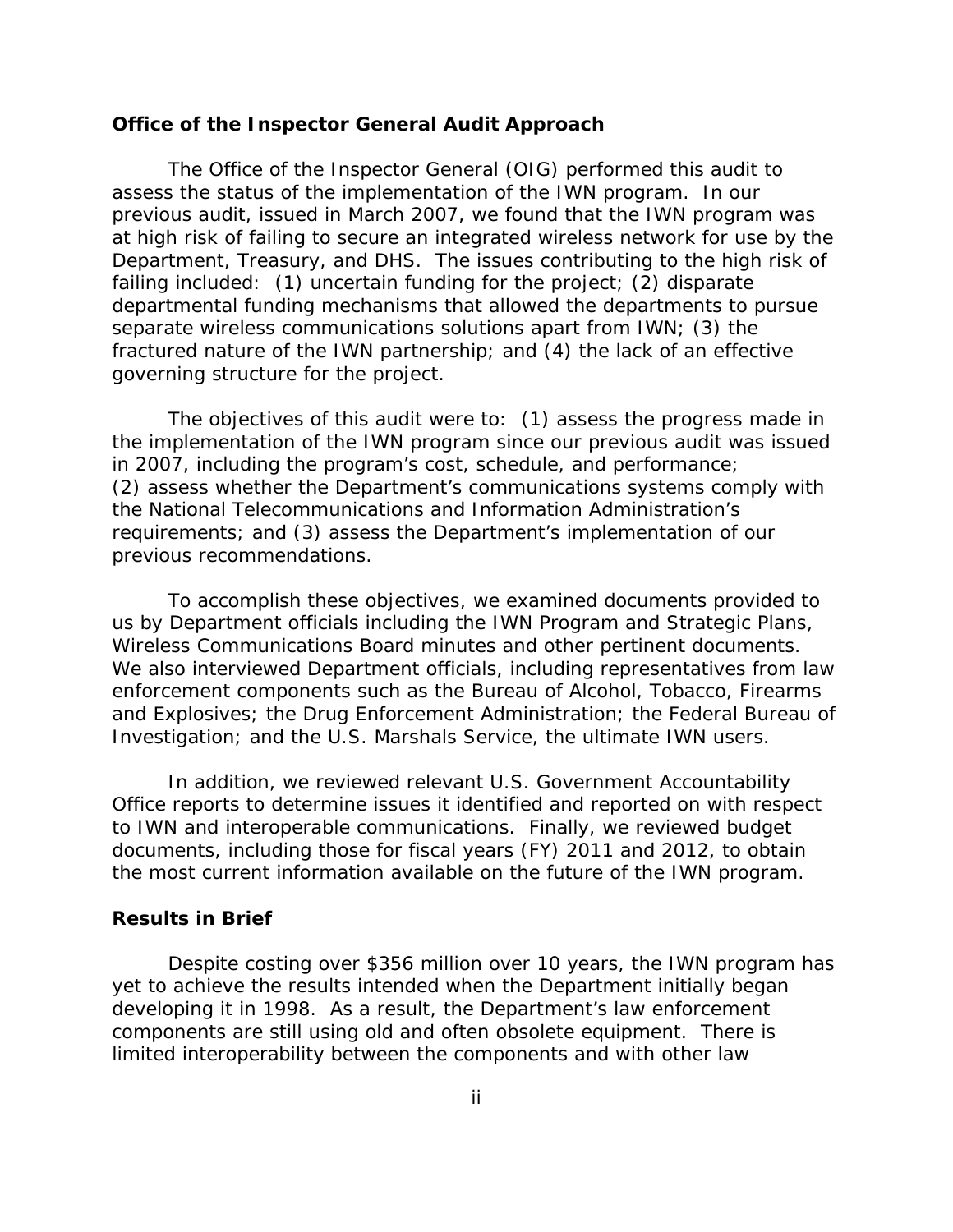### Office of the Inspector General Audit Approach

The Office of the Inspector General (OIG) performed this audit to assess the status of the implementation of the IWN program. In our previous audit, issued in March 2007, we found that the IWN program was at high risk of failing to secure an integrated wireless network for use by the Department, Treasury, and DHS. The issues contributing to the high risk of failing included: (1) uncertain funding for the project; (2) disparate departmental funding mechanisms that allowed the departments to pursue separate wireless communications solutions apart from IWN; (3) the fractured nature of the IWN partnership; and (4) the lack of an effective governing structure for the project.

The objectives of this audit were to: (1) assess the progress made in the implementation of the IWN program since our previous audit was issued in 2007, including the program's cost, schedule, and performance; (2) assess whether the Department's communications systems comply with the National Telecommunications and Information Administration's requirements; and (3) assess the Department's implementation of our previous recommendations.

To accomplish these objectives, we examined documents provided to us by Department officials including the IWN Program and Strategic Plans, Wireless Communications Board minutes and other pertinent documents. We also interviewed Department officials, including representatives from law enforcement components such as the Bureau of Alcohol, Tobacco, Firearms and Explosives; the Drug Enforcement Administration; the Federal Bureau of Investigation; and the U.S. Marshals Service, the ultimate IWN users.

In addition, we reviewed relevant U.S. Government Accountability Office reports to determine issues it identified and reported on with respect to IWN and interoperable communications. Finally, we reviewed budget documents, including those for fiscal years (FY) 2011 and 2012, to obtain the most current information available on the future of the IWN program.

### Results in Brief

Despite costing over $356 million over 10 years, the IWN program has yet to achieve the results intended when the Department initially began developing it in 1998. As a result, the Department's law enforcement components are still using old and often obsolete equipment. There is limited interoperability between the components and with other law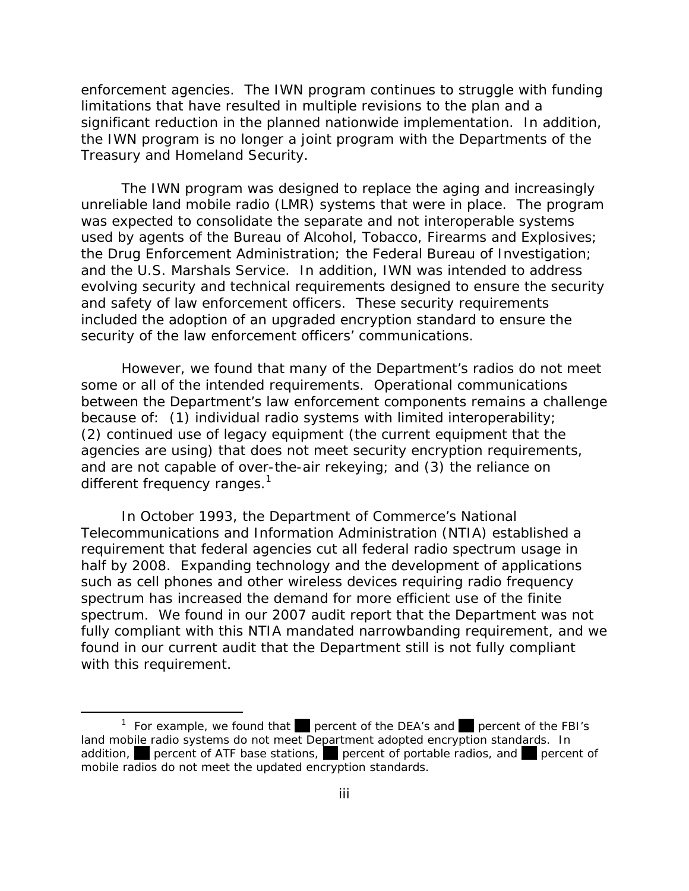enforcement agencies. The IWN program continues to struggle with funding limitations that have resulted in multiple revisions to the plan and a significant reduction in the planned nationwide implementation. In addition, the IWN program is no longer a joint program with the Departments of the Treasury and Homeland Security.

The IWN program was designed to replace the aging and increasingly unreliable land mobile radio (LMR) systems that were in place. The program was expected to consolidate the separate and not interoperable systems used by agents of the Bureau of Alcohol, Tobacco, Firearms and Explosives; the Drug Enforcement Administration; the Federal Bureau of Investigation; and the U.S. Marshals Service. In addition, IWN was intended to address evolving security and technical requirements designed to ensure the security and safety of law enforcement officers. These security requirements included the adoption of an upgraded encryption standard to ensure the security of the law enforcement officers' communications.

However, we found that many of the Department's radios do not meet some or all of the intended requirements. Operational communications between the Department's law enforcement components remains a challenge because of: (1) individual radio systems with limited interoperability; (2) continued use of legacy equipment (the current equipment that the agencies are using) that does not meet security encryption requirements, and are not capable of over-the-air rekeying; and (3) the reliance on different frequency ranges.[1]

In October 1993, the Department of Commerce's National Telecommunications and Information Administration (NTIA) established a requirement that federal agencies cut all federal radio spectrum usage in half by 2008. Expanding technology and the development of applications such as cell phones and other wireless devices requiring radio frequency spectrum has increased the demand for more efficient use of the finite spectrum. We found in our 2007 audit report that the Department was not fully compliant with this NTIA mandated narrowbanding requirement, and we found in our current audit that the Department still is not fully compliant with this requirement.

---

[1] For example, we found that ██ percent of the DEA's and ██ percent of the FBI's land mobile radio systems do not meet Department adopted encryption standards. In addition, ██ percent of ATF base stations, ██ percent of portable radios, and ██ percent of mobile radios do not meet the updated encryption standards.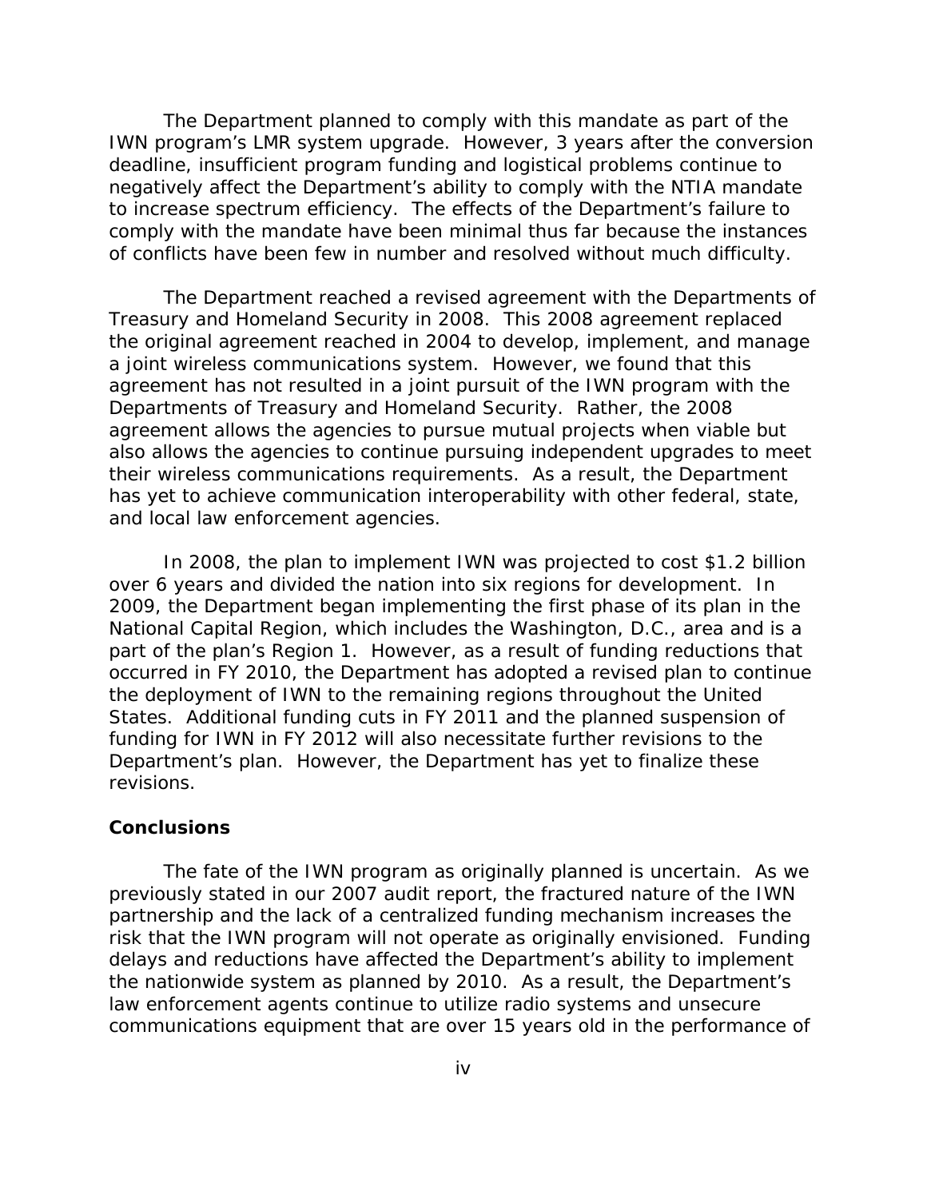The Department planned to comply with this mandate as part of the IWN program's LMR system upgrade. However, 3 years after the conversion deadline, insufficient program funding and logistical problems continue to negatively affect the Department's ability to comply with the NTIA mandate to increase spectrum efficiency. The effects of the Department's failure to comply with the mandate have been minimal thus far because the instances of conflicts have been few in number and resolved without much difficulty.

The Department reached a revised agreement with the Departments of Treasury and Homeland Security in 2008. This 2008 agreement replaced the original agreement reached in 2004 to develop, implement, and manage a joint wireless communications system. However, we found that this agreement has not resulted in a joint pursuit of the IWN program with the Departments of Treasury and Homeland Security. Rather, the 2008 agreement allows the agencies to pursue mutual projects when viable but also allows the agencies to continue pursuing independent upgrades to meet their wireless communications requirements. As a result, the Department has yet to achieve communication interoperability with other federal, state, and local law enforcement agencies.

In 2008, the plan to implement IWN was projected to cost $1.2 billion over 6 years and divided the nation into six regions for development. In 2009, the Department began implementing the first phase of its plan in the National Capital Region, which includes the Washington, D.C., area and is a part of the plan's Region 1. However, as a result of funding reductions that occurred in FY 2010, the Department has adopted a revised plan to continue the deployment of IWN to the remaining regions throughout the United States. Additional funding cuts in FY 2011 and the planned suspension of funding for IWN in FY 2012 will also necessitate further revisions to the Department's plan. However, the Department has yet to finalize these revisions.

## Conclusions

The fate of the IWN program as originally planned is uncertain. As we previously stated in our 2007 audit report, the fractured nature of the IWN partnership and the lack of a centralized funding mechanism increases the risk that the IWN program will not operate as originally envisioned. Funding delays and reductions have affected the Department's ability to implement the nationwide system as planned by 2010. As a result, the Department's law enforcement agents continue to utilize radio systems and unsecure communications equipment that are over 15 years old in the performance of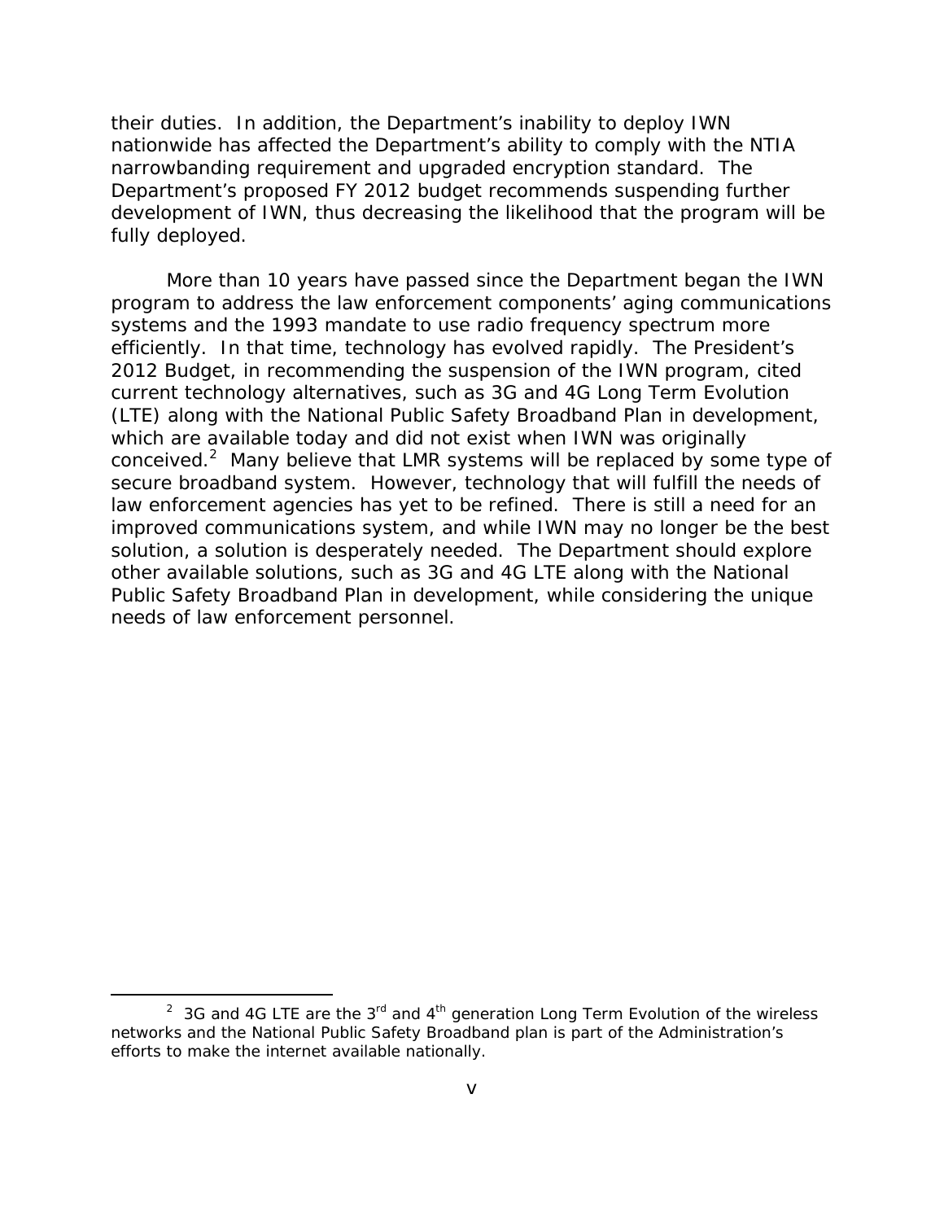their duties. In addition, the Department's inability to deploy IWN nationwide has affected the Department's ability to comply with the NTIA narrowbanding requirement and upgraded encryption standard. The Department's proposed FY 2012 budget recommends suspending further development of IWN, thus decreasing the likelihood that the program will be fully deployed.

More than 10 years have passed since the Department began the IWN program to address the law enforcement components' aging communications systems and the 1993 mandate to use radio frequency spectrum more efficiently. In that time, technology has evolved rapidly. The President's 2012 Budget, in recommending the suspension of the IWN program, cited current technology alternatives, such as 3G and 4G Long Term Evolution (LTE) along with the National Public Safety Broadband Plan in development, which are available today and did not exist when IWN was originally conceived.[2] Many believe that LMR systems will be replaced by some type of secure broadband system. However, technology that will fulfill the needs of law enforcement agencies has yet to be refined. There is still a need for an improved communications system, and while IWN may no longer be the best solution, a solution is desperately needed. The Department should explore other available solutions, such as 3G and 4G LTE along with the National Public Safety Broadband Plan in development, while considering the unique needs of law enforcement personnel.

---

[2] 3G and 4G LTE are the 3rd and 4th generation Long Term Evolution of the wireless networks and the National Public Safety Broadband plan is part of the Administration's efforts to make the internet available nationally.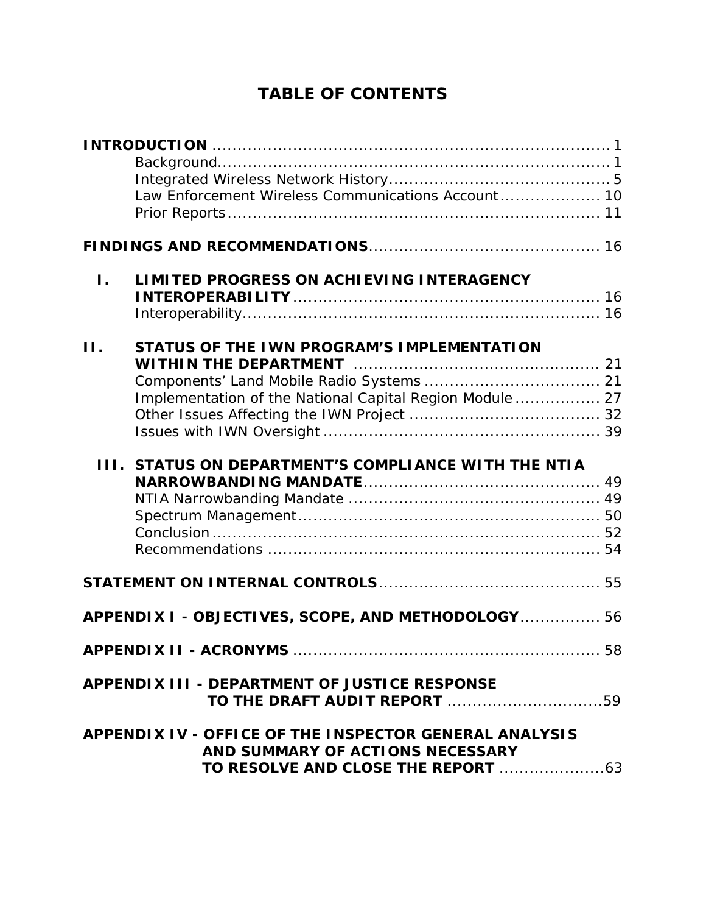# TABLE OF CONTENTS

**INTRODUCTION** ........................................................................ 1
- Background........................................................................ 1
- Integrated Wireless Network History........................................ 5
- Law Enforcement Wireless Communications Account.................. 10
- Prior Reports...................................................................... 11

**FINDINGS AND RECOMMENDATIONS**............................................ 16

**I. LIMITED PROGRESS ON ACHIEVING INTERAGENCY INTEROPERABILITY**........................................................ 16
- Interoperability.................................................................. 16

**II. STATUS OF THE IWN PROGRAM'S IMPLEMENTATION WITHIN THE DEPARTMENT** ............................................... 21
- Components' Land Mobile Radio Systems ................................. 21
- Implementation of the National Capital Region Module ................ 27
- Other Issues Affecting the IWN Project ..................................... 32
- Issues with IWN Oversight ...................................................... 39

**III. STATUS ON DEPARTMENT'S COMPLIANCE WITH THE NTIA NARROWBANDING MANDATE**.............................................. 49
- NTIA Narrowbanding Mandate ................................................. 49
- Spectrum Management........................................................... 50
- Conclusion.......................................................................... 52
- Recommendations ................................................................ 54

**STATEMENT ON INTERNAL CONTROLS**........................................... 55

**APPENDIX I - OBJECTIVES, SCOPE, AND METHODOLOGY**............... 56

**APPENDIX II - ACRONYMS** ............................................................ 58

**APPENDIX III - DEPARTMENT OF JUSTICE RESPONSE TO THE DRAFT AUDIT REPORT** ..............................59

**APPENDIX IV - OFFICE OF THE INSPECTOR GENERAL ANALYSIS AND SUMMARY OF ACTIONS NECESSARY TO RESOLVE AND CLOSE THE REPORT** .....................63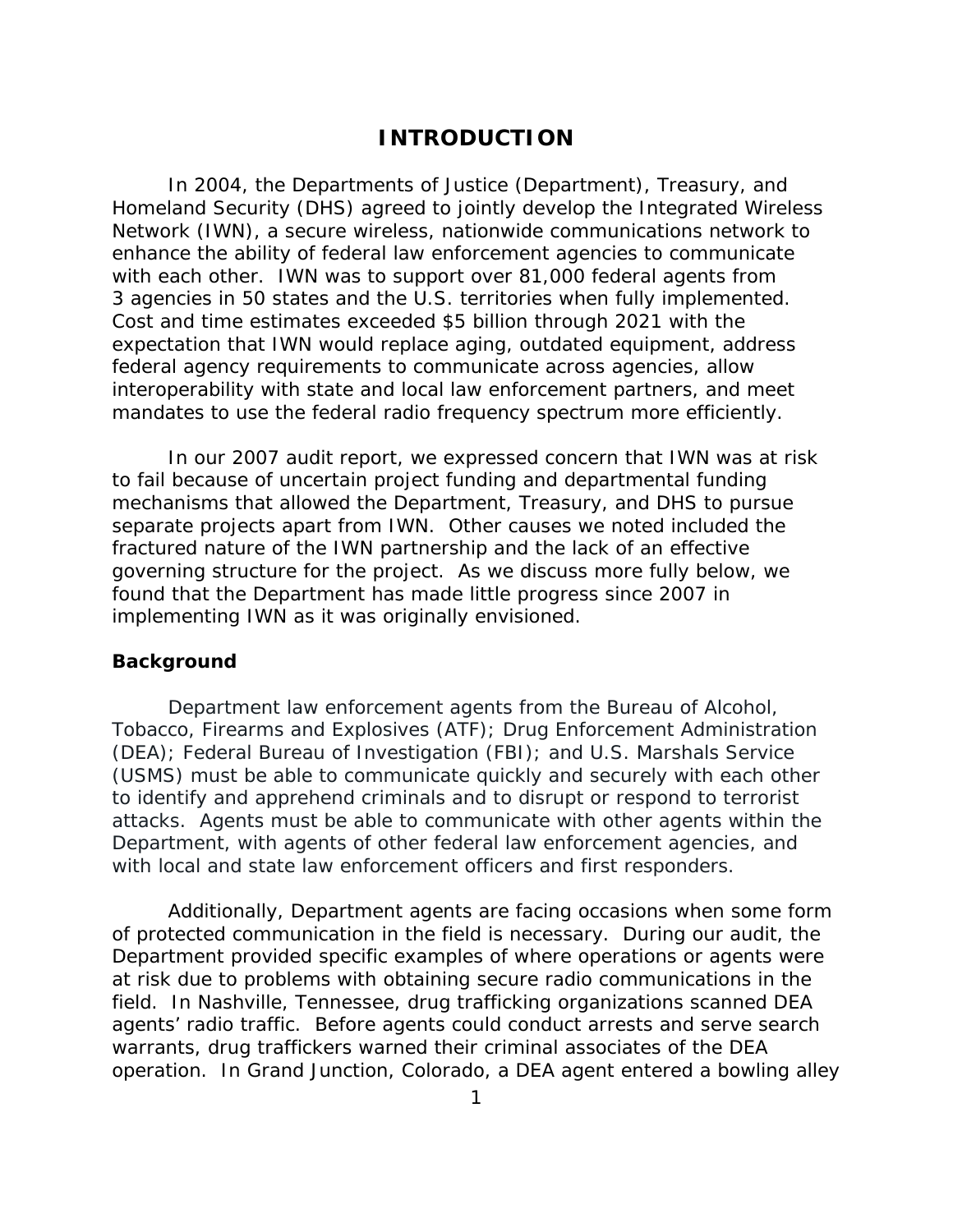# INTRODUCTION

In 2004, the Departments of Justice (Department), Treasury, and Homeland Security (DHS) agreed to jointly develop the Integrated Wireless Network (IWN), a secure wireless, nationwide communications network to enhance the ability of federal law enforcement agencies to communicate with each other. IWN was to support over 81,000 federal agents from 3 agencies in 50 states and the U.S. territories when fully implemented. Cost and time estimates exceeded $5 billion through 2021 with the expectation that IWN would replace aging, outdated equipment, address federal agency requirements to communicate across agencies, allow interoperability with state and local law enforcement partners, and meet mandates to use the federal radio frequency spectrum more efficiently.

In our 2007 audit report, we expressed concern that IWN was at risk to fail because of uncertain project funding and departmental funding mechanisms that allowed the Department, Treasury, and DHS to pursue separate projects apart from IWN. Other causes we noted included the fractured nature of the IWN partnership and the lack of an effective governing structure for the project. As we discuss more fully below, we found that the Department has made little progress since 2007 in implementing IWN as it was originally envisioned.

### Background

Department law enforcement agents from the Bureau of Alcohol, Tobacco, Firearms and Explosives (ATF); Drug Enforcement Administration (DEA); Federal Bureau of Investigation (FBI); and U.S. Marshals Service (USMS) must be able to communicate quickly and securely with each other to identify and apprehend criminals and to disrupt or respond to terrorist attacks. Agents must be able to communicate with other agents within the Department, with agents of other federal law enforcement agencies, and with local and state law enforcement officers and first responders.

Additionally, Department agents are facing occasions when some form of protected communication in the field is necessary. During our audit, the Department provided specific examples of where operations or agents were at risk due to problems with obtaining secure radio communications in the field. In Nashville, Tennessee, drug trafficking organizations scanned DEA agents' radio traffic. Before agents could conduct arrests and serve search warrants, drug traffickers warned their criminal associates of the DEA operation. In Grand Junction, Colorado, a DEA agent entered a bowling alley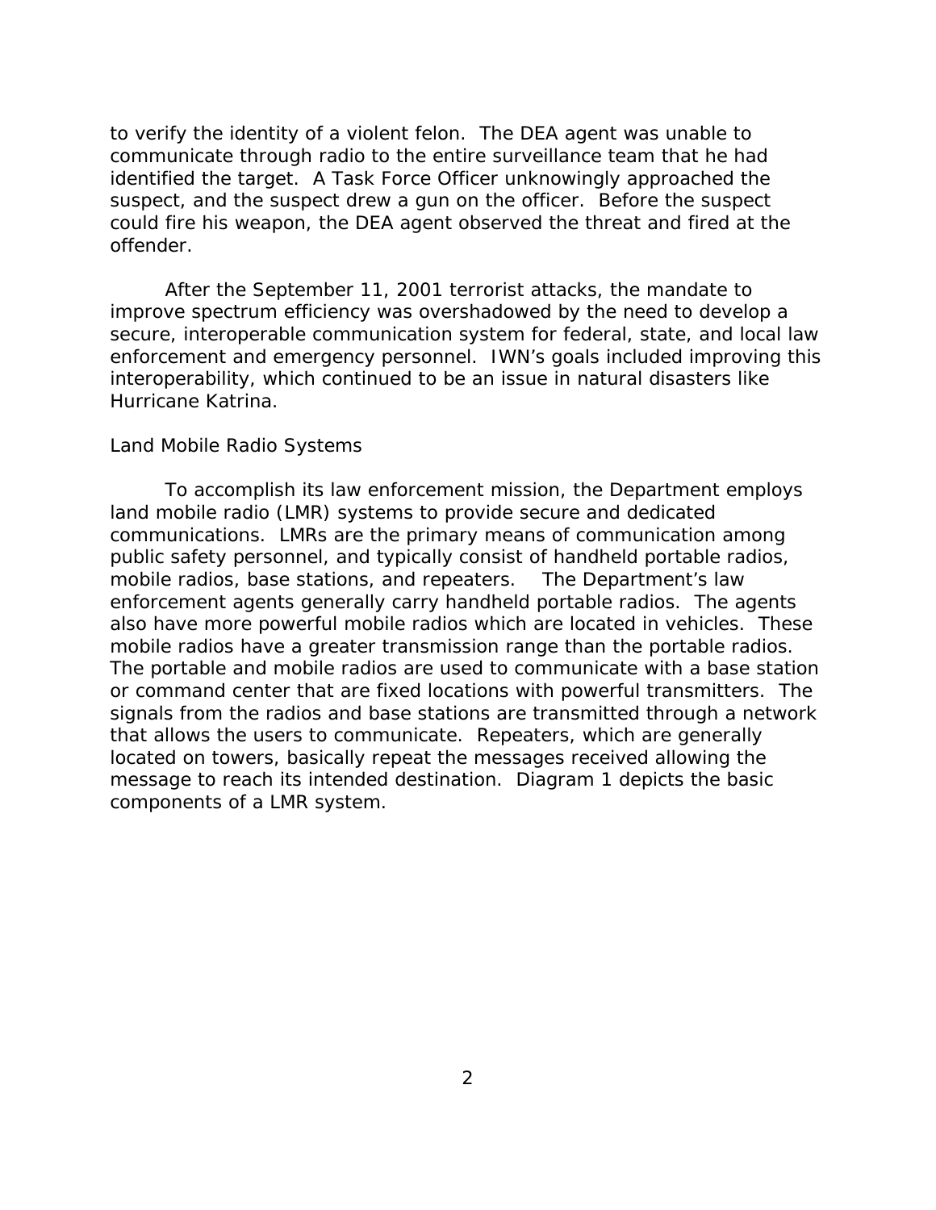to verify the identity of a violent felon. The DEA agent was unable to communicate through radio to the entire surveillance team that he had identified the target. A Task Force Officer unknowingly approached the suspect, and the suspect drew a gun on the officer. Before the suspect could fire his weapon, the DEA agent observed the threat and fired at the offender.

After the September 11, 2001 terrorist attacks, the mandate to improve spectrum efficiency was overshadowed by the need to develop a secure, interoperable communication system for federal, state, and local law enforcement and emergency personnel. IWN's goals included improving this interoperability, which continued to be an issue in natural disasters like Hurricane Katrina.

Land Mobile Radio Systems

To accomplish its law enforcement mission, the Department employs land mobile radio (LMR) systems to provide secure and dedicated communications. LMRs are the primary means of communication among public safety personnel, and typically consist of handheld portable radios, mobile radios, base stations, and repeaters. The Department's law enforcement agents generally carry handheld portable radios. The agents also have more powerful mobile radios which are located in vehicles. These mobile radios have a greater transmission range than the portable radios. The portable and mobile radios are used to communicate with a base station or command center that are fixed locations with powerful transmitters. The signals from the radios and base stations are transmitted through a network that allows the users to communicate. Repeaters, which are generally located on towers, basically repeat the messages received allowing the message to reach its intended destination. Diagram 1 depicts the basic components of a LMR system.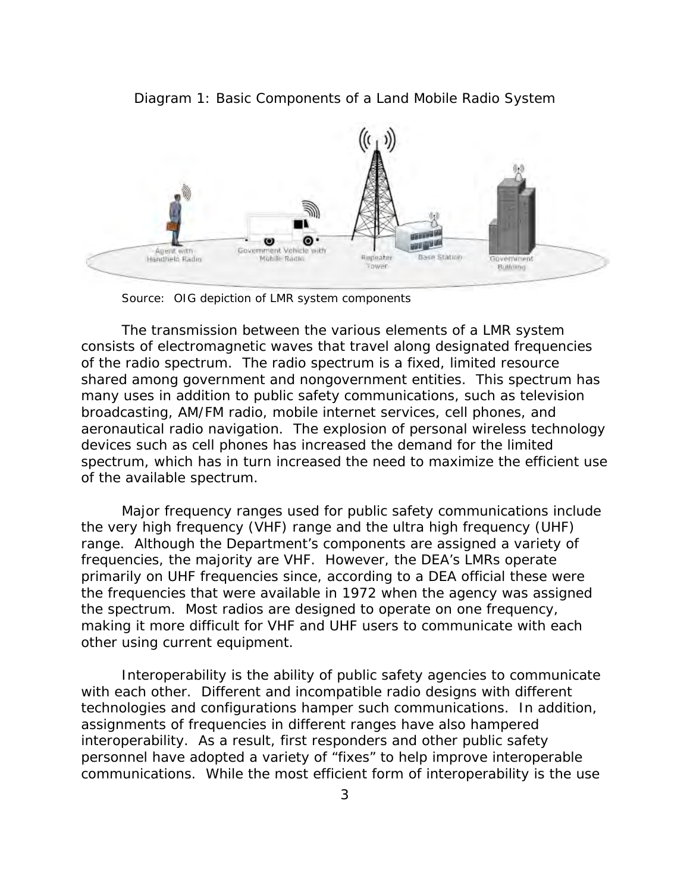Diagram 1: Basic Components of a Land Mobile Radio System

Source: OIG depiction of LMR system components

The transmission between the various elements of a LMR system consists of electromagnetic waves that travel along designated frequencies of the radio spectrum. The radio spectrum is a fixed, limited resource shared among government and nongovernment entities. This spectrum has many uses in addition to public safety communications, such as television broadcasting, AM/FM radio, mobile internet services, cell phones, and aeronautical radio navigation. The explosion of personal wireless technology devices such as cell phones has increased the demand for the limited spectrum, which has in turn increased the need to maximize the efficient use of the available spectrum.

Major frequency ranges used for public safety communications include the very high frequency (VHF) range and the ultra high frequency (UHF) range. Although the Department's components are assigned a variety of frequencies, the majority are VHF. However, the DEA's LMRs operate primarily on UHF frequencies since, according to a DEA official these were the frequencies that were available in 1972 when the agency was assigned the spectrum. Most radios are designed to operate on one frequency, making it more difficult for VHF and UHF users to communicate with each other using current equipment.

Interoperability is the ability of public safety agencies to communicate with each other. Different and incompatible radio designs with different technologies and configurations hamper such communications. In addition, assignments of frequencies in different ranges have also hampered interoperability. As a result, first responders and other public safety personnel have adopted a variety of "fixes" to help improve interoperable communications. While the most efficient form of interoperability is the use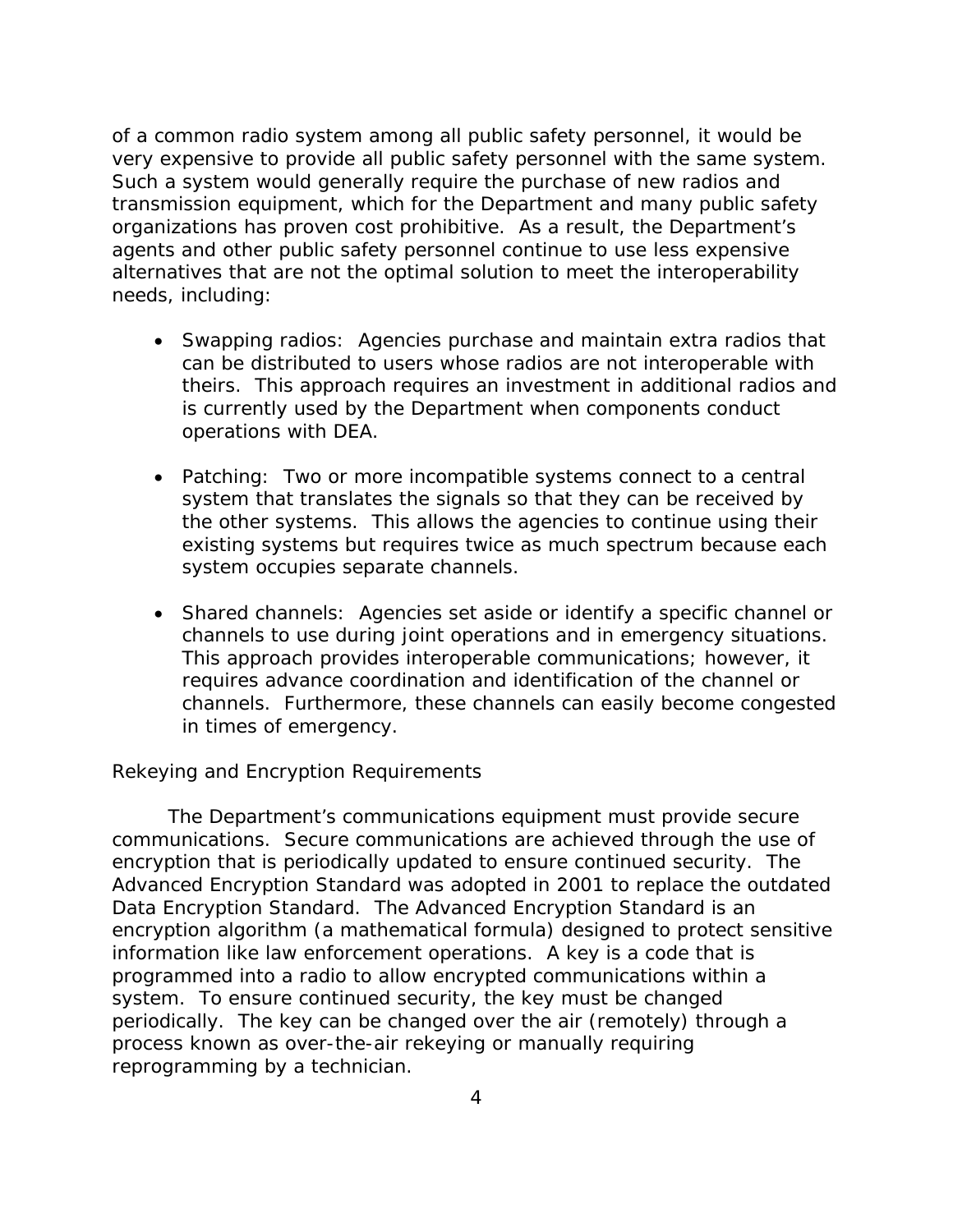of a common radio system among all public safety personnel, it would be very expensive to provide all public safety personnel with the same system. Such a system would generally require the purchase of new radios and transmission equipment, which for the Department and many public safety organizations has proven cost prohibitive. As a result, the Department's agents and other public safety personnel continue to use less expensive alternatives that are not the optimal solution to meet the interoperability needs, including:

- Swapping radios: Agencies purchase and maintain extra radios that can be distributed to users whose radios are not interoperable with theirs. This approach requires an investment in additional radios and is currently used by the Department when components conduct operations with DEA.

- Patching: Two or more incompatible systems connect to a central system that translates the signals so that they can be received by the other systems. This allows the agencies to continue using their existing systems but requires twice as much spectrum because each system occupies separate channels.

- Shared channels: Agencies set aside or identify a specific channel or channels to use during joint operations and in emergency situations. This approach provides interoperable communications; however, it requires advance coordination and identification of the channel or channels. Furthermore, these channels can easily become congested in times of emergency.

### Rekeying and Encryption Requirements

The Department's communications equipment must provide secure communications. Secure communications are achieved through the use of encryption that is periodically updated to ensure continued security. The Advanced Encryption Standard was adopted in 2001 to replace the outdated Data Encryption Standard. The Advanced Encryption Standard is an encryption algorithm (a mathematical formula) designed to protect sensitive information like law enforcement operations. A key is a code that is programmed into a radio to allow encrypted communications within a system. To ensure continued security, the key must be changed periodically. The key can be changed over the air (remotely) through a process known as over-the-air rekeying or manually requiring reprogramming by a technician.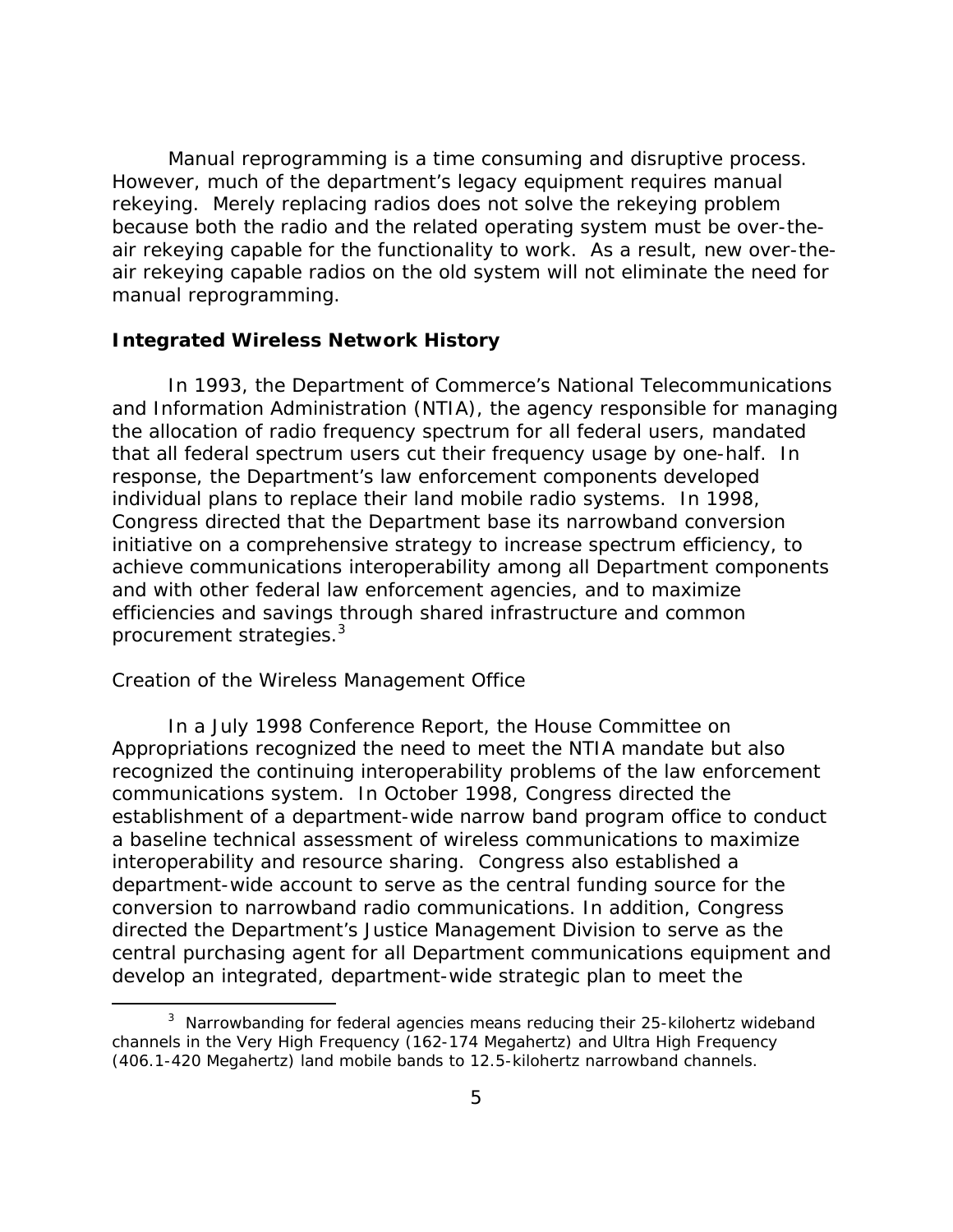Manual reprogramming is a time consuming and disruptive process. However, much of the department's legacy equipment requires manual rekeying. Merely replacing radios does not solve the rekeying problem because both the radio and the related operating system must be over-the-air rekeying capable for the functionality to work. As a result, new over-the-air rekeying capable radios on the old system will not eliminate the need for manual reprogramming.

### Integrated Wireless Network History

In 1993, the Department of Commerce's National Telecommunications and Information Administration (NTIA), the agency responsible for managing the allocation of radio frequency spectrum for all federal users, mandated that all federal spectrum users cut their frequency usage by one-half. In response, the Department's law enforcement components developed individual plans to replace their land mobile radio systems. In 1998, Congress directed that the Department base its narrowband conversion initiative on a comprehensive strategy to increase spectrum efficiency, to achieve communications interoperability among all Department components and with other federal law enforcement agencies, and to maximize efficiencies and savings through shared infrastructure and common procurement strategies.[3]

*Creation of the Wireless Management Office*

In a July 1998 Conference Report, the House Committee on Appropriations recognized the need to meet the NTIA mandate but also recognized the continuing interoperability problems of the law enforcement communications system. In October 1998, Congress directed the establishment of a department-wide narrow band program office to conduct a baseline technical assessment of wireless communications to maximize interoperability and resource sharing. Congress also established a department-wide account to serve as the central funding source for the conversion to narrowband radio communications. In addition, Congress directed the Department's Justice Management Division to serve as the central purchasing agent for all Department communications equipment and develop an integrated, department-wide strategic plan to meet the

---

[3] Narrowbanding for federal agencies means reducing their 25-kilohertz wideband channels in the Very High Frequency (162-174 Megahertz) and Ultra High Frequency (406.1-420 Megahertz) land mobile bands to 12.5-kilohertz narrowband channels.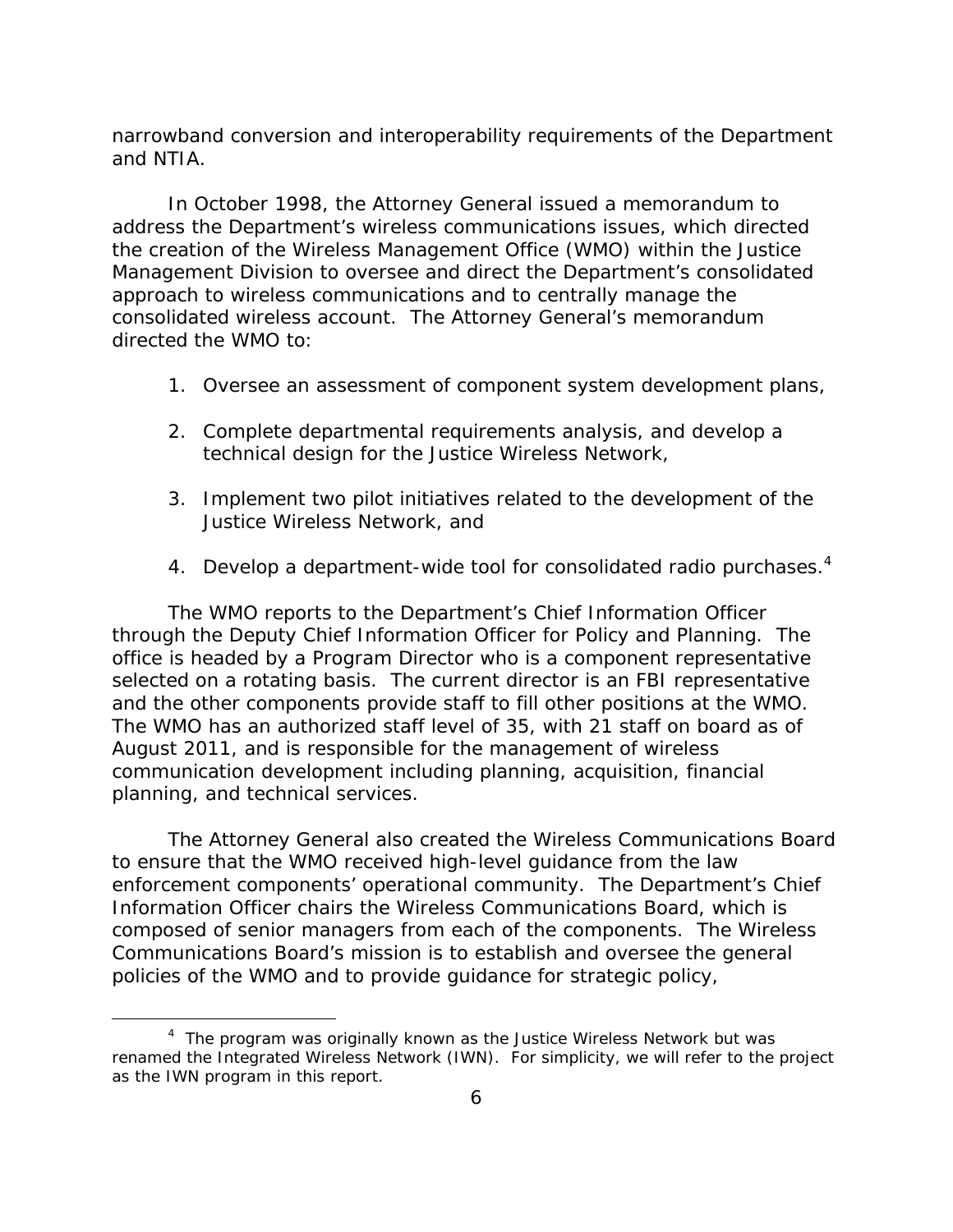narrowband conversion and interoperability requirements of the Department and NTIA.

In October 1998, the Attorney General issued a memorandum to address the Department's wireless communications issues, which directed the creation of the Wireless Management Office (WMO) within the Justice Management Division to oversee and direct the Department's consolidated approach to wireless communications and to centrally manage the consolidated wireless account. The Attorney General's memorandum directed the WMO to:

1. Oversee an assessment of component system development plans,
2. Complete departmental requirements analysis, and develop a technical design for the Justice Wireless Network,
3. Implement two pilot initiatives related to the development of the Justice Wireless Network, and
4. Develop a department-wide tool for consolidated radio purchases.[4]

The WMO reports to the Department's Chief Information Officer through the Deputy Chief Information Officer for Policy and Planning. The office is headed by a Program Director who is a component representative selected on a rotating basis. The current director is an FBI representative and the other components provide staff to fill other positions at the WMO. The WMO has an authorized staff level of 35, with 21 staff on board as of August 2011, and is responsible for the management of wireless communication development including planning, acquisition, financial planning, and technical services.

The Attorney General also created the Wireless Communications Board to ensure that the WMO received high-level guidance from the law enforcement components' operational community. The Department's Chief Information Officer chairs the Wireless Communications Board, which is composed of senior managers from each of the components. The Wireless Communications Board's mission is to establish and oversee the general policies of the WMO and to provide guidance for strategic policy,

---

[4] The program was originally known as the Justice Wireless Network but was renamed the Integrated Wireless Network (IWN). For simplicity, we will refer to the project as the IWN program in this report.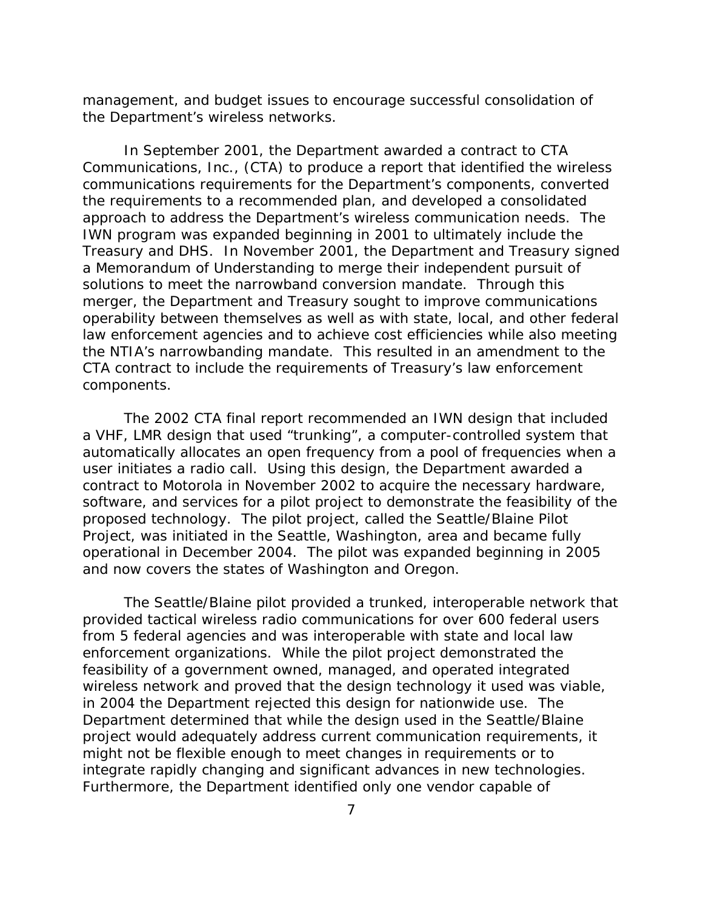management, and budget issues to encourage successful consolidation of the Department's wireless networks.

In September 2001, the Department awarded a contract to CTA Communications, Inc., (CTA) to produce a report that identified the wireless communications requirements for the Department's components, converted the requirements to a recommended plan, and developed a consolidated approach to address the Department's wireless communication needs. The IWN program was expanded beginning in 2001 to ultimately include the Treasury and DHS. In November 2001, the Department and Treasury signed a Memorandum of Understanding to merge their independent pursuit of solutions to meet the narrowband conversion mandate. Through this merger, the Department and Treasury sought to improve communications operability between themselves as well as with state, local, and other federal law enforcement agencies and to achieve cost efficiencies while also meeting the NTIA's narrowbanding mandate. This resulted in an amendment to the CTA contract to include the requirements of Treasury's law enforcement components.

The 2002 CTA final report recommended an IWN design that included a VHF, LMR design that used "trunking", a computer-controlled system that automatically allocates an open frequency from a pool of frequencies when a user initiates a radio call. Using this design, the Department awarded a contract to Motorola in November 2002 to acquire the necessary hardware, software, and services for a pilot project to demonstrate the feasibility of the proposed technology. The pilot project, called the Seattle/Blaine Pilot Project, was initiated in the Seattle, Washington, area and became fully operational in December 2004. The pilot was expanded beginning in 2005 and now covers the states of Washington and Oregon.

The Seattle/Blaine pilot provided a trunked, interoperable network that provided tactical wireless radio communications for over 600 federal users from 5 federal agencies and was interoperable with state and local law enforcement organizations. While the pilot project demonstrated the feasibility of a government owned, managed, and operated integrated wireless network and proved that the design technology it used was viable, in 2004 the Department rejected this design for nationwide use. The Department determined that while the design used in the Seattle/Blaine project would adequately address current communication requirements, it might not be flexible enough to meet changes in requirements or to integrate rapidly changing and significant advances in new technologies. Furthermore, the Department identified only one vendor capable of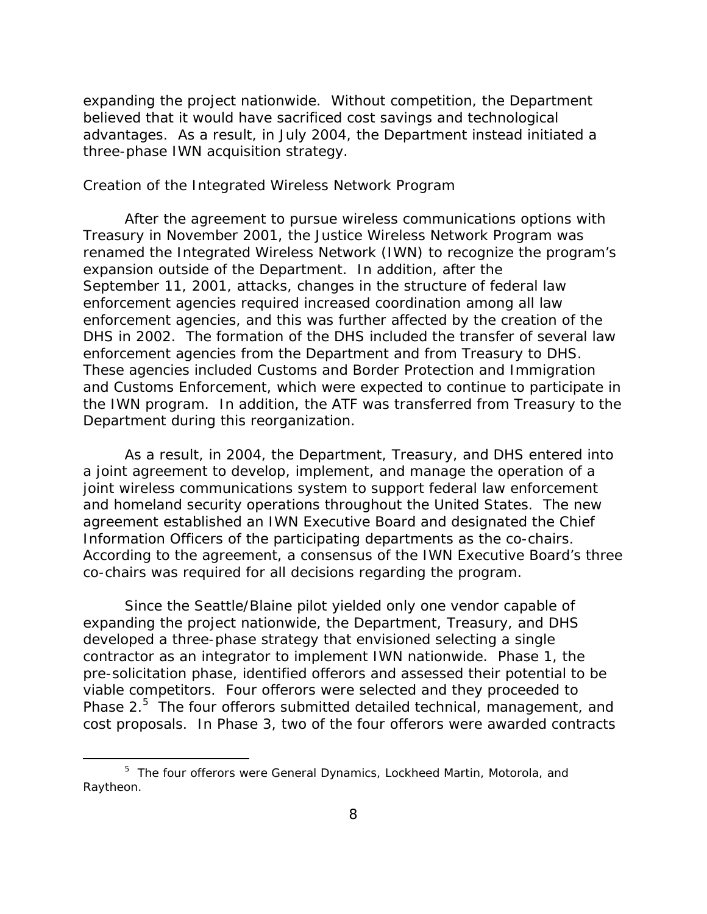expanding the project nationwide. Without competition, the Department believed that it would have sacrificed cost savings and technological advantages. As a result, in July 2004, the Department instead initiated a three-phase IWN acquisition strategy.

Creation of the Integrated Wireless Network Program

After the agreement to pursue wireless communications options with Treasury in November 2001, the Justice Wireless Network Program was renamed the Integrated Wireless Network (IWN) to recognize the program's expansion outside of the Department. In addition, after the September 11, 2001, attacks, changes in the structure of federal law enforcement agencies required increased coordination among all law enforcement agencies, and this was further affected by the creation of the DHS in 2002. The formation of the DHS included the transfer of several law enforcement agencies from the Department and from Treasury to DHS. These agencies included Customs and Border Protection and Immigration and Customs Enforcement, which were expected to continue to participate in the IWN program. In addition, the ATF was transferred from Treasury to the Department during this reorganization.

As a result, in 2004, the Department, Treasury, and DHS entered into a joint agreement to develop, implement, and manage the operation of a joint wireless communications system to support federal law enforcement and homeland security operations throughout the United States. The new agreement established an IWN Executive Board and designated the Chief Information Officers of the participating departments as the co-chairs. According to the agreement, a consensus of the IWN Executive Board's three co-chairs was required for all decisions regarding the program.

Since the Seattle/Blaine pilot yielded only one vendor capable of expanding the project nationwide, the Department, Treasury, and DHS developed a three-phase strategy that envisioned selecting a single contractor as an integrator to implement IWN nationwide. Phase 1, the pre-solicitation phase, identified offerors and assessed their potential to be viable competitors. Four offerors were selected and they proceeded to Phase 2.[5] The four offerors submitted detailed technical, management, and cost proposals. In Phase 3, two of the four offerors were awarded contracts

[5] The four offerors were General Dynamics, Lockheed Martin, Motorola, and Raytheon.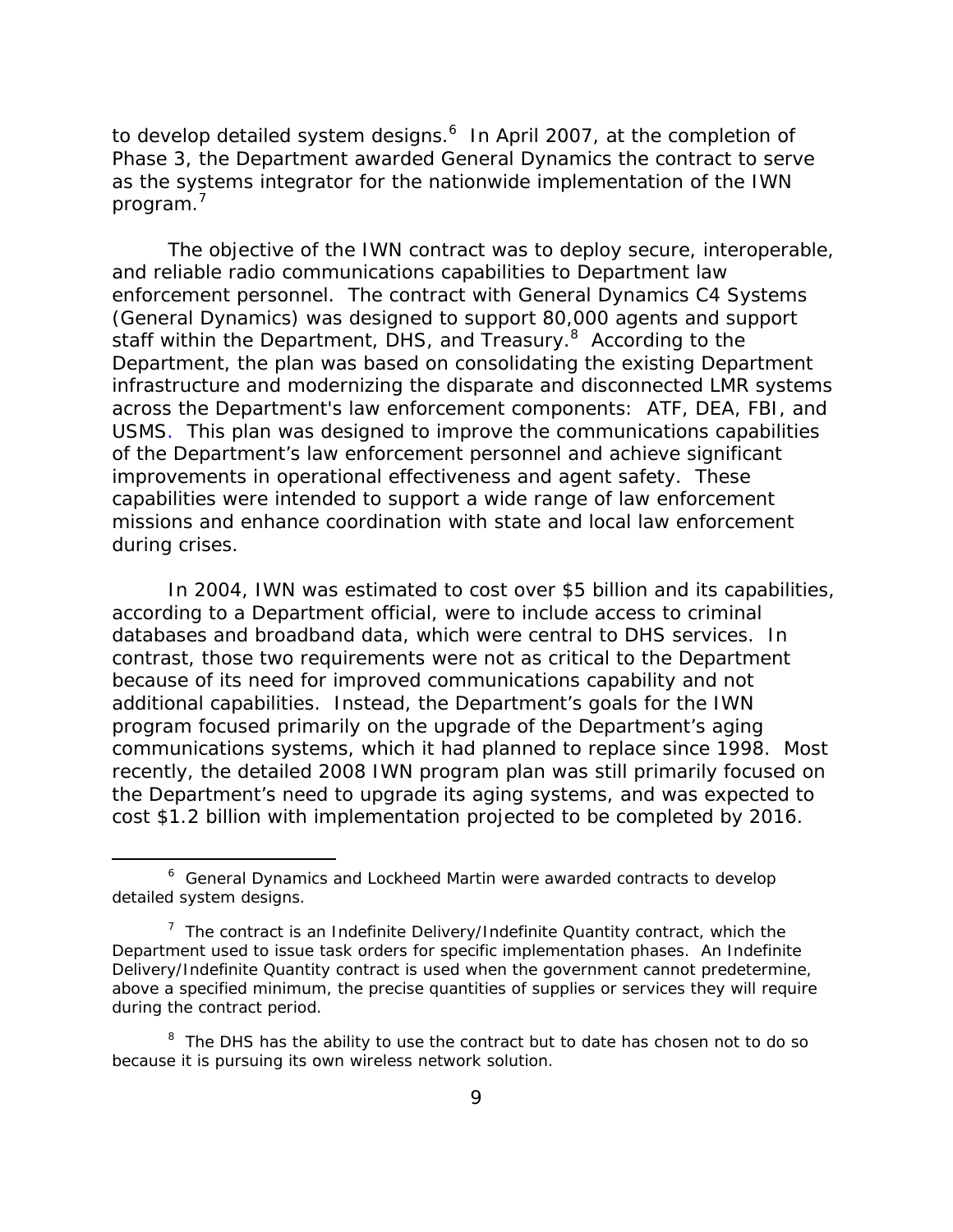to develop detailed system designs.[6] In April 2007, at the completion of Phase 3, the Department awarded General Dynamics the contract to serve as the systems integrator for the nationwide implementation of the IWN program.[7]

The objective of the IWN contract was to deploy secure, interoperable, and reliable radio communications capabilities to Department law enforcement personnel. The contract with General Dynamics C4 Systems (General Dynamics) was designed to support 80,000 agents and support staff within the Department, DHS, and Treasury.[8] According to the Department, the plan was based on consolidating the existing Department infrastructure and modernizing the disparate and disconnected LMR systems across the Department's law enforcement components: ATF, DEA, FBI, and USMS. This plan was designed to improve the communications capabilities of the Department's law enforcement personnel and achieve significant improvements in operational effectiveness and agent safety. These capabilities were intended to support a wide range of law enforcement missions and enhance coordination with state and local law enforcement during crises.

In 2004, IWN was estimated to cost over $5 billion and its capabilities, according to a Department official, were to include access to criminal databases and broadband data, which were central to DHS services. In contrast, those two requirements were not as critical to the Department because of its need for improved communications capability and not additional capabilities. Instead, the Department's goals for the IWN program focused primarily on the upgrade of the Department's aging communications systems, which it had planned to replace since 1998. Most recently, the detailed 2008 IWN program plan was still primarily focused on the Department's need to upgrade its aging systems, and was expected to cost $1.2 billion with implementation projected to be completed by 2016.

---

[6] General Dynamics and Lockheed Martin were awarded contracts to develop detailed system designs.

[7] The contract is an Indefinite Delivery/Indefinite Quantity contract, which the Department used to issue task orders for specific implementation phases. An Indefinite Delivery/Indefinite Quantity contract is used when the government cannot predetermine, above a specified minimum, the precise quantities of supplies or services they will require during the contract period.

[8] The DHS has the ability to use the contract but to date has chosen not to do so because it is pursuing its own wireless network solution.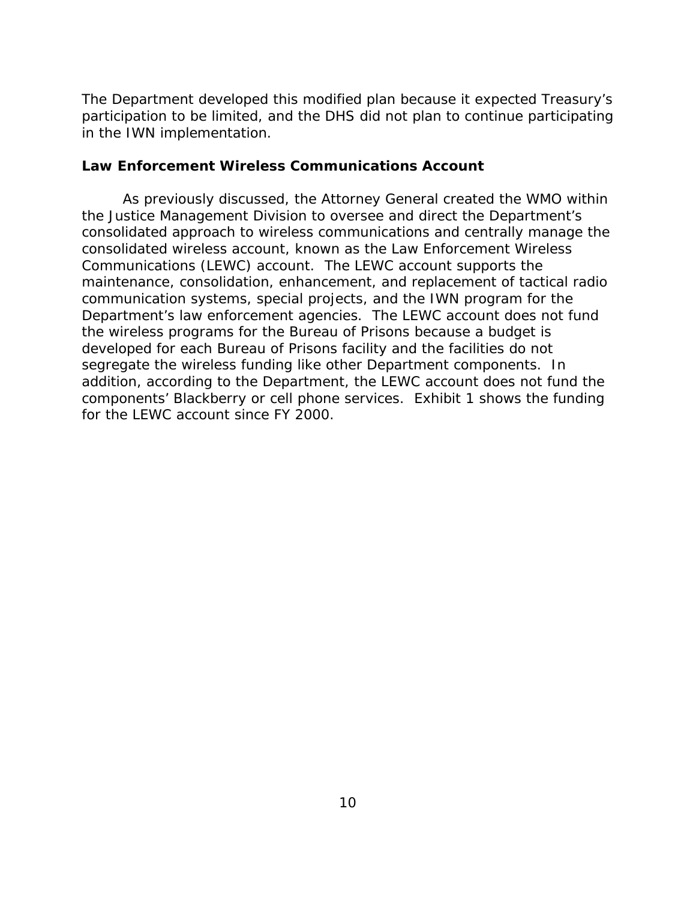The Department developed this modified plan because it expected Treasury's participation to be limited, and the DHS did not plan to continue participating in the IWN implementation.

### Law Enforcement Wireless Communications Account

As previously discussed, the Attorney General created the WMO within the Justice Management Division to oversee and direct the Department's consolidated approach to wireless communications and centrally manage the consolidated wireless account, known as the Law Enforcement Wireless Communications (LEWC) account. The LEWC account supports the maintenance, consolidation, enhancement, and replacement of tactical radio communication systems, special projects, and the IWN program for the Department's law enforcement agencies. The LEWC account does not fund the wireless programs for the Bureau of Prisons because a budget is developed for each Bureau of Prisons facility and the facilities do not segregate the wireless funding like other Department components. In addition, according to the Department, the LEWC account does not fund the components' Blackberry or cell phone services. Exhibit 1 shows the funding for the LEWC account since FY 2000.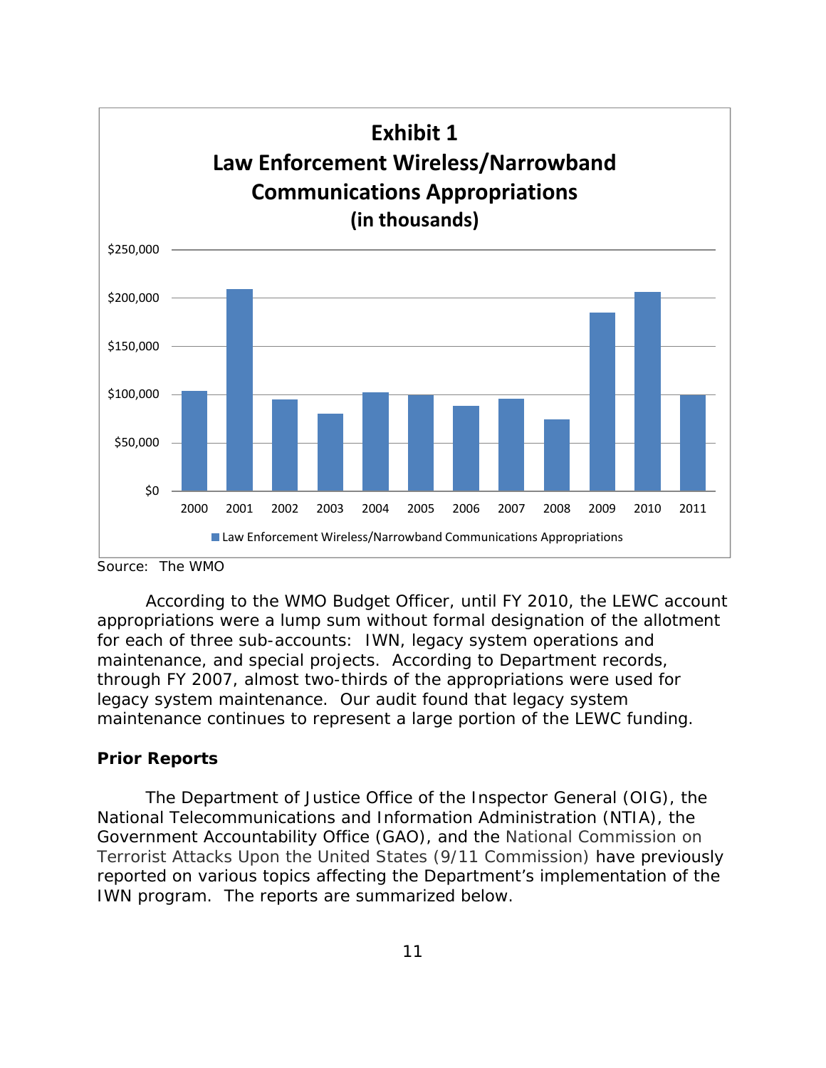**Exhibit 1**
**Law Enforcement Wireless/Narrowband Communications Appropriations**
**(in thousands)**

Source: The WMO

According to the WMO Budget Officer, until FY 2010, the LEWC account appropriations were a lump sum without formal designation of the allotment for each of three sub-accounts: IWN, legacy system operations and maintenance, and special projects. According to Department records, through FY 2007, almost two-thirds of the appropriations were used for legacy system maintenance. Our audit found that legacy system maintenance continues to represent a large portion of the LEWC funding.

## Prior Reports

The Department of Justice Office of the Inspector General (OIG), the National Telecommunications and Information Administration (NTIA), the Government Accountability Office (GAO), and the National Commission on Terrorist Attacks Upon the United States (9/11 Commission) have previously reported on various topics affecting the Department's implementation of the IWN program. The reports are summarized below.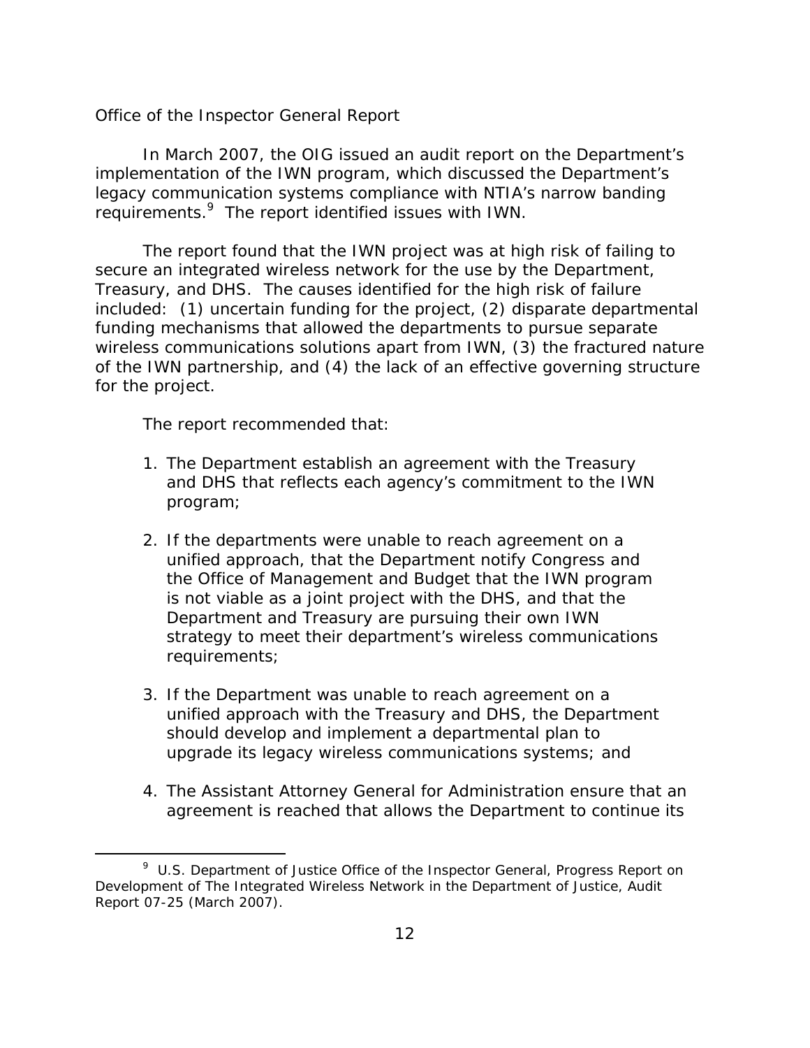*Office of the Inspector General Report*

In March 2007, the OIG issued an audit report on the Department's implementation of the IWN program, which discussed the Department's legacy communication systems compliance with NTIA's narrow banding requirements.[9] The report identified issues with IWN.

The report found that the IWN project was at high risk of failing to secure an integrated wireless network for the use by the Department, Treasury, and DHS. The causes identified for the high risk of failure included: (1) uncertain funding for the project, (2) disparate departmental funding mechanisms that allowed the departments to pursue separate wireless communications solutions apart from IWN, (3) the fractured nature of the IWN partnership, and (4) the lack of an effective governing structure for the project.

The report recommended that:

1. The Department establish an agreement with the Treasury and DHS that reflects each agency's commitment to the IWN program;

2. If the departments were unable to reach agreement on a unified approach, that the Department notify Congress and the Office of Management and Budget that the IWN program is not viable as a joint project with the DHS, and that the Department and Treasury are pursuing their own IWN strategy to meet their department's wireless communications requirements;

3. If the Department was unable to reach agreement on a unified approach with the Treasury and DHS, the Department should develop and implement a departmental plan to upgrade its legacy wireless communications systems; and

4. The Assistant Attorney General for Administration ensure that an agreement is reached that allows the Department to continue its

---

[9] U.S. Department of Justice Office of the Inspector General, *Progress Report on Development of The Integrated Wireless Network in the Department of Justice*, Audit Report 07-25 (March 2007).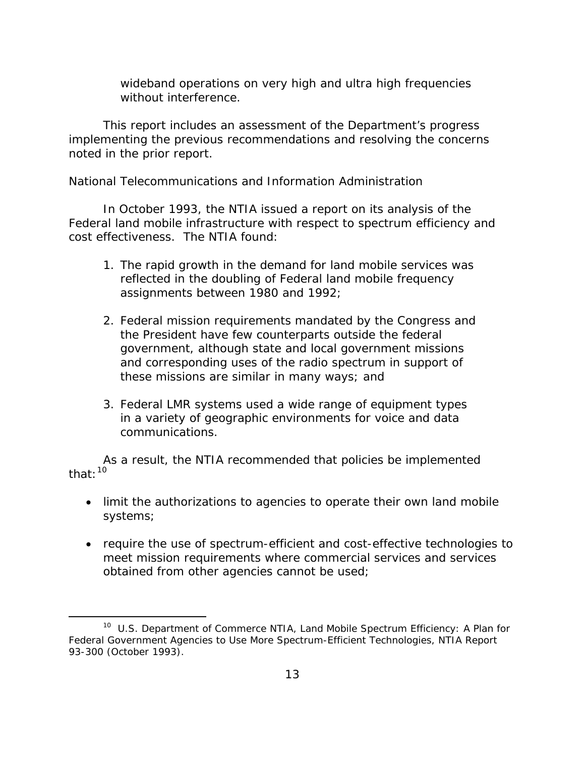wideband operations on very high and ultra high frequencies without interference.

This report includes an assessment of the Department's progress implementing the previous recommendations and resolving the concerns noted in the prior report.

National Telecommunications and Information Administration

In October 1993, the NTIA issued a report on its analysis of the Federal land mobile infrastructure with respect to spectrum efficiency and cost effectiveness. The NTIA found:

1. The rapid growth in the demand for land mobile services was reflected in the doubling of Federal land mobile frequency assignments between 1980 and 1992;

2. Federal mission requirements mandated by the Congress and the President have few counterparts outside the federal government, although state and local government missions and corresponding uses of the radio spectrum in support of these missions are similar in many ways; and

3. Federal LMR systems used a wide range of equipment types in a variety of geographic environments for voice and data communications.

As a result, the NTIA recommended that policies be implemented that:[10]

- limit the authorizations to agencies to operate their own land mobile systems;

- require the use of spectrum-efficient and cost-effective technologies to meet mission requirements where commercial services and services obtained from other agencies cannot be used;

---

[10] U.S. Department of Commerce NTIA, Land Mobile Spectrum Efficiency: A Plan for Federal Government Agencies to Use More Spectrum-Efficient Technologies, NTIA Report 93-300 (October 1993).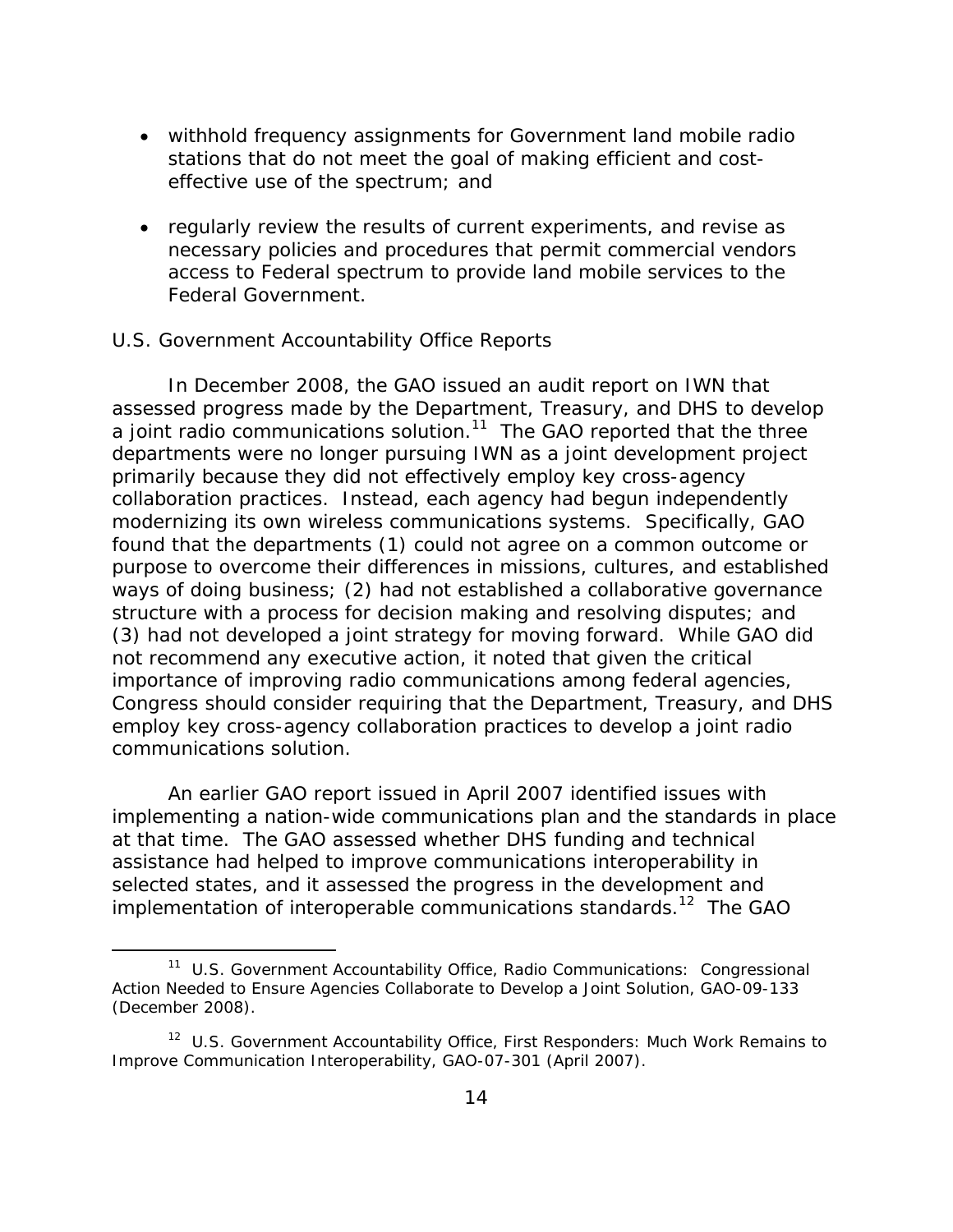- withhold frequency assignments for Government land mobile radio stations that do not meet the goal of making efficient and cost-effective use of the spectrum; and

- regularly review the results of current experiments, and revise as necessary policies and procedures that permit commercial vendors access to Federal spectrum to provide land mobile services to the Federal Government.

U.S. Government Accountability Office Reports

In December 2008, the GAO issued an audit report on IWN that assessed progress made by the Department, Treasury, and DHS to develop a joint radio communications solution.[11] The GAO reported that the three departments were no longer pursuing IWN as a joint development project primarily because they did not effectively employ key cross-agency collaboration practices. Instead, each agency had begun independently modernizing its own wireless communications systems. Specifically, GAO found that the departments (1) could not agree on a common outcome or purpose to overcome their differences in missions, cultures, and established ways of doing business; (2) had not established a collaborative governance structure with a process for decision making and resolving disputes; and (3) had not developed a joint strategy for moving forward. While GAO did not recommend any executive action, it noted that given the critical importance of improving radio communications among federal agencies, Congress should consider requiring that the Department, Treasury, and DHS employ key cross-agency collaboration practices to develop a joint radio communications solution.

An earlier GAO report issued in April 2007 identified issues with implementing a nation-wide communications plan and the standards in place at that time. The GAO assessed whether DHS funding and technical assistance had helped to improve communications interoperability in selected states, and it assessed the progress in the development and implementation of interoperable communications standards.[12] The GAO

[11] U.S. Government Accountability Office, Radio Communications: Congressional Action Needed to Ensure Agencies Collaborate to Develop a Joint Solution, GAO-09-133 (December 2008).

[12] U.S. Government Accountability Office, First Responders: Much Work Remains to Improve Communication Interoperability, GAO-07-301 (April 2007).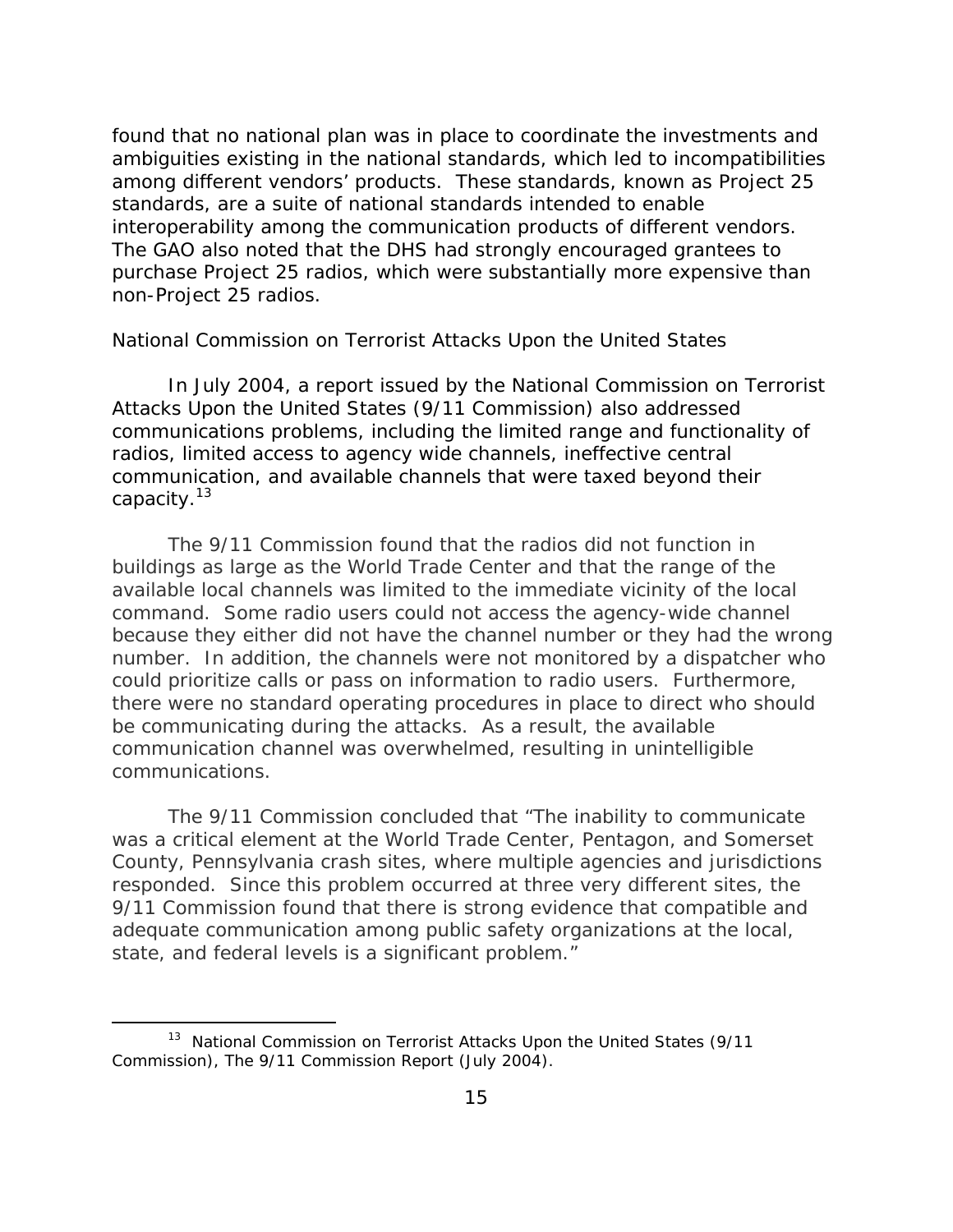found that no national plan was in place to coordinate the investments and ambiguities existing in the national standards, which led to incompatibilities among different vendors' products. These standards, known as Project 25 standards, are a suite of national standards intended to enable interoperability among the communication products of different vendors. The GAO also noted that the DHS had strongly encouraged grantees to purchase Project 25 radios, which were substantially more expensive than non-Project 25 radios.

National Commission on Terrorist Attacks Upon the United States

In July 2004, a report issued by the National Commission on Terrorist Attacks Upon the United States (9/11 Commission) also addressed communications problems, including the limited range and functionality of radios, limited access to agency wide channels, ineffective central communication, and available channels that were taxed beyond their capacity.[13]

The 9/11 Commission found that the radios did not function in buildings as large as the World Trade Center and that the range of the available local channels was limited to the immediate vicinity of the local command. Some radio users could not access the agency-wide channel because they either did not have the channel number or they had the wrong number. In addition, the channels were not monitored by a dispatcher who could prioritize calls or pass on information to radio users. Furthermore, there were no standard operating procedures in place to direct who should be communicating during the attacks. As a result, the available communication channel was overwhelmed, resulting in unintelligible communications.

The 9/11 Commission concluded that "The inability to communicate was a critical element at the World Trade Center, Pentagon, and Somerset County, Pennsylvania crash sites, where multiple agencies and jurisdictions responded. Since this problem occurred at three very different sites, the 9/11 Commission found that there is strong evidence that compatible and adequate communication among public safety organizations at the local, state, and federal levels is a significant problem."

---

[13] National Commission on Terrorist Attacks Upon the United States (9/11 Commission), The 9/11 Commission Report (July 2004).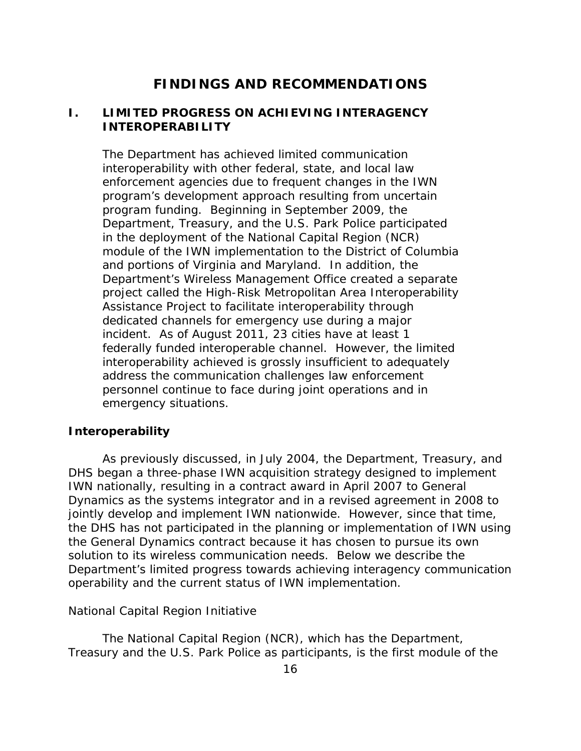# FINDINGS AND RECOMMENDATIONS

## I. LIMITED PROGRESS ON ACHIEVING INTERAGENCY INTEROPERABILITY

The Department has achieved limited communication interoperability with other federal, state, and local law enforcement agencies due to frequent changes in the IWN program's development approach resulting from uncertain program funding. Beginning in September 2009, the Department, Treasury, and the U.S. Park Police participated in the deployment of the National Capital Region (NCR) module of the IWN implementation to the District of Columbia and portions of Virginia and Maryland. In addition, the Department's Wireless Management Office created a separate project called the High-Risk Metropolitan Area Interoperability Assistance Project to facilitate interoperability through dedicated channels for emergency use during a major incident. As of August 2011, 23 cities have at least 1 federally funded interoperable channel. However, the limited interoperability achieved is grossly insufficient to adequately address the communication challenges law enforcement personnel continue to face during joint operations and in emergency situations.

### Interoperability

As previously discussed, in July 2004, the Department, Treasury, and DHS began a three-phase IWN acquisition strategy designed to implement IWN nationally, resulting in a contract award in April 2007 to General Dynamics as the systems integrator and in a revised agreement in 2008 to jointly develop and implement IWN nationwide. However, since that time, the DHS has not participated in the planning or implementation of IWN using the General Dynamics contract because it has chosen to pursue its own solution to its wireless communication needs. Below we describe the Department's limited progress towards achieving interagency communication operability and the current status of IWN implementation.

*National Capital Region Initiative*

The National Capital Region (NCR), which has the Department, Treasury and the U.S. Park Police as participants, is the first module of the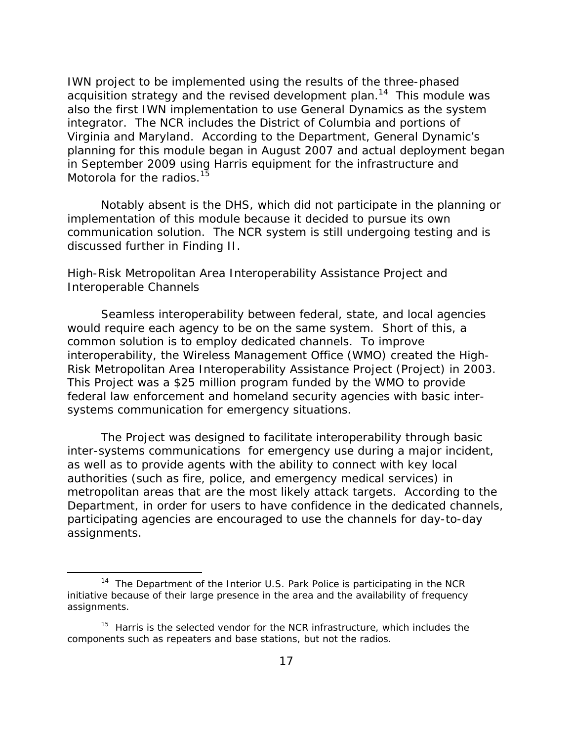IWN project to be implemented using the results of the three-phased acquisition strategy and the revised development plan.[14] This module was also the first IWN implementation to use General Dynamics as the system integrator. The NCR includes the District of Columbia and portions of Virginia and Maryland. According to the Department, General Dynamic's planning for this module began in August 2007 and actual deployment began in September 2009 using Harris equipment for the infrastructure and Motorola for the radios.[15]

Notably absent is the DHS, which did not participate in the planning or implementation of this module because it decided to pursue its own communication solution. The NCR system is still undergoing testing and is discussed further in Finding II.

High-Risk Metropolitan Area Interoperability Assistance Project and Interoperable Channels

Seamless interoperability between federal, state, and local agencies would require each agency to be on the same system. Short of this, a common solution is to employ dedicated channels. To improve interoperability, the Wireless Management Office (WMO) created the High-Risk Metropolitan Area Interoperability Assistance Project (Project) in 2003. This Project was a $25 million program funded by the WMO to provide federal law enforcement and homeland security agencies with basic inter-systems communication for emergency situations.

The Project was designed to facilitate interoperability through basic inter-systems communications for emergency use during a major incident, as well as to provide agents with the ability to connect with key local authorities (such as fire, police, and emergency medical services) in metropolitan areas that are the most likely attack targets. According to the Department, in order for users to have confidence in the dedicated channels, participating agencies are encouraged to use the channels for day-to-day assignments.

---

[14] The Department of the Interior U.S. Park Police is participating in the NCR initiative because of their large presence in the area and the availability of frequency assignments.

[15] Harris is the selected vendor for the NCR infrastructure, which includes the components such as repeaters and base stations, but not the radios.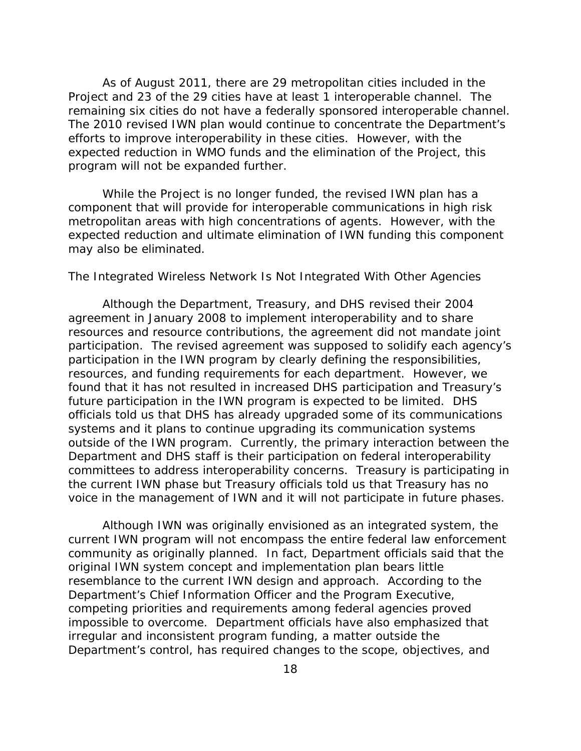As of August 2011, there are 29 metropolitan cities included in the Project and 23 of the 29 cities have at least 1 interoperable channel. The remaining six cities do not have a federally sponsored interoperable channel. The 2010 revised IWN plan would continue to concentrate the Department's efforts to improve interoperability in these cities. However, with the expected reduction in WMO funds and the elimination of the Project, this program will not be expanded further.

While the Project is no longer funded, the revised IWN plan has a component that will provide for interoperable communications in high risk metropolitan areas with high concentrations of agents. However, with the expected reduction and ultimate elimination of IWN funding this component may also be eliminated.

### The Integrated Wireless Network Is Not Integrated With Other Agencies

Although the Department, Treasury, and DHS revised their 2004 agreement in January 2008 to implement interoperability and to share resources and resource contributions, the agreement did not mandate joint participation. The revised agreement was supposed to solidify each agency's participation in the IWN program by clearly defining the responsibilities, resources, and funding requirements for each department. However, we found that it has not resulted in increased DHS participation and Treasury's future participation in the IWN program is expected to be limited. DHS officials told us that DHS has already upgraded some of its communications systems and it plans to continue upgrading its communication systems outside of the IWN program. Currently, the primary interaction between the Department and DHS staff is their participation on federal interoperability committees to address interoperability concerns. Treasury is participating in the current IWN phase but Treasury officials told us that Treasury has no voice in the management of IWN and it will not participate in future phases.

Although IWN was originally envisioned as an integrated system, the current IWN program will not encompass the entire federal law enforcement community as originally planned. In fact, Department officials said that the original IWN system concept and implementation plan bears little resemblance to the current IWN design and approach. According to the Department's Chief Information Officer and the Program Executive, competing priorities and requirements among federal agencies proved impossible to overcome. Department officials have also emphasized that irregular and inconsistent program funding, a matter outside the Department's control, has required changes to the scope, objectives, and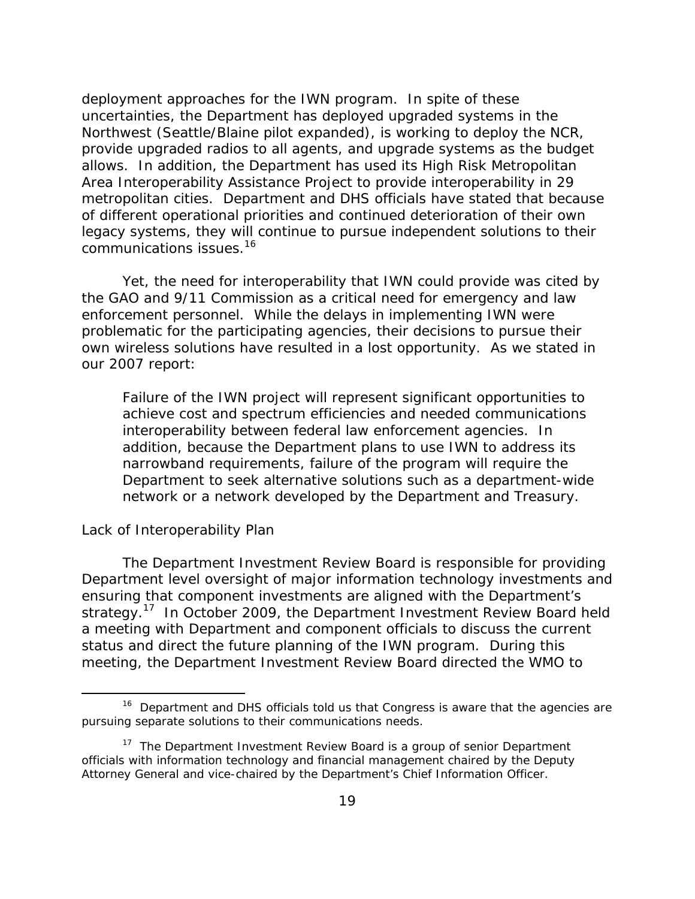deployment approaches for the IWN program. In spite of these uncertainties, the Department has deployed upgraded systems in the Northwest (Seattle/Blaine pilot expanded), is working to deploy the NCR, provide upgraded radios to all agents, and upgrade systems as the budget allows. In addition, the Department has used its High Risk Metropolitan Area Interoperability Assistance Project to provide interoperability in 29 metropolitan cities. Department and DHS officials have stated that because of different operational priorities and continued deterioration of their own legacy systems, they will continue to pursue independent solutions to their communications issues.[16]

Yet, the need for interoperability that IWN could provide was cited by the GAO and 9/11 Commission as a critical need for emergency and law enforcement personnel. While the delays in implementing IWN were problematic for the participating agencies, their decisions to pursue their own wireless solutions have resulted in a lost opportunity. As we stated in our 2007 report:

> Failure of the IWN project will represent significant opportunities to achieve cost and spectrum efficiencies and needed communications interoperability between federal law enforcement agencies. In addition, because the Department plans to use IWN to address its narrowband requirements, failure of the program will require the Department to seek alternative solutions such as a department-wide network or a network developed by the Department and Treasury.

Lack of Interoperability Plan

The Department Investment Review Board is responsible for providing Department level oversight of major information technology investments and ensuring that component investments are aligned with the Department's strategy.[17] In October 2009, the Department Investment Review Board held a meeting with Department and component officials to discuss the current status and direct the future planning of the IWN program. During this meeting, the Department Investment Review Board directed the WMO to

---

[16] Department and DHS officials told us that Congress is aware that the agencies are pursuing separate solutions to their communications needs.

[17] The Department Investment Review Board is a group of senior Department officials with information technology and financial management chaired by the Deputy Attorney General and vice-chaired by the Department's Chief Information Officer.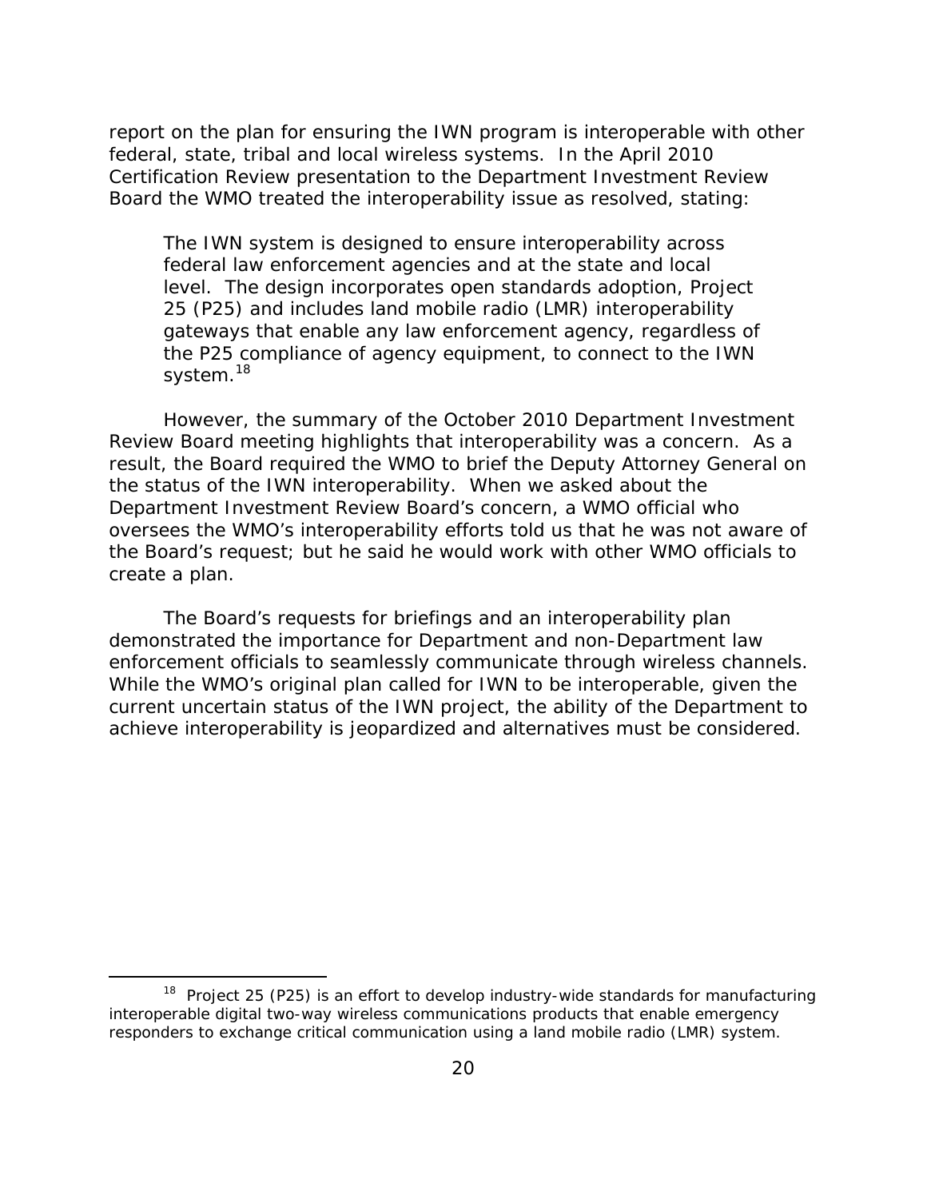report on the plan for ensuring the IWN program is interoperable with other federal, state, tribal and local wireless systems. In the April 2010 Certification Review presentation to the Department Investment Review Board the WMO treated the interoperability issue as resolved, stating:

> The IWN system is designed to ensure interoperability across federal law enforcement agencies and at the state and local level. The design incorporates open standards adoption, Project 25 (P25) and includes land mobile radio (LMR) interoperability gateways that enable any law enforcement agency, regardless of the P25 compliance of agency equipment, to connect to the IWN system.[18]

However, the summary of the October 2010 Department Investment Review Board meeting highlights that interoperability was a concern. As a result, the Board required the WMO to brief the Deputy Attorney General on the status of the IWN interoperability. When we asked about the Department Investment Review Board's concern, a WMO official who oversees the WMO's interoperability efforts told us that he was not aware of the Board's request; but he said he would work with other WMO officials to create a plan.

The Board's requests for briefings and an interoperability plan demonstrated the importance for Department and non-Department law enforcement officials to seamlessly communicate through wireless channels. While the WMO's original plan called for IWN to be interoperable, given the current uncertain status of the IWN project, the ability of the Department to achieve interoperability is jeopardized and alternatives must be considered.

[18] Project 25 (P25) is an effort to develop industry-wide standards for manufacturing interoperable digital two-way wireless communications products that enable emergency responders to exchange critical communication using a land mobile radio (LMR) system.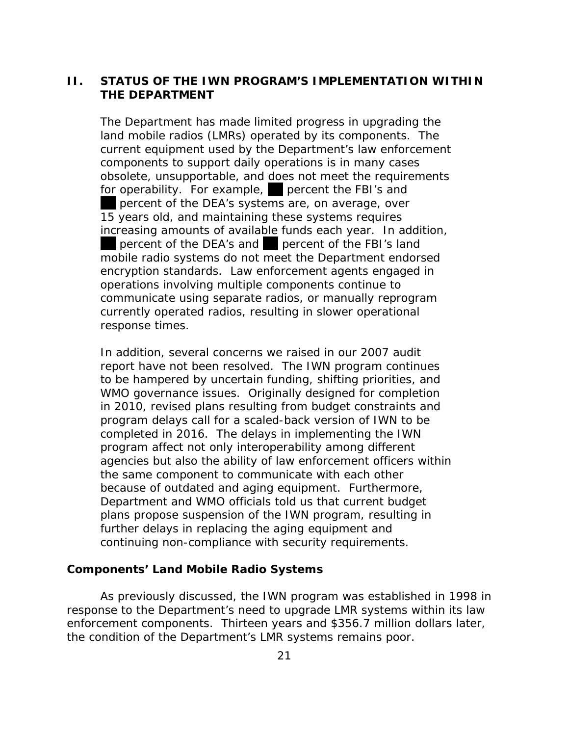## II. STATUS OF THE IWN PROGRAM'S IMPLEMENTATION WITHIN THE DEPARTMENT

The Department has made limited progress in upgrading the land mobile radios (LMRs) operated by its components. The current equipment used by the Department's law enforcement components to support daily operations is in many cases obsolete, unsupportable, and does not meet the requirements for operability. For example, ██ percent the FBI's and ██ percent of the DEA's systems are, on average, over 15 years old, and maintaining these systems requires increasing amounts of available funds each year. In addition, ██ percent of the DEA's and ██ percent of the FBI's land mobile radio systems do not meet the Department endorsed encryption standards. Law enforcement agents engaged in operations involving multiple components continue to communicate using separate radios, or manually reprogram currently operated radios, resulting in slower operational response times.

In addition, several concerns we raised in our 2007 audit report have not been resolved. The IWN program continues to be hampered by uncertain funding, shifting priorities, and WMO governance issues. Originally designed for completion in 2010, revised plans resulting from budget constraints and program delays call for a scaled-back version of IWN to be completed in 2016. The delays in implementing the IWN program affect not only interoperability among different agencies but also the ability of law enforcement officers within the same component to communicate with each other because of outdated and aging equipment. Furthermore, Department and WMO officials told us that current budget plans propose suspension of the IWN program, resulting in further delays in replacing the aging equipment and continuing non-compliance with security requirements.

### Components' Land Mobile Radio Systems

As previously discussed, the IWN program was established in 1998 in response to the Department's need to upgrade LMR systems within its law enforcement components. Thirteen years and $356.7 million dollars later, the condition of the Department's LMR systems remains poor.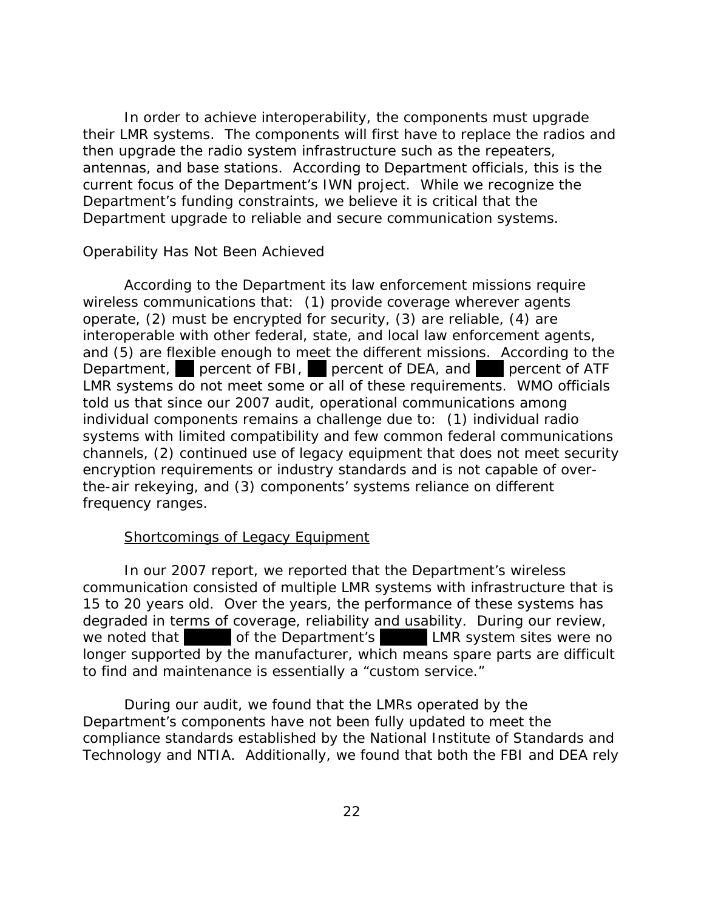In order to achieve interoperability, the components must upgrade their LMR systems. The components will first have to replace the radios and then upgrade the radio system infrastructure such as the repeaters, antennas, and base stations. According to Department officials, this is the current focus of the Department's IWN project. While we recognize the Department's funding constraints, we believe it is critical that the Department upgrade to reliable and secure communication systems.

Operability Has Not Been Achieved

According to the Department its law enforcement missions require wireless communications that: (1) provide coverage wherever agents operate, (2) must be encrypted for security, (3) are reliable, (4) are interoperable with other federal, state, and local law enforcement agents, and (5) are flexible enough to meet the different missions. According to the Department, ██ percent of FBI, ██ percent of DEA, and ███ percent of ATF LMR systems do not meet some or all of these requirements. WMO officials told us that since our 2007 audit, operational communications among individual components remains a challenge due to: (1) individual radio systems with limited compatibility and few common federal communications channels, (2) continued use of legacy equipment that does not meet security encryption requirements or industry standards and is not capable of over-the-air rekeying, and (3) components' systems reliance on different frequency ranges.

Shortcomings of Legacy Equipment

In our 2007 report, we reported that the Department's wireless communication consisted of multiple LMR systems with infrastructure that is 15 to 20 years old. Over the years, the performance of these systems has degraded in terms of coverage, reliability and usability. During our review, we noted that █████ of the Department's █████ LMR system sites were no longer supported by the manufacturer, which means spare parts are difficult to find and maintenance is essentially a "custom service."

During our audit, we found that the LMRs operated by the Department's components have not been fully updated to meet the compliance standards established by the National Institute of Standards and Technology and NTIA. Additionally, we found that both the FBI and DEA rely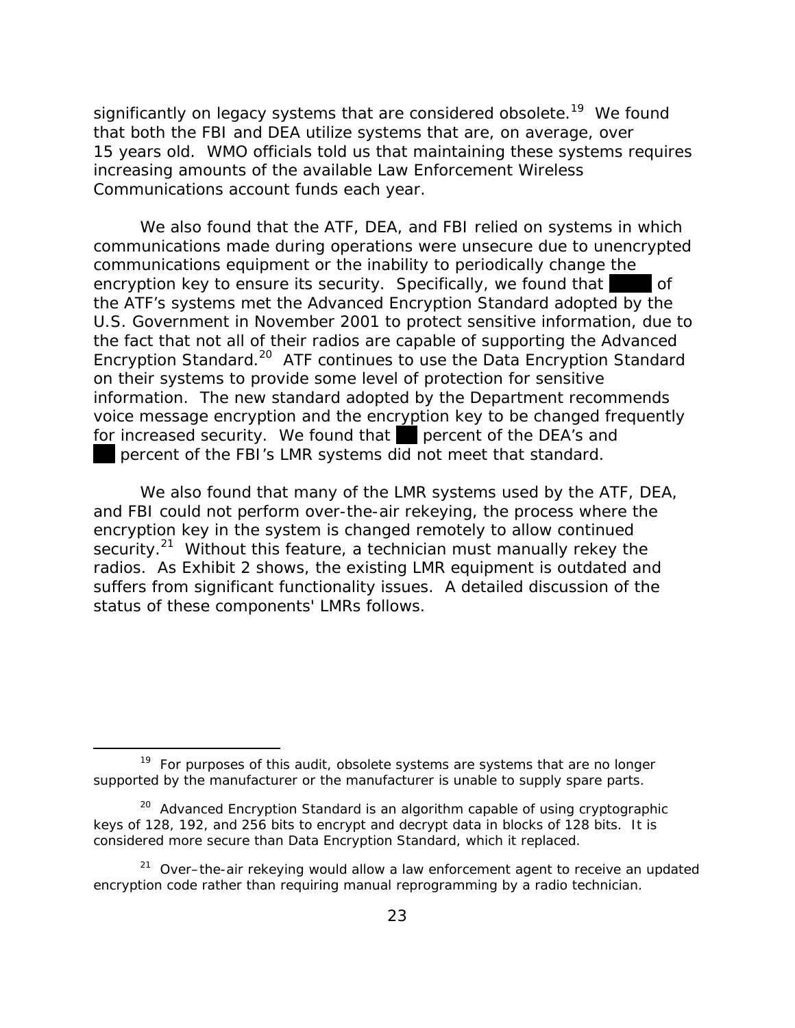significantly on legacy systems that are considered obsolete.[19] We found that both the FBI and DEA utilize systems that are, on average, over 15 years old. WMO officials told us that maintaining these systems requires increasing amounts of the available Law Enforcement Wireless Communications account funds each year.

We also found that the ATF, DEA, and FBI relied on systems in which communications made during operations were unsecure due to unencrypted communications equipment or the inability to periodically change the encryption key to ensure its security. Specifically, we found that ██████ of the ATF's systems met the Advanced Encryption Standard adopted by the U.S. Government in November 2001 to protect sensitive information, due to the fact that not all of their radios are capable of supporting the Advanced Encryption Standard.[20] ATF continues to use the Data Encryption Standard on their systems to provide some level of protection for sensitive information. The new standard adopted by the Department recommends voice message encryption and the encryption key to be changed frequently for increased security. We found that ███ percent of the DEA's and ███ percent of the FBI's LMR systems did not meet that standard.

We also found that many of the LMR systems used by the ATF, DEA, and FBI could not perform over-the-air rekeying, the process where the encryption key in the system is changed remotely to allow continued security.[21] Without this feature, a technician must manually rekey the radios. As Exhibit 2 shows, the existing LMR equipment is outdated and suffers from significant functionality issues. A detailed discussion of the status of these components' LMRs follows.

---

[19] For purposes of this audit, obsolete systems are systems that are no longer supported by the manufacturer or the manufacturer is unable to supply spare parts.

[20] Advanced Encryption Standard is an algorithm capable of using cryptographic keys of 128, 192, and 256 bits to encrypt and decrypt data in blocks of 128 bits. It is considered more secure than Data Encryption Standard, which it replaced.

[21] Over–the-air rekeying would allow a law enforcement agent to receive an updated encryption code rather than requiring manual reprogramming by a radio technician.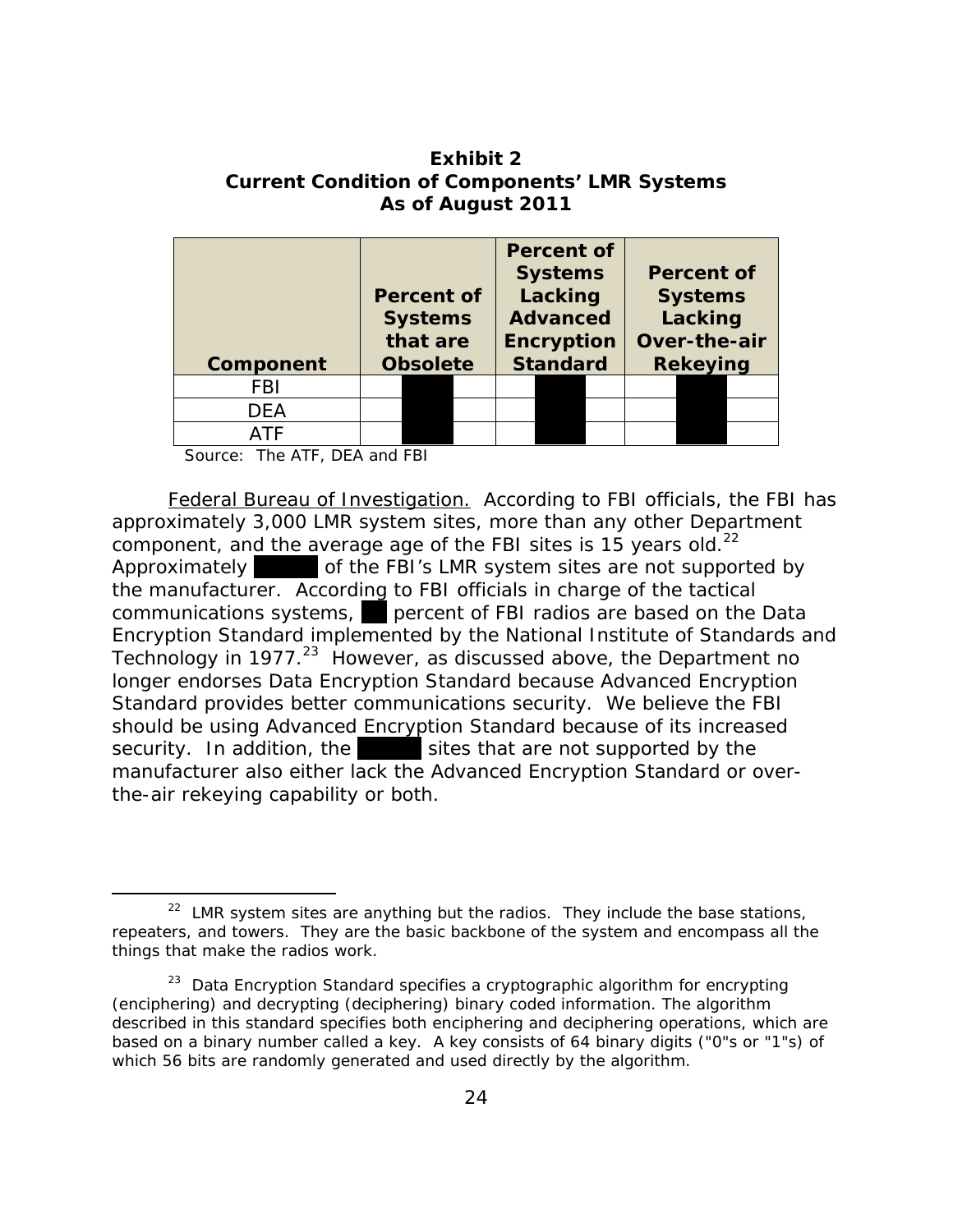**Exhibit 2**
**Current Condition of Components' LMR Systems**
**As of August 2011**

| Component | Percent of Systems that are Obsolete | Percent of Systems Lacking Advanced Encryption Standard | Percent of Systems Lacking Over-the-air Rekeying |
|---|---|---|---|
| FBI | | | |
| DEA | | | |
| ATF | | | |

Source: The ATF, DEA and FBI

Federal Bureau of Investigation. According to FBI officials, the FBI has approximately 3,000 LMR system sites, more than any other Department component, and the average age of the FBI sites is 15 years old.[22] Approximately [redacted] of the FBI's LMR system sites are not supported by the manufacturer. According to FBI officials in charge of the tactical communications systems, [redacted] percent of FBI radios are based on the Data Encryption Standard implemented by the National Institute of Standards and Technology in 1977.[23] However, as discussed above, the Department no longer endorses Data Encryption Standard because Advanced Encryption Standard provides better communications security. We believe the FBI should be using Advanced Encryption Standard because of its increased security. In addition, the [redacted] sites that are not supported by the manufacturer also either lack the Advanced Encryption Standard or over-the-air rekeying capability or both.

---

[22] LMR system sites are anything but the radios. They include the base stations, repeaters, and towers. They are the basic backbone of the system and encompass all the things that make the radios work.

[23] Data Encryption Standard specifies a cryptographic algorithm for encrypting (enciphering) and decrypting (deciphering) binary coded information. The algorithm described in this standard specifies both enciphering and deciphering operations, which are based on a binary number called a key. A key consists of 64 binary digits ("0"s or "1"s) of which 56 bits are randomly generated and used directly by the algorithm.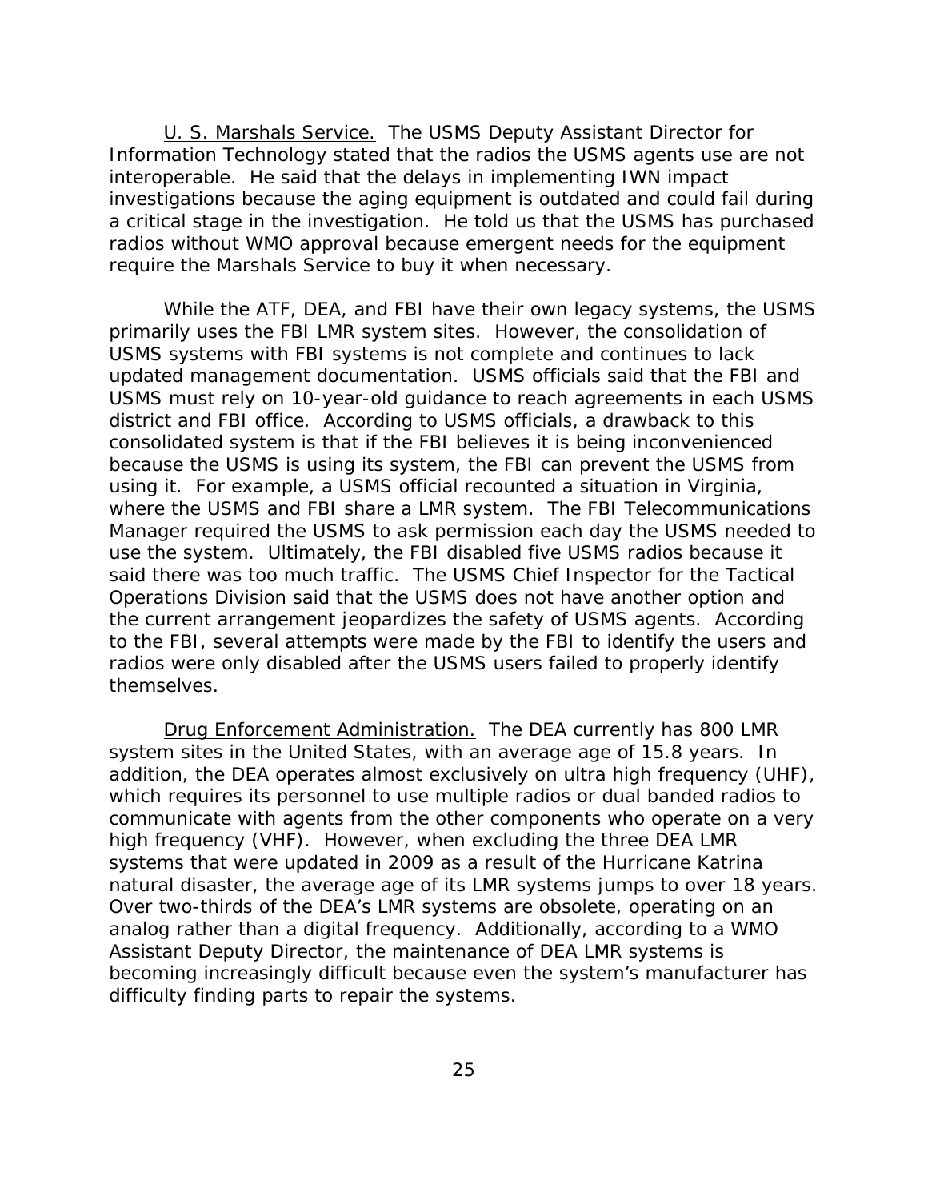U. S. Marshals Service. The USMS Deputy Assistant Director for Information Technology stated that the radios the USMS agents use are not interoperable. He said that the delays in implementing IWN impact investigations because the aging equipment is outdated and could fail during a critical stage in the investigation. He told us that the USMS has purchased radios without WMO approval because emergent needs for the equipment require the Marshals Service to buy it when necessary.

While the ATF, DEA, and FBI have their own legacy systems, the USMS primarily uses the FBI LMR system sites. However, the consolidation of USMS systems with FBI systems is not complete and continues to lack updated management documentation. USMS officials said that the FBI and USMS must rely on 10-year-old guidance to reach agreements in each USMS district and FBI office. According to USMS officials, a drawback to this consolidated system is that if the FBI believes it is being inconvenienced because the USMS is using its system, the FBI can prevent the USMS from using it. For example, a USMS official recounted a situation in Virginia, where the USMS and FBI share a LMR system. The FBI Telecommunications Manager required the USMS to ask permission each day the USMS needed to use the system. Ultimately, the FBI disabled five USMS radios because it said there was too much traffic. The USMS Chief Inspector for the Tactical Operations Division said that the USMS does not have another option and the current arrangement jeopardizes the safety of USMS agents. According to the FBI, several attempts were made by the FBI to identify the users and radios were only disabled after the USMS users failed to properly identify themselves.

Drug Enforcement Administration. The DEA currently has 800 LMR system sites in the United States, with an average age of 15.8 years. In addition, the DEA operates almost exclusively on ultra high frequency (UHF), which requires its personnel to use multiple radios or dual banded radios to communicate with agents from the other components who operate on a very high frequency (VHF). However, when excluding the three DEA LMR systems that were updated in 2009 as a result of the Hurricane Katrina natural disaster, the average age of its LMR systems jumps to over 18 years. Over two-thirds of the DEA's LMR systems are obsolete, operating on an analog rather than a digital frequency. Additionally, according to a WMO Assistant Deputy Director, the maintenance of DEA LMR systems is becoming increasingly difficult because even the system's manufacturer has difficulty finding parts to repair the systems.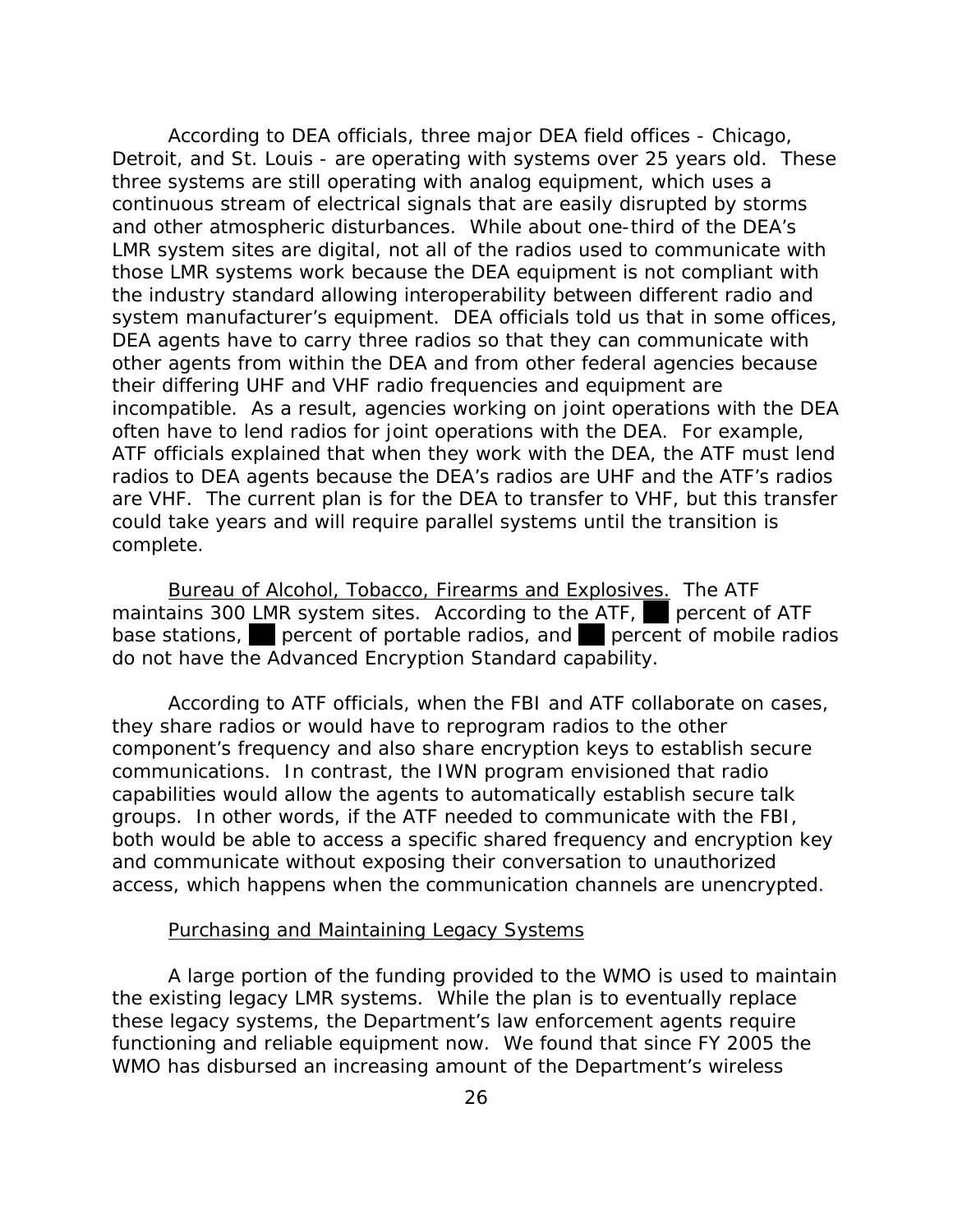According to DEA officials, three major DEA field offices - Chicago, Detroit, and St. Louis - are operating with systems over 25 years old. These three systems are still operating with analog equipment, which uses a continuous stream of electrical signals that are easily disrupted by storms and other atmospheric disturbances. While about one-third of the DEA's LMR system sites are digital, not all of the radios used to communicate with those LMR systems work because the DEA equipment is not compliant with the industry standard allowing interoperability between different radio and system manufacturer's equipment. DEA officials told us that in some offices, DEA agents have to carry three radios so that they can communicate with other agents from within the DEA and from other federal agencies because their differing UHF and VHF radio frequencies and equipment are incompatible. As a result, agencies working on joint operations with the DEA often have to lend radios for joint operations with the DEA. For example, ATF officials explained that when they work with the DEA, the ATF must lend radios to DEA agents because the DEA's radios are UHF and the ATF's radios are VHF. The current plan is for the DEA to transfer to VHF, but this transfer could take years and will require parallel systems until the transition is complete.

Bureau of Alcohol, Tobacco, Firearms and Explosives. The ATF maintains 300 LMR system sites. According to the ATF, ██ percent of ATF base stations, ██ percent of portable radios, and ██ percent of mobile radios do not have the Advanced Encryption Standard capability.

According to ATF officials, when the FBI and ATF collaborate on cases, they share radios or would have to reprogram radios to the other component's frequency and also share encryption keys to establish secure communications. In contrast, the IWN program envisioned that radio capabilities would allow the agents to automatically establish secure talk groups. In other words, if the ATF needed to communicate with the FBI, both would be able to access a specific shared frequency and encryption key and communicate without exposing their conversation to unauthorized access, which happens when the communication channels are unencrypted.

Purchasing and Maintaining Legacy Systems

A large portion of the funding provided to the WMO is used to maintain the existing legacy LMR systems. While the plan is to eventually replace these legacy systems, the Department's law enforcement agents require functioning and reliable equipment now. We found that since FY 2005 the WMO has disbursed an increasing amount of the Department's wireless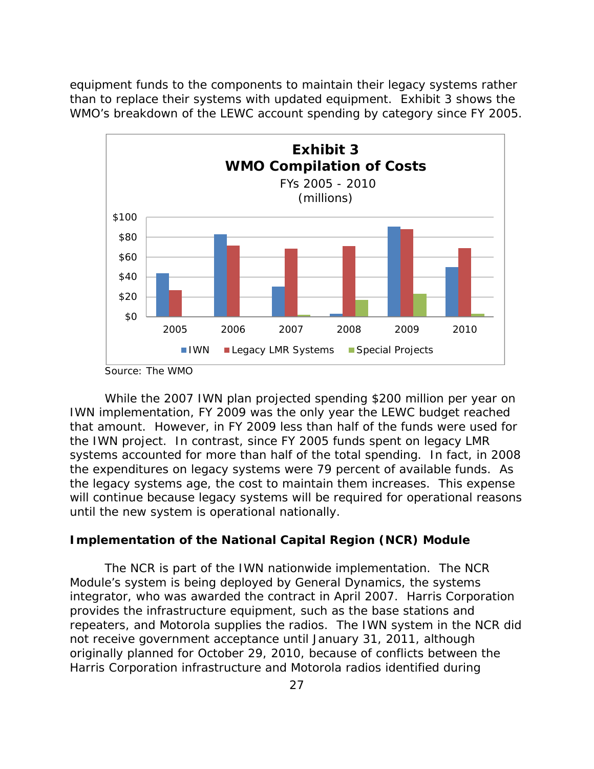equipment funds to the components to maintain their legacy systems rather than to replace their systems with updated equipment. Exhibit 3 shows the WMO's breakdown of the LEWC account spending by category since FY 2005.

**Exhibit 3**
**WMO Compilation of Costs**
FYs 2005 - 2010
(millions)

Source: The WMO

While the 2007 IWN plan projected spending $200 million per year on IWN implementation, FY 2009 was the only year the LEWC budget reached that amount. However, in FY 2009 less than half of the funds were used for the IWN project. In contrast, since FY 2005 funds spent on legacy LMR systems accounted for more than half of the total spending. In fact, in 2008 the expenditures on legacy systems were 79 percent of available funds. As the legacy systems age, the cost to maintain them increases. This expense will continue because legacy systems will be required for operational reasons until the new system is operational nationally.

### Implementation of the National Capital Region (NCR) Module

The NCR is part of the IWN nationwide implementation. The NCR Module's system is being deployed by General Dynamics, the systems integrator, who was awarded the contract in April 2007. Harris Corporation provides the infrastructure equipment, such as the base stations and repeaters, and Motorola supplies the radios. The IWN system in the NCR did not receive government acceptance until January 31, 2011, although originally planned for October 29, 2010, because of conflicts between the Harris Corporation infrastructure and Motorola radios identified during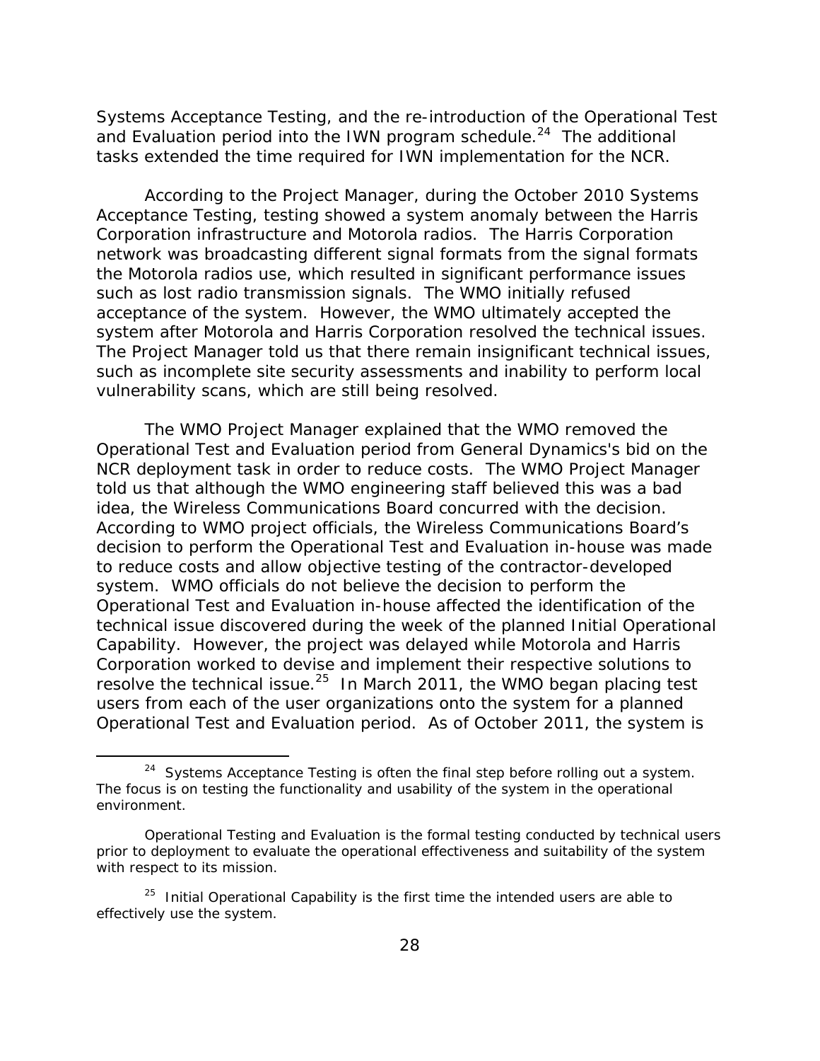Systems Acceptance Testing, and the re-introduction of the Operational Test and Evaluation period into the IWN program schedule.[24] The additional tasks extended the time required for IWN implementation for the NCR.

According to the Project Manager, during the October 2010 Systems Acceptance Testing, testing showed a system anomaly between the Harris Corporation infrastructure and Motorola radios. The Harris Corporation network was broadcasting different signal formats from the signal formats the Motorola radios use, which resulted in significant performance issues such as lost radio transmission signals. The WMO initially refused acceptance of the system. However, the WMO ultimately accepted the system after Motorola and Harris Corporation resolved the technical issues. The Project Manager told us that there remain insignificant technical issues, such as incomplete site security assessments and inability to perform local vulnerability scans, which are still being resolved.

The WMO Project Manager explained that the WMO removed the Operational Test and Evaluation period from General Dynamics's bid on the NCR deployment task in order to reduce costs. The WMO Project Manager told us that although the WMO engineering staff believed this was a bad idea, the Wireless Communications Board concurred with the decision. According to WMO project officials, the Wireless Communications Board's decision to perform the Operational Test and Evaluation in-house was made to reduce costs and allow objective testing of the contractor-developed system. WMO officials do not believe the decision to perform the Operational Test and Evaluation in-house affected the identification of the technical issue discovered during the week of the planned Initial Operational Capability. However, the project was delayed while Motorola and Harris Corporation worked to devise and implement their respective solutions to resolve the technical issue.[25] In March 2011, the WMO began placing test users from each of the user organizations onto the system for a planned Operational Test and Evaluation period. As of October 2011, the system is

---

[24] Systems Acceptance Testing is often the final step before rolling out a system. The focus is on testing the functionality and usability of the system in the operational environment.

Operational Testing and Evaluation is the formal testing conducted by technical users prior to deployment to evaluate the operational effectiveness and suitability of the system with respect to its mission.

[25] Initial Operational Capability is the first time the intended users are able to effectively use the system.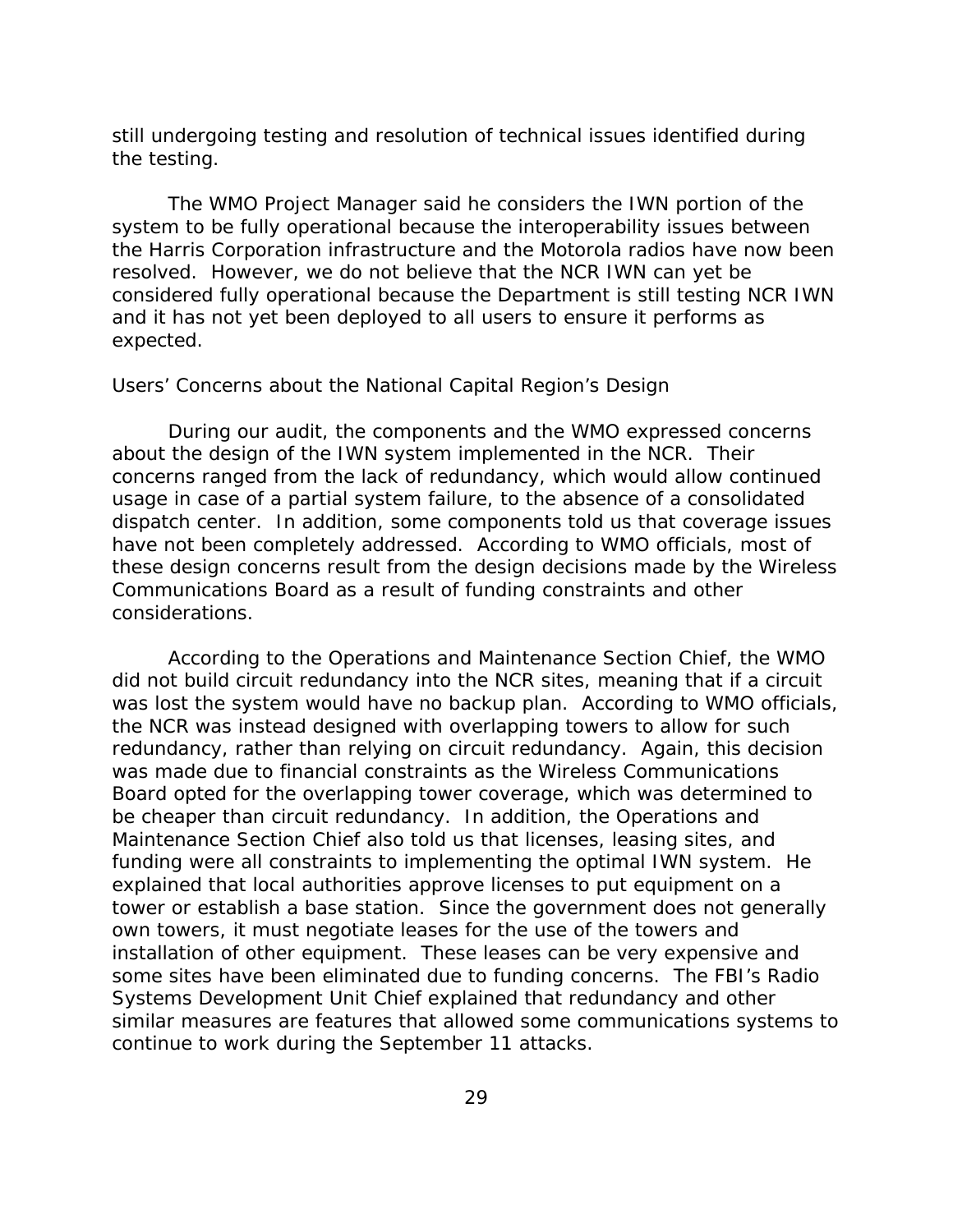still undergoing testing and resolution of technical issues identified during the testing.

The WMO Project Manager said he considers the IWN portion of the system to be fully operational because the interoperability issues between the Harris Corporation infrastructure and the Motorola radios have now been resolved. However, we do not believe that the NCR IWN can yet be considered fully operational because the Department is still testing NCR IWN and it has not yet been deployed to all users to ensure it performs as expected.

### Users' Concerns about the National Capital Region's Design

During our audit, the components and the WMO expressed concerns about the design of the IWN system implemented in the NCR. Their concerns ranged from the lack of redundancy, which would allow continued usage in case of a partial system failure, to the absence of a consolidated dispatch center. In addition, some components told us that coverage issues have not been completely addressed. According to WMO officials, most of these design concerns result from the design decisions made by the Wireless Communications Board as a result of funding constraints and other considerations.

According to the Operations and Maintenance Section Chief, the WMO did not build circuit redundancy into the NCR sites, meaning that if a circuit was lost the system would have no backup plan. According to WMO officials, the NCR was instead designed with overlapping towers to allow for such redundancy, rather than relying on circuit redundancy. Again, this decision was made due to financial constraints as the Wireless Communications Board opted for the overlapping tower coverage, which was determined to be cheaper than circuit redundancy. In addition, the Operations and Maintenance Section Chief also told us that licenses, leasing sites, and funding were all constraints to implementing the optimal IWN system. He explained that local authorities approve licenses to put equipment on a tower or establish a base station. Since the government does not generally own towers, it must negotiate leases for the use of the towers and installation of other equipment. These leases can be very expensive and some sites have been eliminated due to funding concerns. The FBI's Radio Systems Development Unit Chief explained that redundancy and other similar measures are features that allowed some communications systems to continue to work during the September 11 attacks.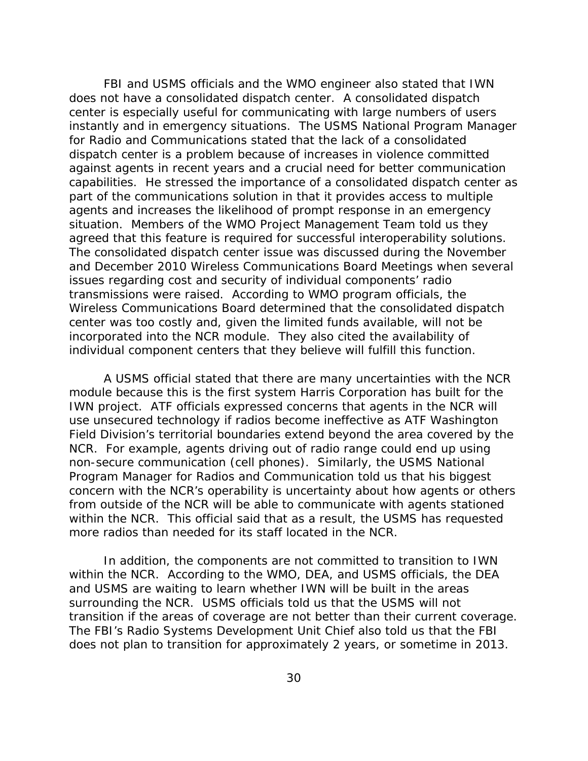FBI and USMS officials and the WMO engineer also stated that IWN does not have a consolidated dispatch center. A consolidated dispatch center is especially useful for communicating with large numbers of users instantly and in emergency situations. The USMS National Program Manager for Radio and Communications stated that the lack of a consolidated dispatch center is a problem because of increases in violence committed against agents in recent years and a crucial need for better communication capabilities. He stressed the importance of a consolidated dispatch center as part of the communications solution in that it provides access to multiple agents and increases the likelihood of prompt response in an emergency situation. Members of the WMO Project Management Team told us they agreed that this feature is required for successful interoperability solutions. The consolidated dispatch center issue was discussed during the November and December 2010 Wireless Communications Board Meetings when several issues regarding cost and security of individual components' radio transmissions were raised. According to WMO program officials, the Wireless Communications Board determined that the consolidated dispatch center was too costly and, given the limited funds available, will not be incorporated into the NCR module. They also cited the availability of individual component centers that they believe will fulfill this function.

A USMS official stated that there are many uncertainties with the NCR module because this is the first system Harris Corporation has built for the IWN project. ATF officials expressed concerns that agents in the NCR will use unsecured technology if radios become ineffective as ATF Washington Field Division's territorial boundaries extend beyond the area covered by the NCR. For example, agents driving out of radio range could end up using non-secure communication (cell phones). Similarly, the USMS National Program Manager for Radios and Communication told us that his biggest concern with the NCR's operability is uncertainty about how agents or others from outside of the NCR will be able to communicate with agents stationed within the NCR. This official said that as a result, the USMS has requested more radios than needed for its staff located in the NCR.

In addition, the components are not committed to transition to IWN within the NCR. According to the WMO, DEA, and USMS officials, the DEA and USMS are waiting to learn whether IWN will be built in the areas surrounding the NCR. USMS officials told us that the USMS will not transition if the areas of coverage are not better than their current coverage. The FBI's Radio Systems Development Unit Chief also told us that the FBI does not plan to transition for approximately 2 years, or sometime in 2013.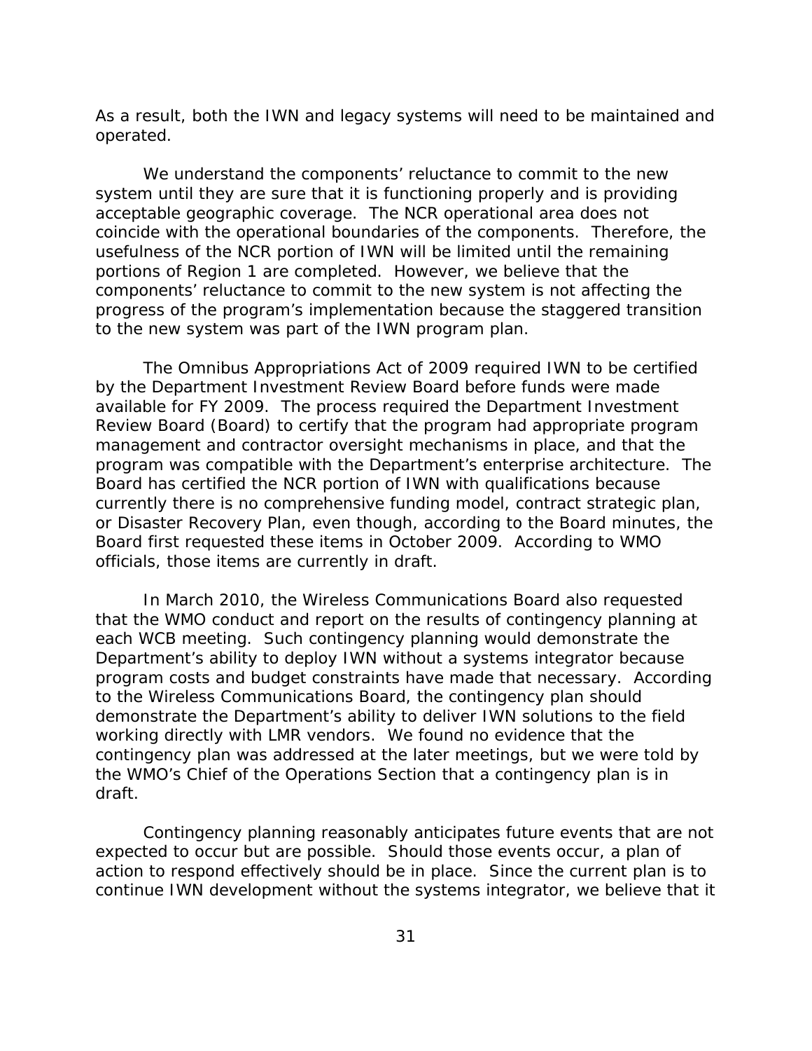As a result, both the IWN and legacy systems will need to be maintained and operated.

We understand the components' reluctance to commit to the new system until they are sure that it is functioning properly and is providing acceptable geographic coverage. The NCR operational area does not coincide with the operational boundaries of the components. Therefore, the usefulness of the NCR portion of IWN will be limited until the remaining portions of Region 1 are completed. However, we believe that the components' reluctance to commit to the new system is not affecting the progress of the program's implementation because the staggered transition to the new system was part of the IWN program plan.

The Omnibus Appropriations Act of 2009 required IWN to be certified by the Department Investment Review Board before funds were made available for FY 2009. The process required the Department Investment Review Board (Board) to certify that the program had appropriate program management and contractor oversight mechanisms in place, and that the program was compatible with the Department's enterprise architecture. The Board has certified the NCR portion of IWN with qualifications because currently there is no comprehensive funding model, contract strategic plan, or Disaster Recovery Plan, even though, according to the Board minutes, the Board first requested these items in October 2009. According to WMO officials, those items are currently in draft.

In March 2010, the Wireless Communications Board also requested that the WMO conduct and report on the results of contingency planning at each WCB meeting. Such contingency planning would demonstrate the Department's ability to deploy IWN without a systems integrator because program costs and budget constraints have made that necessary. According to the Wireless Communications Board, the contingency plan should demonstrate the Department's ability to deliver IWN solutions to the field working directly with LMR vendors. We found no evidence that the contingency plan was addressed at the later meetings, but we were told by the WMO's Chief of the Operations Section that a contingency plan is in draft.

Contingency planning reasonably anticipates future events that are not expected to occur but are possible. Should those events occur, a plan of action to respond effectively should be in place. Since the current plan is to continue IWN development without the systems integrator, we believe that it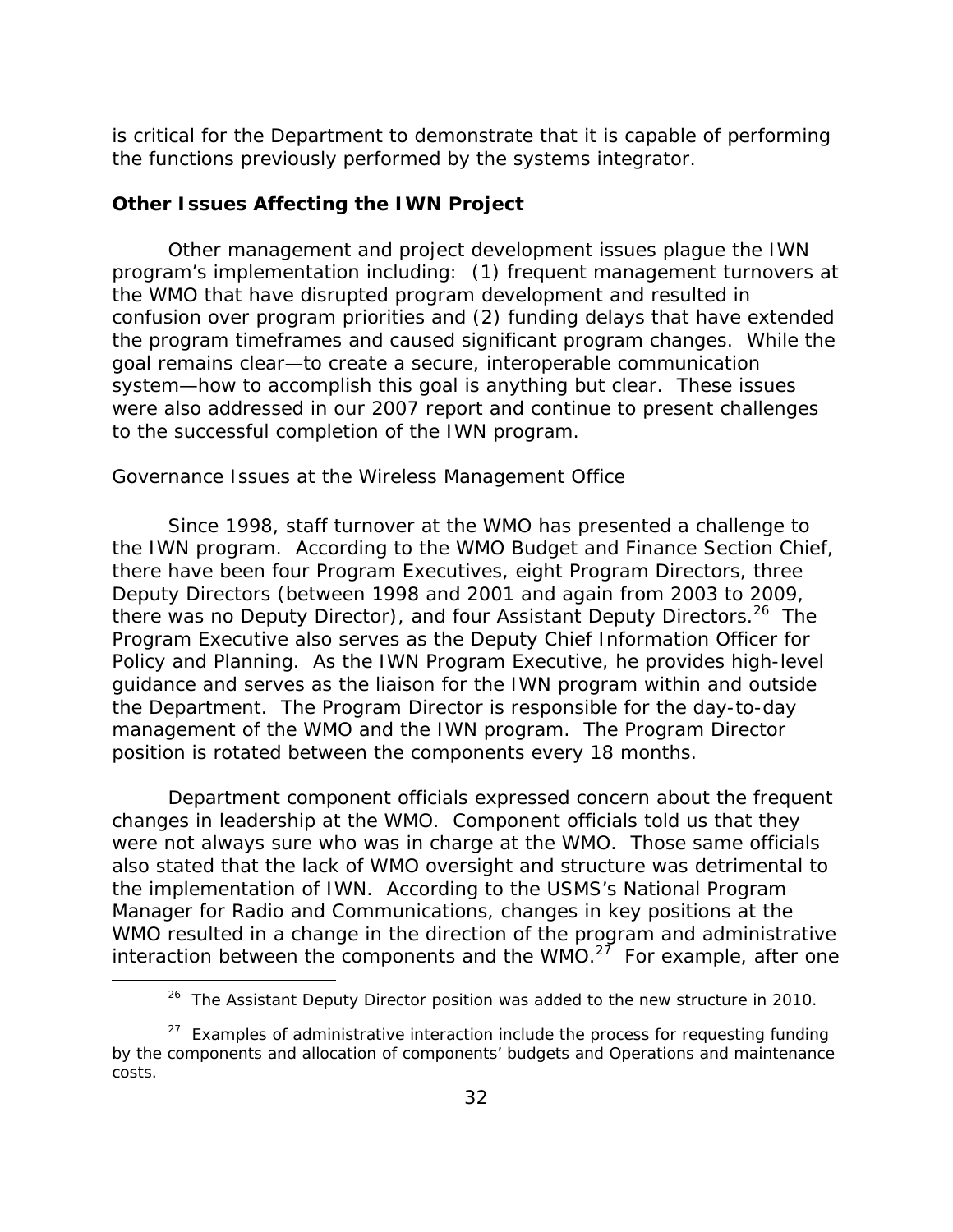is critical for the Department to demonstrate that it is capable of performing the functions previously performed by the systems integrator.

### Other Issues Affecting the IWN Project

Other management and project development issues plague the IWN program's implementation including: (1) frequent management turnovers at the WMO that have disrupted program development and resulted in confusion over program priorities and (2) funding delays that have extended the program timeframes and caused significant program changes. While the goal remains clear—to create a secure, interoperable communication system—how to accomplish this goal is anything but clear. These issues were also addressed in our 2007 report and continue to present challenges to the successful completion of the IWN program.

Governance Issues at the Wireless Management Office

Since 1998, staff turnover at the WMO has presented a challenge to the IWN program. According to the WMO Budget and Finance Section Chief, there have been four Program Executives, eight Program Directors, three Deputy Directors (between 1998 and 2001 and again from 2003 to 2009, there was no Deputy Director), and four Assistant Deputy Directors.[26] The Program Executive also serves as the Deputy Chief Information Officer for Policy and Planning. As the IWN Program Executive, he provides high-level guidance and serves as the liaison for the IWN program within and outside the Department. The Program Director is responsible for the day-to-day management of the WMO and the IWN program. The Program Director position is rotated between the components every 18 months.

Department component officials expressed concern about the frequent changes in leadership at the WMO. Component officials told us that they were not always sure who was in charge at the WMO. Those same officials also stated that the lack of WMO oversight and structure was detrimental to the implementation of IWN. According to the USMS's National Program Manager for Radio and Communications, changes in key positions at the WMO resulted in a change in the direction of the program and administrative interaction between the components and the WMO.[27] For example, after one

---

[26] The Assistant Deputy Director position was added to the new structure in 2010.

[27] Examples of administrative interaction include the process for requesting funding by the components and allocation of components' budgets and Operations and maintenance costs.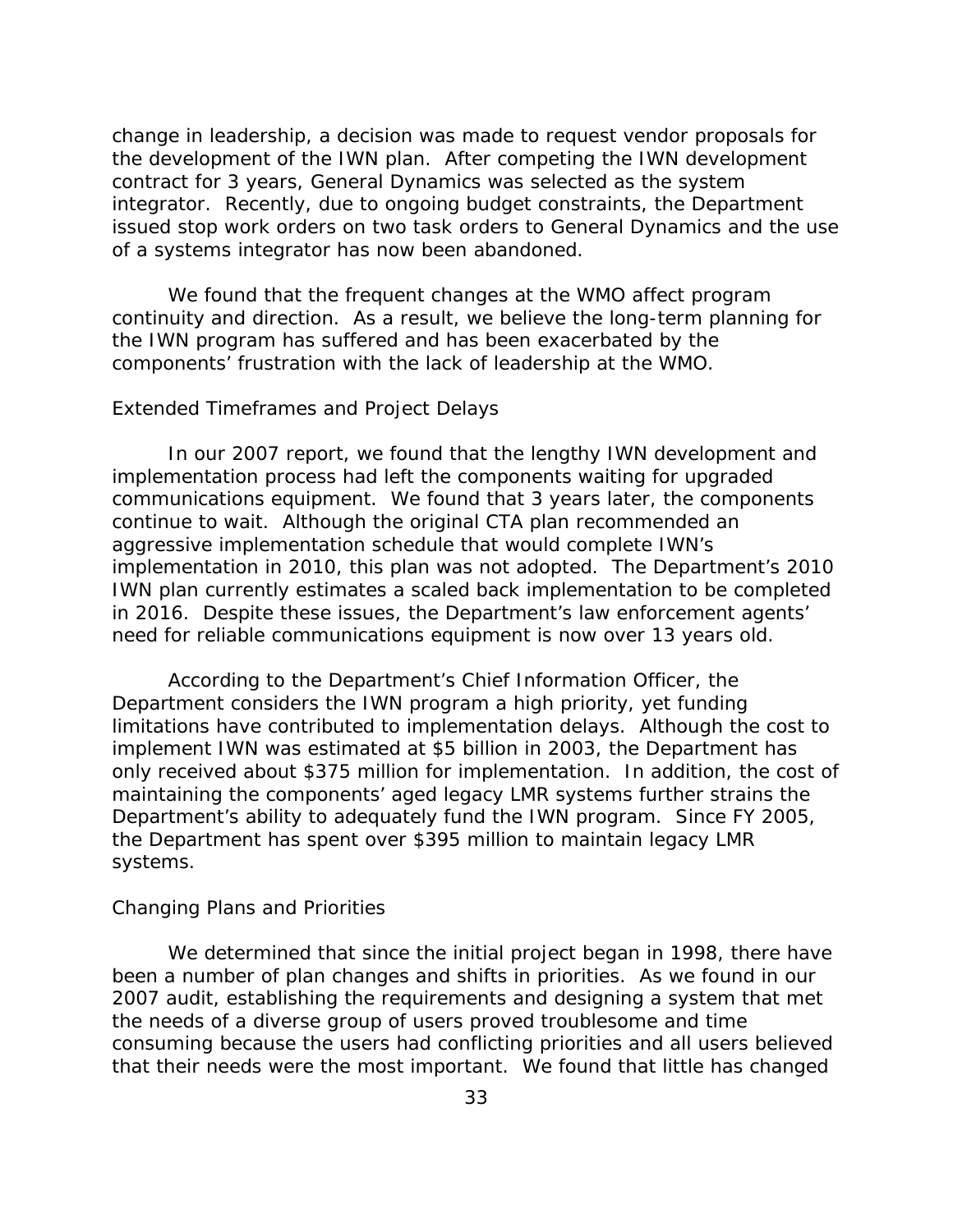change in leadership, a decision was made to request vendor proposals for the development of the IWN plan. After competing the IWN development contract for 3 years, General Dynamics was selected as the system integrator. Recently, due to ongoing budget constraints, the Department issued stop work orders on two task orders to General Dynamics and the use of a systems integrator has now been abandoned.

We found that the frequent changes at the WMO affect program continuity and direction. As a result, we believe the long-term planning for the IWN program has suffered and has been exacerbated by the components' frustration with the lack of leadership at the WMO.

### Extended Timeframes and Project Delays

In our 2007 report, we found that the lengthy IWN development and implementation process had left the components waiting for upgraded communications equipment. We found that 3 years later, the components continue to wait. Although the original CTA plan recommended an aggressive implementation schedule that would complete IWN's implementation in 2010, this plan was not adopted. The Department's 2010 IWN plan currently estimates a scaled back implementation to be completed in 2016. Despite these issues, the Department's law enforcement agents' need for reliable communications equipment is now over 13 years old.

According to the Department's Chief Information Officer, the Department considers the IWN program a high priority, yet funding limitations have contributed to implementation delays. Although the cost to implement IWN was estimated at $5 billion in 2003, the Department has only received about $375 million for implementation. In addition, the cost of maintaining the components' aged legacy LMR systems further strains the Department's ability to adequately fund the IWN program. Since FY 2005, the Department has spent over $395 million to maintain legacy LMR systems.

### Changing Plans and Priorities

We determined that since the initial project began in 1998, there have been a number of plan changes and shifts in priorities. As we found in our 2007 audit, establishing the requirements and designing a system that met the needs of a diverse group of users proved troublesome and time consuming because the users had conflicting priorities and all users believed that their needs were the most important. We found that little has changed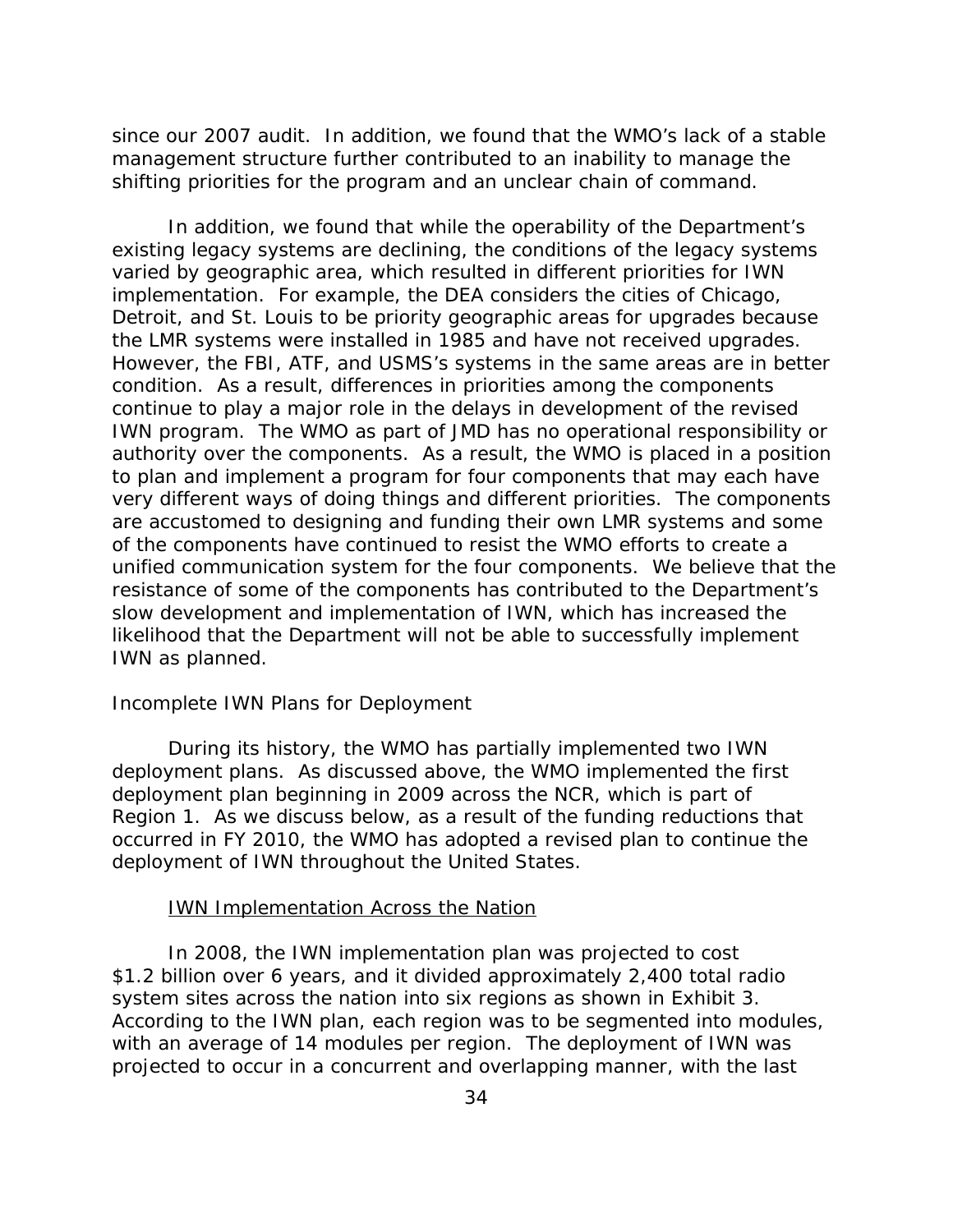since our 2007 audit. In addition, we found that the WMO's lack of a stable management structure further contributed to an inability to manage the shifting priorities for the program and an unclear chain of command.

In addition, we found that while the operability of the Department's existing legacy systems are declining, the conditions of the legacy systems varied by geographic area, which resulted in different priorities for IWN implementation. For example, the DEA considers the cities of Chicago, Detroit, and St. Louis to be priority geographic areas for upgrades because the LMR systems were installed in 1985 and have not received upgrades. However, the FBI, ATF, and USMS's systems in the same areas are in better condition. As a result, differences in priorities among the components continue to play a major role in the delays in development of the revised IWN program. The WMO as part of JMD has no operational responsibility or authority over the components. As a result, the WMO is placed in a position to plan and implement a program for four components that may each have very different ways of doing things and different priorities. The components are accustomed to designing and funding their own LMR systems and some of the components have continued to resist the WMO efforts to create a unified communication system for the four components. We believe that the resistance of some of the components has contributed to the Department's slow development and implementation of IWN, which has increased the likelihood that the Department will not be able to successfully implement IWN as planned.

### Incomplete IWN Plans for Deployment

During its history, the WMO has partially implemented two IWN deployment plans. As discussed above, the WMO implemented the first deployment plan beginning in 2009 across the NCR, which is part of Region 1. As we discuss below, as a result of the funding reductions that occurred in FY 2010, the WMO has adopted a revised plan to continue the deployment of IWN throughout the United States.

#### IWN Implementation Across the Nation

In 2008, the IWN implementation plan was projected to cost $1.2 billion over 6 years, and it divided approximately 2,400 total radio system sites across the nation into six regions as shown in Exhibit 3. According to the IWN plan, each region was to be segmented into modules, with an average of 14 modules per region. The deployment of IWN was projected to occur in a concurrent and overlapping manner, with the last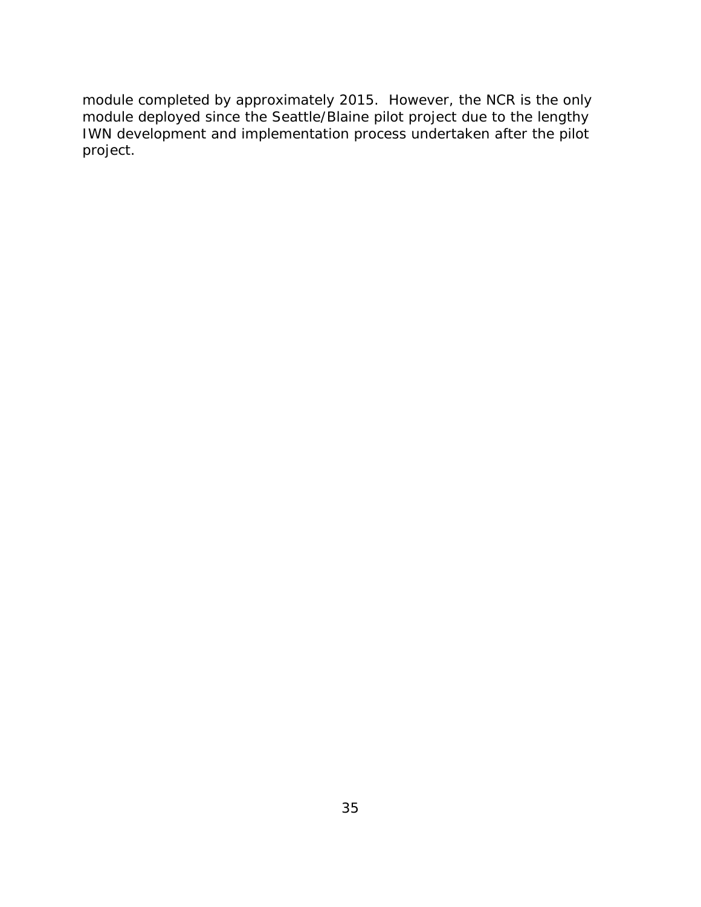module completed by approximately 2015. However, the NCR is the only module deployed since the Seattle/Blaine pilot project due to the lengthy IWN development and implementation process undertaken after the pilot project.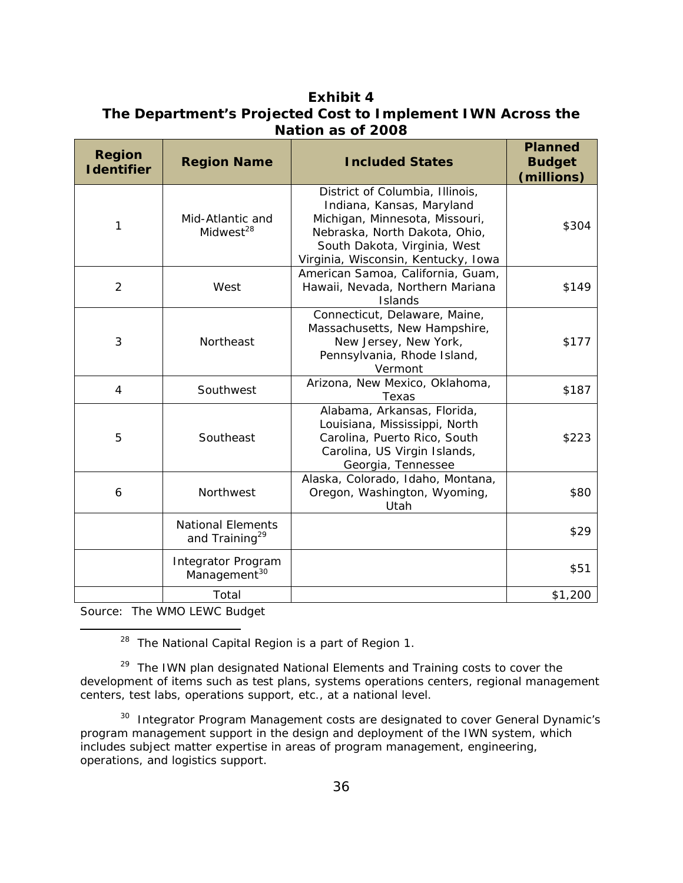**Exhibit 4**
**The Department's Projected Cost to Implement IWN Across the Nation as of 2008**

| Region Identifier | Region Name | Included States | Planned Budget (millions) |
|---|---|---|---|
| 1 | Mid-Atlantic and Midwest[28] | District of Columbia, Illinois, Indiana, Kansas, Maryland Michigan, Minnesota, Missouri, Nebraska, North Dakota, Ohio, South Dakota, Virginia, West Virginia, Wisconsin, Kentucky, Iowa | $304 |
| 2 | West | American Samoa, California, Guam, Hawaii, Nevada, Northern Mariana Islands | $149 |
| 3 | Northeast | Connecticut, Delaware, Maine, Massachusetts, New Hampshire, New Jersey, New York, Pennsylvania, Rhode Island, Vermont | $177 |
| 4 | Southwest | Arizona, New Mexico, Oklahoma, Texas | $187 |
| 5 | Southeast | Alabama, Arkansas, Florida, Louisiana, Mississippi, North Carolina, Puerto Rico, South Carolina, US Virgin Islands, Georgia, Tennessee | $223 |
| 6 | Northwest | Alaska, Colorado, Idaho, Montana, Oregon, Washington, Wyoming, Utah | $80 |
| | National Elements and Training[29] | | $29 |
| | Integrator Program Management[30] | | $51 |
| | Total | | $1,200 |

Source: The WMO LEWC Budget

[28] The National Capital Region is a part of Region 1.

[29] The IWN plan designated National Elements and Training costs to cover the development of items such as test plans, systems operations centers, regional management centers, test labs, operations support, etc., at a national level.

[30] Integrator Program Management costs are designated to cover General Dynamic's program management support in the design and deployment of the IWN system, which includes subject matter expertise in areas of program management, engineering, operations, and logistics support.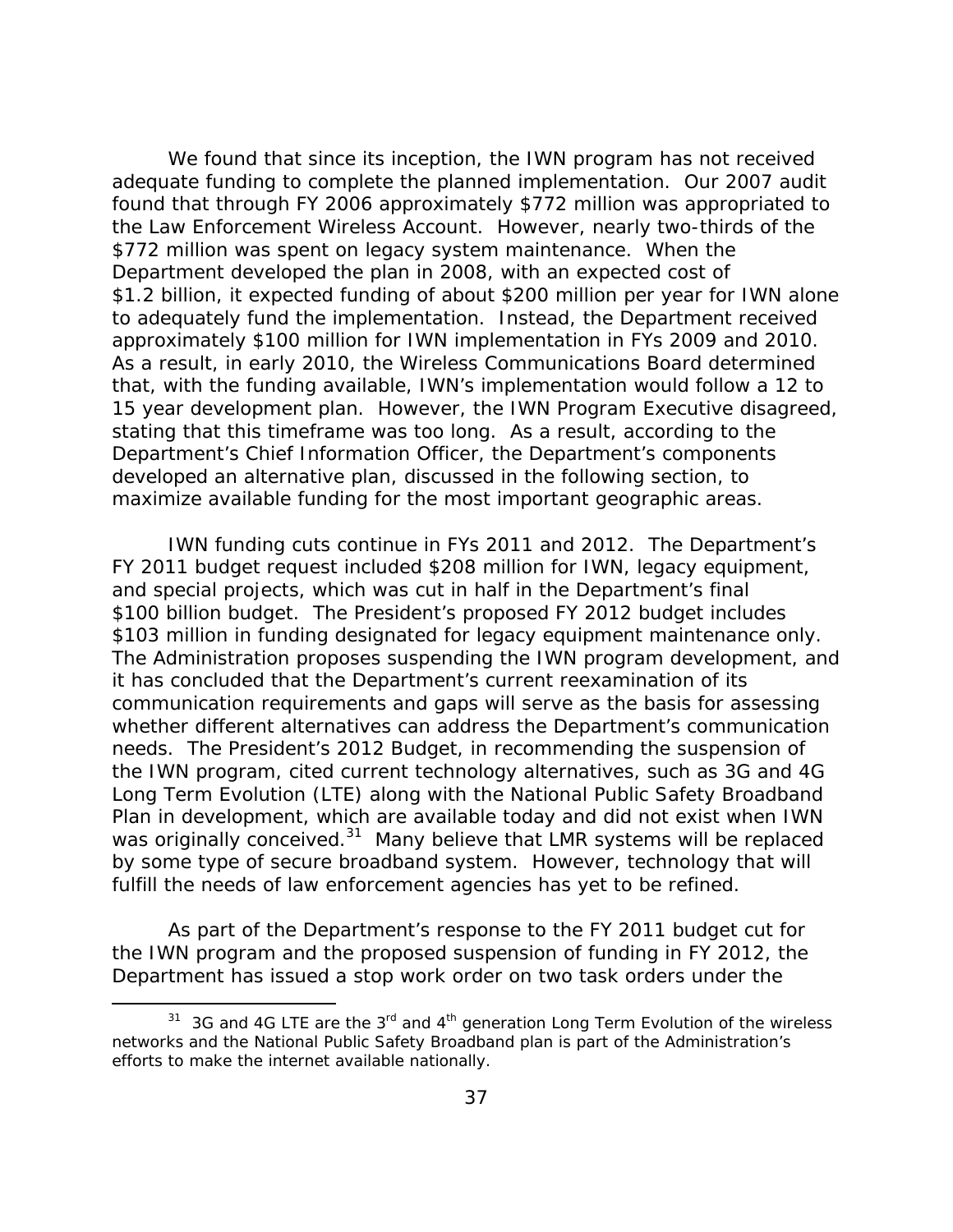We found that since its inception, the IWN program has not received adequate funding to complete the planned implementation. Our 2007 audit found that through FY 2006 approximately $772 million was appropriated to the Law Enforcement Wireless Account. However, nearly two-thirds of the $772 million was spent on legacy system maintenance. When the Department developed the plan in 2008, with an expected cost of $1.2 billion, it expected funding of about $200 million per year for IWN alone to adequately fund the implementation. Instead, the Department received approximately $100 million for IWN implementation in FYs 2009 and 2010. As a result, in early 2010, the Wireless Communications Board determined that, with the funding available, IWN's implementation would follow a 12 to 15 year development plan. However, the IWN Program Executive disagreed, stating that this timeframe was too long. As a result, according to the Department's Chief Information Officer, the Department's components developed an alternative plan, discussed in the following section, to maximize available funding for the most important geographic areas.

IWN funding cuts continue in FYs 2011 and 2012. The Department's FY 2011 budget request included $208 million for IWN, legacy equipment, and special projects, which was cut in half in the Department's final $100 billion budget. The President's proposed FY 2012 budget includes $103 million in funding designated for legacy equipment maintenance only. The Administration proposes suspending the IWN program development, and it has concluded that the Department's current reexamination of its communication requirements and gaps will serve as the basis for assessing whether different alternatives can address the Department's communication needs. The President's 2012 Budget, in recommending the suspension of the IWN program, cited current technology alternatives, such as 3G and 4G Long Term Evolution (LTE) along with the National Public Safety Broadband Plan in development, which are available today and did not exist when IWN was originally conceived.[31] Many believe that LMR systems will be replaced by some type of secure broadband system. However, technology that will fulfill the needs of law enforcement agencies has yet to be refined.

As part of the Department's response to the FY 2011 budget cut for the IWN program and the proposed suspension of funding in FY 2012, the Department has issued a stop work order on two task orders under the

---

[31] 3G and 4G LTE are the 3rd and 4th generation Long Term Evolution of the wireless networks and the National Public Safety Broadband plan is part of the Administration's efforts to make the internet available nationally.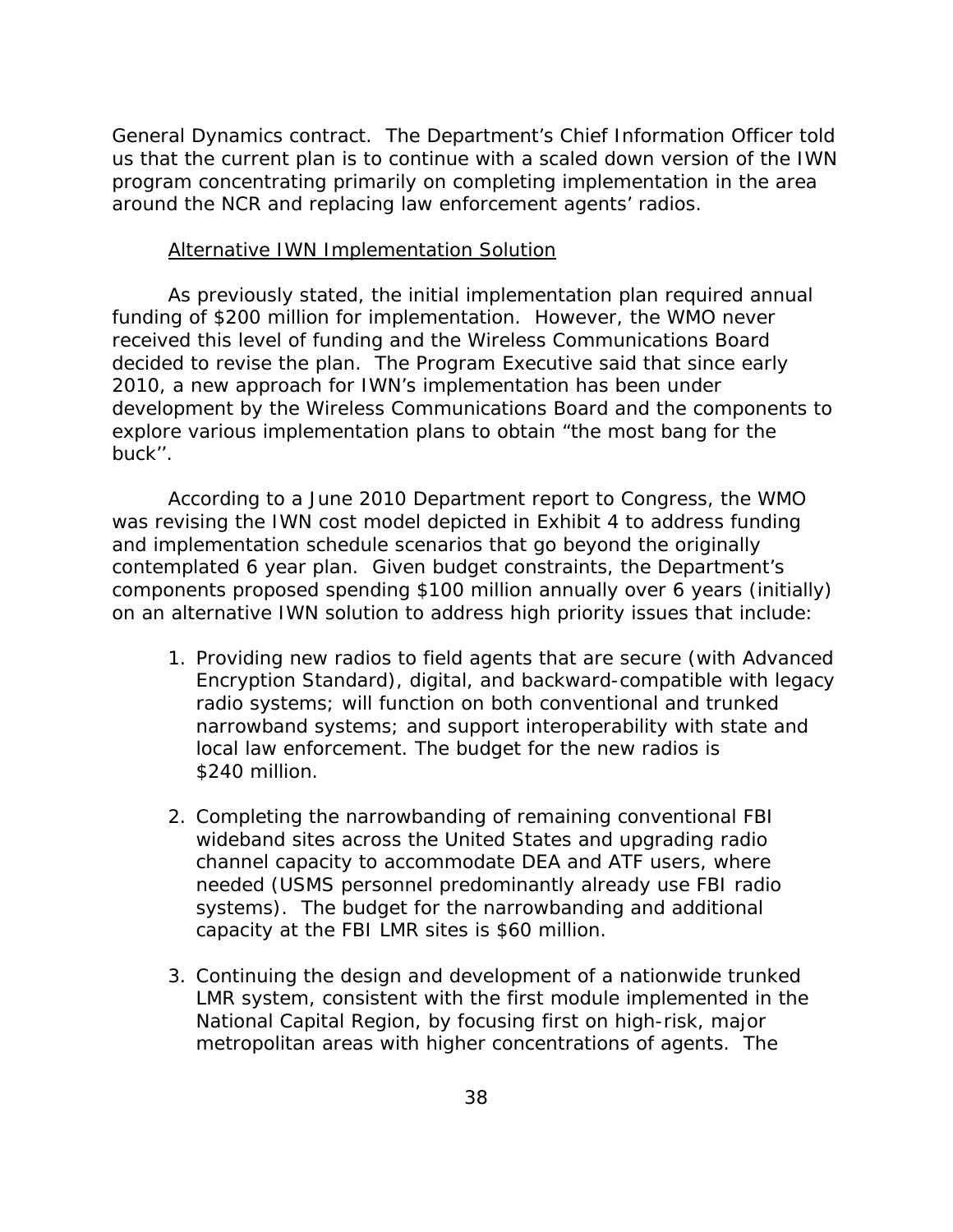General Dynamics contract. The Department's Chief Information Officer told us that the current plan is to continue with a scaled down version of the IWN program concentrating primarily on completing implementation in the area around the NCR and replacing law enforcement agents' radios.

Alternative IWN Implementation Solution

As previously stated, the initial implementation plan required annual funding of $200 million for implementation. However, the WMO never received this level of funding and the Wireless Communications Board decided to revise the plan. The Program Executive said that since early 2010, a new approach for IWN's implementation has been under development by the Wireless Communications Board and the components to explore various implementation plans to obtain "the most bang for the buck''.

According to a June 2010 Department report to Congress, the WMO was revising the IWN cost model depicted in Exhibit 4 to address funding and implementation schedule scenarios that go beyond the originally contemplated 6 year plan. Given budget constraints, the Department's components proposed spending $100 million annually over 6 years (initially) on an alternative IWN solution to address high priority issues that include:

1. Providing new radios to field agents that are secure (with Advanced Encryption Standard), digital, and backward-compatible with legacy radio systems; will function on both conventional and trunked narrowband systems; and support interoperability with state and local law enforcement. The budget for the new radios is $240 million.

2. Completing the narrowbanding of remaining conventional FBI wideband sites across the United States and upgrading radio channel capacity to accommodate DEA and ATF users, where needed (USMS personnel predominantly already use FBI radio systems). The budget for the narrowbanding and additional capacity at the FBI LMR sites is $60 million.

3. Continuing the design and development of a nationwide trunked LMR system, consistent with the first module implemented in the National Capital Region, by focusing first on high-risk, major metropolitan areas with higher concentrations of agents. The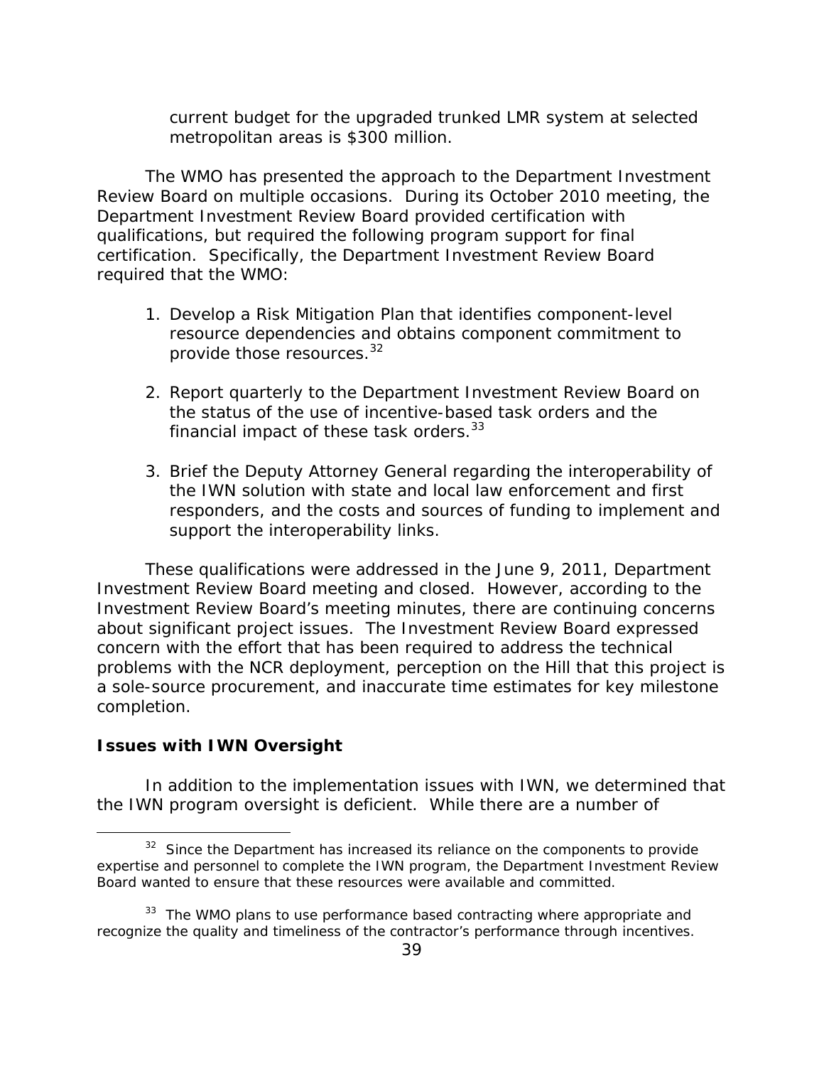current budget for the upgraded trunked LMR system at selected metropolitan areas is $300 million.

The WMO has presented the approach to the Department Investment Review Board on multiple occasions. During its October 2010 meeting, the Department Investment Review Board provided certification with qualifications, but required the following program support for final certification. Specifically, the Department Investment Review Board required that the WMO:

1. Develop a Risk Mitigation Plan that identifies component-level resource dependencies and obtains component commitment to provide those resources.[32]

2. Report quarterly to the Department Investment Review Board on the status of the use of incentive-based task orders and the financial impact of these task orders.[33]

3. Brief the Deputy Attorney General regarding the interoperability of the IWN solution with state and local law enforcement and first responders, and the costs and sources of funding to implement and support the interoperability links.

These qualifications were addressed in the June 9, 2011, Department Investment Review Board meeting and closed. However, according to the Investment Review Board's meeting minutes, there are continuing concerns about significant project issues. The Investment Review Board expressed concern with the effort that has been required to address the technical problems with the NCR deployment, perception on the Hill that this project is a sole-source procurement, and inaccurate time estimates for key milestone completion.

**Issues with IWN Oversight**

In addition to the implementation issues with IWN, we determined that the IWN program oversight is deficient. While there are a number of

[32] Since the Department has increased its reliance on the components to provide expertise and personnel to complete the IWN program, the Department Investment Review Board wanted to ensure that these resources were available and committed.

[33] The WMO plans to use performance based contracting where appropriate and recognize the quality and timeliness of the contractor's performance through incentives.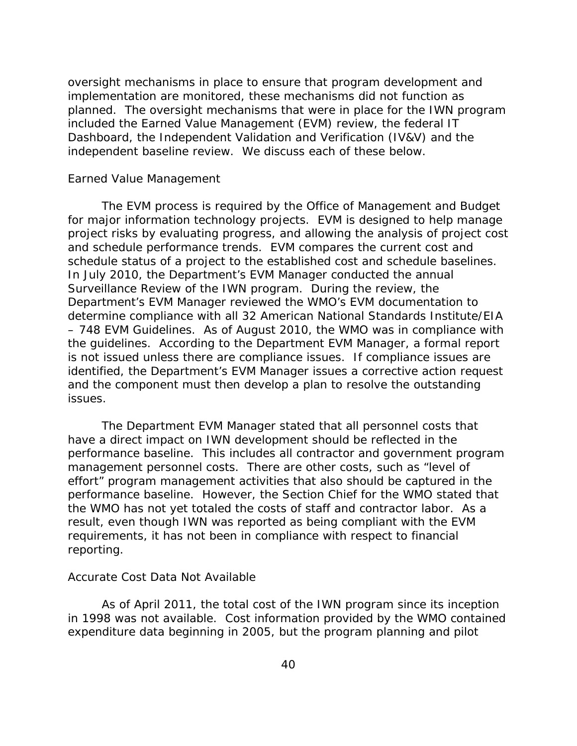oversight mechanisms in place to ensure that program development and implementation are monitored, these mechanisms did not function as planned. The oversight mechanisms that were in place for the IWN program included the Earned Value Management (EVM) review, the federal IT Dashboard, the Independent Validation and Verification (IV&V) and the independent baseline review. We discuss each of these below.

### Earned Value Management

The EVM process is required by the Office of Management and Budget for major information technology projects. EVM is designed to help manage project risks by evaluating progress, and allowing the analysis of project cost and schedule performance trends. EVM compares the current cost and schedule status of a project to the established cost and schedule baselines. In July 2010, the Department's EVM Manager conducted the annual Surveillance Review of the IWN program. During the review, the Department's EVM Manager reviewed the WMO's EVM documentation to determine compliance with all 32 American National Standards Institute/EIA – 748 EVM Guidelines. As of August 2010, the WMO was in compliance with the guidelines. According to the Department EVM Manager, a formal report is not issued unless there are compliance issues. If compliance issues are identified, the Department's EVM Manager issues a corrective action request and the component must then develop a plan to resolve the outstanding issues.

The Department EVM Manager stated that all personnel costs that have a direct impact on IWN development should be reflected in the performance baseline. This includes all contractor and government program management personnel costs. There are other costs, such as "level of effort" program management activities that also should be captured in the performance baseline. However, the Section Chief for the WMO stated that the WMO has not yet totaled the costs of staff and contractor labor. As a result, even though IWN was reported as being compliant with the EVM requirements, it has not been in compliance with respect to financial reporting.

### Accurate Cost Data Not Available

As of April 2011, the total cost of the IWN program since its inception in 1998 was not available. Cost information provided by the WMO contained expenditure data beginning in 2005, but the program planning and pilot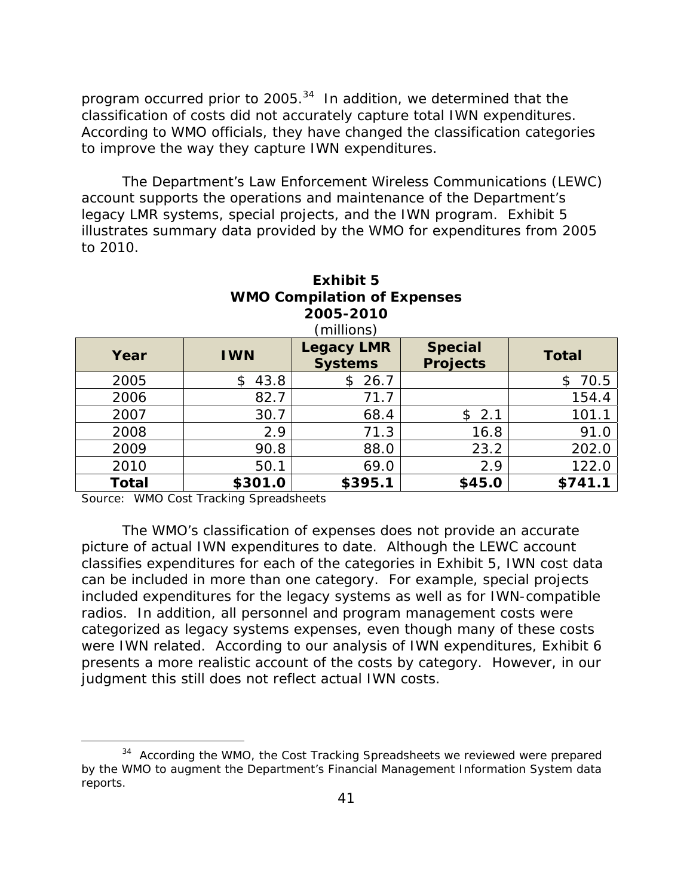program occurred prior to 2005.[34] In addition, we determined that the classification of costs did not accurately capture total IWN expenditures. According to WMO officials, they have changed the classification categories to improve the way they capture IWN expenditures.

The Department's Law Enforcement Wireless Communications (LEWC) account supports the operations and maintenance of the Department's legacy LMR systems, special projects, and the IWN program. Exhibit 5 illustrates summary data provided by the WMO for expenditures from 2005 to 2010.

**Exhibit 5**
**WMO Compilation of Expenses**
**2005-2010**
(millions)

| Year | IWN | Legacy LMR Systems | Special Projects | Total |
|---|---|---|---|---|
| 2005 | $ 43.8 | $ 26.7 | | $ 70.5 |
| 2006 | 82.7 | 71.7 | | 154.4 |
| 2007 | 30.7 | 68.4 | $ 2.1 | 101.1 |
| 2008 | 2.9 | 71.3 | 16.8 | 91.0 |
| 2009 | 90.8 | 88.0 | 23.2 | 202.0 |
| 2010 | 50.1 | 69.0 | 2.9 | 122.0 |
| **Total** | **$301.0** | **$395.1** | **$45.0** | **$741.1** |

Source: WMO Cost Tracking Spreadsheets

The WMO's classification of expenses does not provide an accurate picture of actual IWN expenditures to date. Although the LEWC account classifies expenditures for each of the categories in Exhibit 5, IWN cost data can be included in more than one category. For example, special projects included expenditures for the legacy systems as well as for IWN-compatible radios. In addition, all personnel and program management costs were categorized as legacy systems expenses, even though many of these costs were IWN related. According to our analysis of IWN expenditures, Exhibit 6 presents a more realistic account of the costs by category. However, in our judgment this still does not reflect actual IWN costs.

---

[34] According the WMO, the Cost Tracking Spreadsheets we reviewed were prepared by the WMO to augment the Department's Financial Management Information System data reports.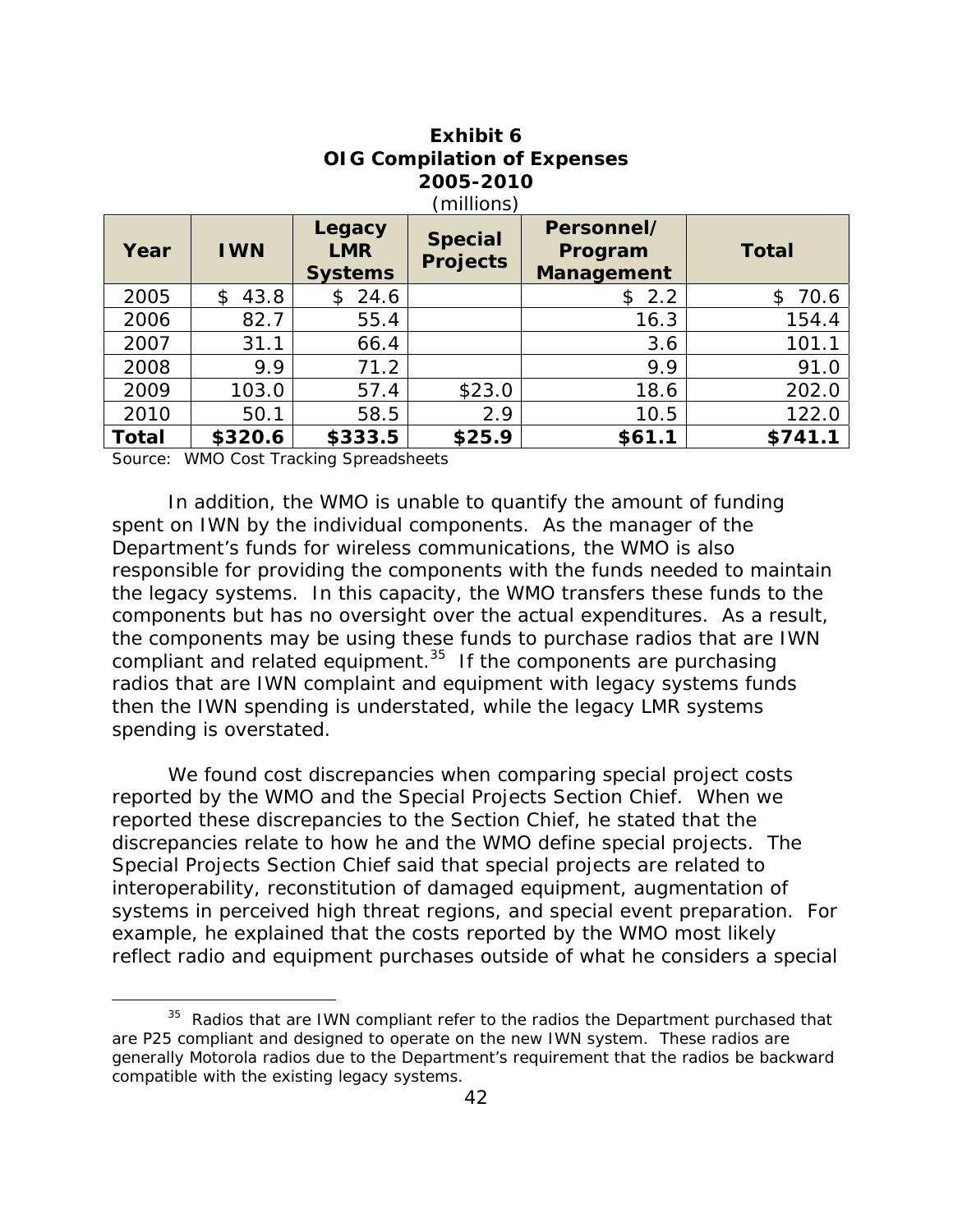**Exhibit 6**
**OIG Compilation of Expenses**
**2005-2010**
(millions)

| Year | IWN | Legacy LMR Systems | Special Projects | Personnel/ Program Management | Total |
|---|---|---|---|---|---|
| 2005 | $ 43.8 | $ 24.6 | | $ 2.2 | $ 70.6 |
| 2006 | 82.7 | 55.4 | | 16.3 | 154.4 |
| 2007 | 31.1 | 66.4 | | 3.6 | 101.1 |
| 2008 | 9.9 | 71.2 | | 9.9 | 91.0 |
| 2009 | 103.0 | 57.4 | $23.0 | 18.6 | 202.0 |
| 2010 | 50.1 | 58.5 | 2.9 | 10.5 | 122.0 |
| **Total** | **$320.6** | **$333.5** | **$25.9** | **$61.1** | **$741.1** |

Source: WMO Cost Tracking Spreadsheets

In addition, the WMO is unable to quantify the amount of funding spent on IWN by the individual components. As the manager of the Department's funds for wireless communications, the WMO is also responsible for providing the components with the funds needed to maintain the legacy systems. In this capacity, the WMO transfers these funds to the components but has no oversight over the actual expenditures. As a result, the components may be using these funds to purchase radios that are IWN compliant and related equipment.[35] If the components are purchasing radios that are IWN complaint and equipment with legacy systems funds then the IWN spending is understated, while the legacy LMR systems spending is overstated.

We found cost discrepancies when comparing special project costs reported by the WMO and the Special Projects Section Chief. When we reported these discrepancies to the Section Chief, he stated that the discrepancies relate to how he and the WMO define special projects. The Special Projects Section Chief said that special projects are related to interoperability, reconstitution of damaged equipment, augmentation of systems in perceived high threat regions, and special event preparation. For example, he explained that the costs reported by the WMO most likely reflect radio and equipment purchases outside of what he considers a special

[35] Radios that are IWN compliant refer to the radios the Department purchased that are P25 compliant and designed to operate on the new IWN system. These radios are generally Motorola radios due to the Department's requirement that the radios be backward compatible with the existing legacy systems.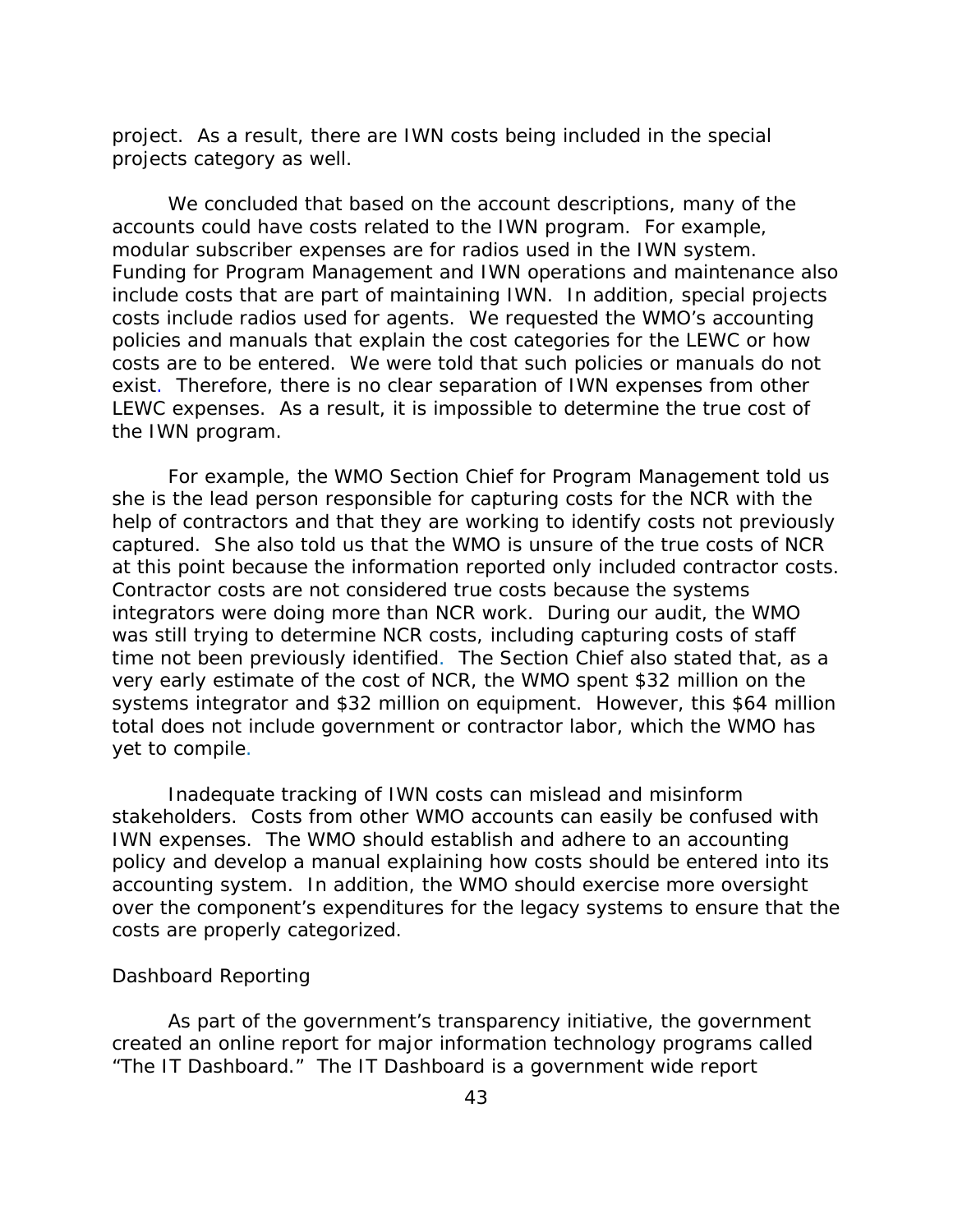project. As a result, there are IWN costs being included in the special projects category as well.

We concluded that based on the account descriptions, many of the accounts could have costs related to the IWN program. For example, modular subscriber expenses are for radios used in the IWN system. Funding for Program Management and IWN operations and maintenance also include costs that are part of maintaining IWN. In addition, special projects costs include radios used for agents. We requested the WMO's accounting policies and manuals that explain the cost categories for the LEWC or how costs are to be entered. We were told that such policies or manuals do not exist. Therefore, there is no clear separation of IWN expenses from other LEWC expenses. As a result, it is impossible to determine the true cost of the IWN program.

For example, the WMO Section Chief for Program Management told us she is the lead person responsible for capturing costs for the NCR with the help of contractors and that they are working to identify costs not previously captured. She also told us that the WMO is unsure of the true costs of NCR at this point because the information reported only included contractor costs. Contractor costs are not considered true costs because the systems integrators were doing more than NCR work. During our audit, the WMO was still trying to determine NCR costs, including capturing costs of staff time not been previously identified. The Section Chief also stated that, as a very early estimate of the cost of NCR, the WMO spent $32 million on the systems integrator and $32 million on equipment. However, this $64 million total does not include government or contractor labor, which the WMO has yet to compile.

Inadequate tracking of IWN costs can mislead and misinform stakeholders. Costs from other WMO accounts can easily be confused with IWN expenses. The WMO should establish and adhere to an accounting policy and develop a manual explaining how costs should be entered into its accounting system. In addition, the WMO should exercise more oversight over the component's expenditures for the legacy systems to ensure that the costs are properly categorized.

### Dashboard Reporting

As part of the government's transparency initiative, the government created an online report for major information technology programs called "The IT Dashboard." The IT Dashboard is a government wide report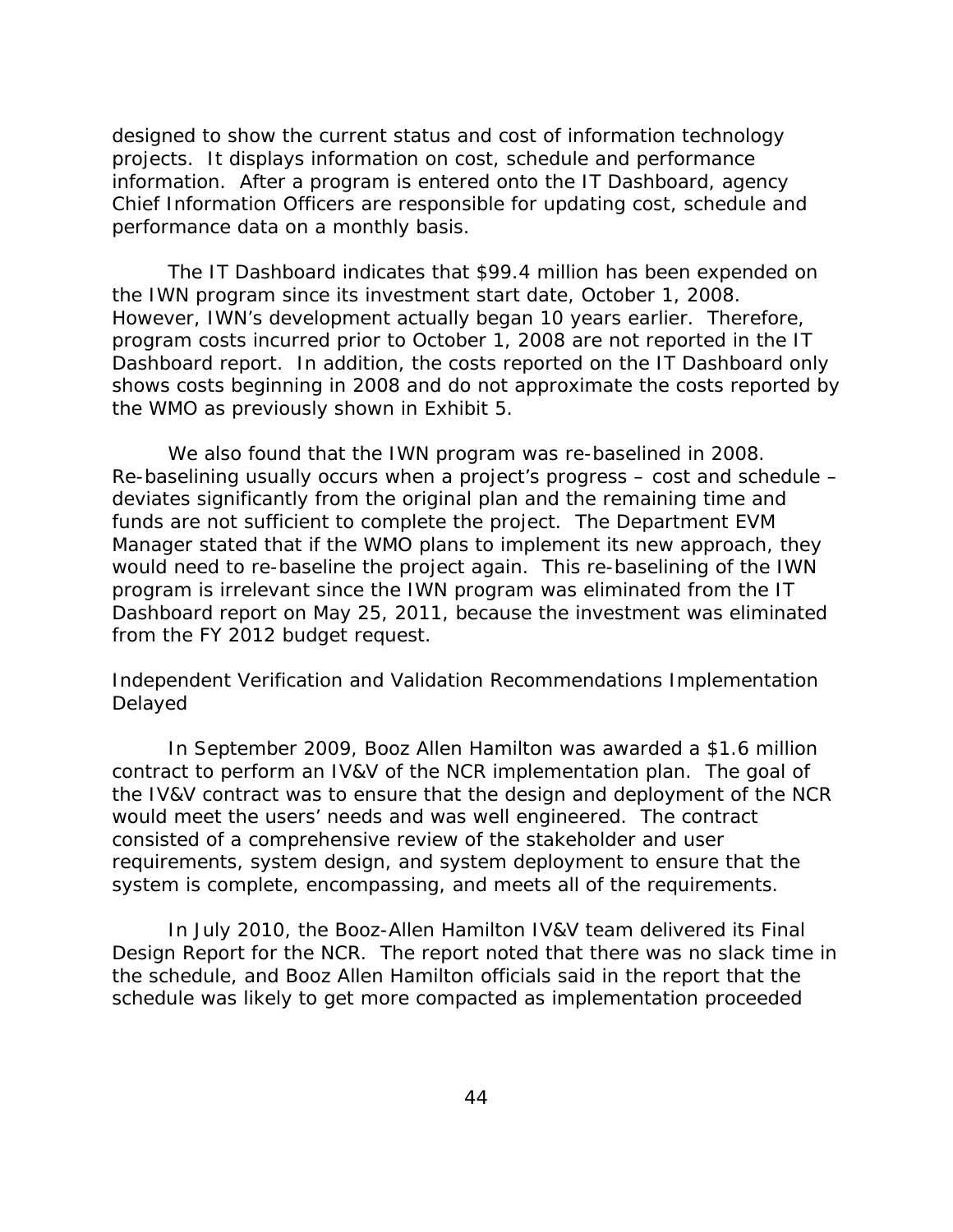designed to show the current status and cost of information technology projects. It displays information on cost, schedule and performance information. After a program is entered onto the IT Dashboard, agency Chief Information Officers are responsible for updating cost, schedule and performance data on a monthly basis.

The IT Dashboard indicates that $99.4 million has been expended on the IWN program since its investment start date, October 1, 2008. However, IWN's development actually began 10 years earlier. Therefore, program costs incurred prior to October 1, 2008 are not reported in the IT Dashboard report. In addition, the costs reported on the IT Dashboard only shows costs beginning in 2008 and do not approximate the costs reported by the WMO as previously shown in Exhibit 5.

We also found that the IWN program was re-baselined in 2008. Re-baselining usually occurs when a project's progress – cost and schedule – deviates significantly from the original plan and the remaining time and funds are not sufficient to complete the project. The Department EVM Manager stated that if the WMO plans to implement its new approach, they would need to re-baseline the project again. This re-baselining of the IWN program is irrelevant since the IWN program was eliminated from the IT Dashboard report on May 25, 2011, because the investment was eliminated from the FY 2012 budget request.

Independent Verification and Validation Recommendations Implementation Delayed

In September 2009, Booz Allen Hamilton was awarded a $1.6 million contract to perform an IV&V of the NCR implementation plan. The goal of the IV&V contract was to ensure that the design and deployment of the NCR would meet the users' needs and was well engineered. The contract consisted of a comprehensive review of the stakeholder and user requirements, system design, and system deployment to ensure that the system is complete, encompassing, and meets all of the requirements.

In July 2010, the Booz-Allen Hamilton IV&V team delivered its Final Design Report for the NCR. The report noted that there was no slack time in the schedule, and Booz Allen Hamilton officials said in the report that the schedule was likely to get more compacted as implementation proceeded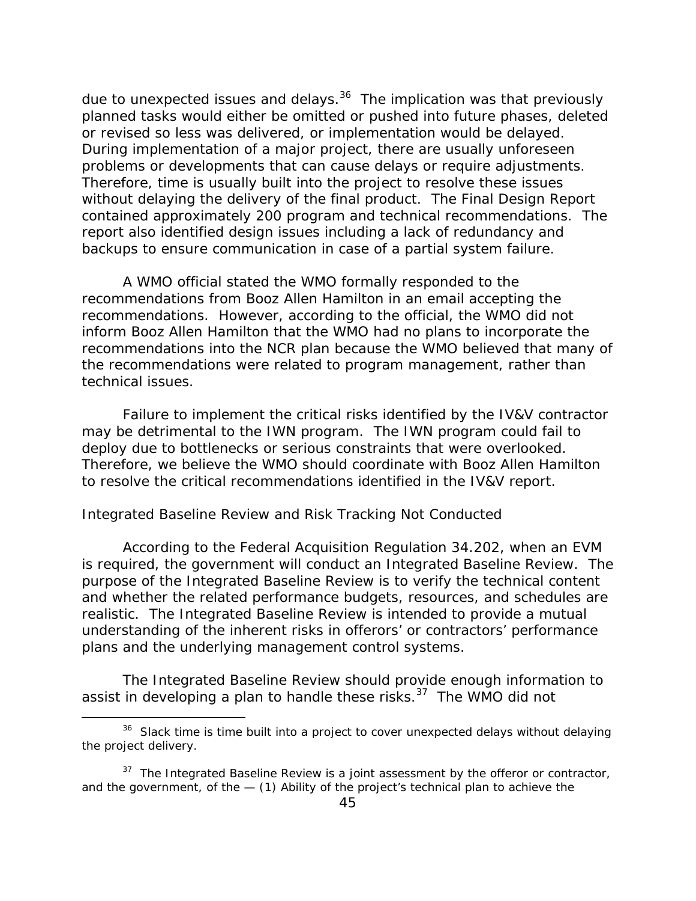due to unexpected issues and delays.[36] The implication was that previously planned tasks would either be omitted or pushed into future phases, deleted or revised so less was delivered, or implementation would be delayed. During implementation of a major project, there are usually unforeseen problems or developments that can cause delays or require adjustments. Therefore, time is usually built into the project to resolve these issues without delaying the delivery of the final product. The Final Design Report contained approximately 200 program and technical recommendations. The report also identified design issues including a lack of redundancy and backups to ensure communication in case of a partial system failure.

A WMO official stated the WMO formally responded to the recommendations from Booz Allen Hamilton in an email accepting the recommendations. However, according to the official, the WMO did not inform Booz Allen Hamilton that the WMO had no plans to incorporate the recommendations into the NCR plan because the WMO believed that many of the recommendations were related to program management, rather than technical issues.

Failure to implement the critical risks identified by the IV&V contractor may be detrimental to the IWN program. The IWN program could fail to deploy due to bottlenecks or serious constraints that were overlooked. Therefore, we believe the WMO should coordinate with Booz Allen Hamilton to resolve the critical recommendations identified in the IV&V report.

## Integrated Baseline Review and Risk Tracking Not Conducted

According to the Federal Acquisition Regulation 34.202, when an EVM is required, the government will conduct an Integrated Baseline Review. The purpose of the Integrated Baseline Review is to verify the technical content and whether the related performance budgets, resources, and schedules are realistic. The Integrated Baseline Review is intended to provide a mutual understanding of the inherent risks in offerors' or contractors' performance plans and the underlying management control systems.

The Integrated Baseline Review should provide enough information to assist in developing a plan to handle these risks.[37] The WMO did not

---

[36] Slack time is time built into a project to cover unexpected delays without delaying the project delivery.

[37] The Integrated Baseline Review is a joint assessment by the offeror or contractor, and the government, of the — (1) Ability of the project's technical plan to achieve the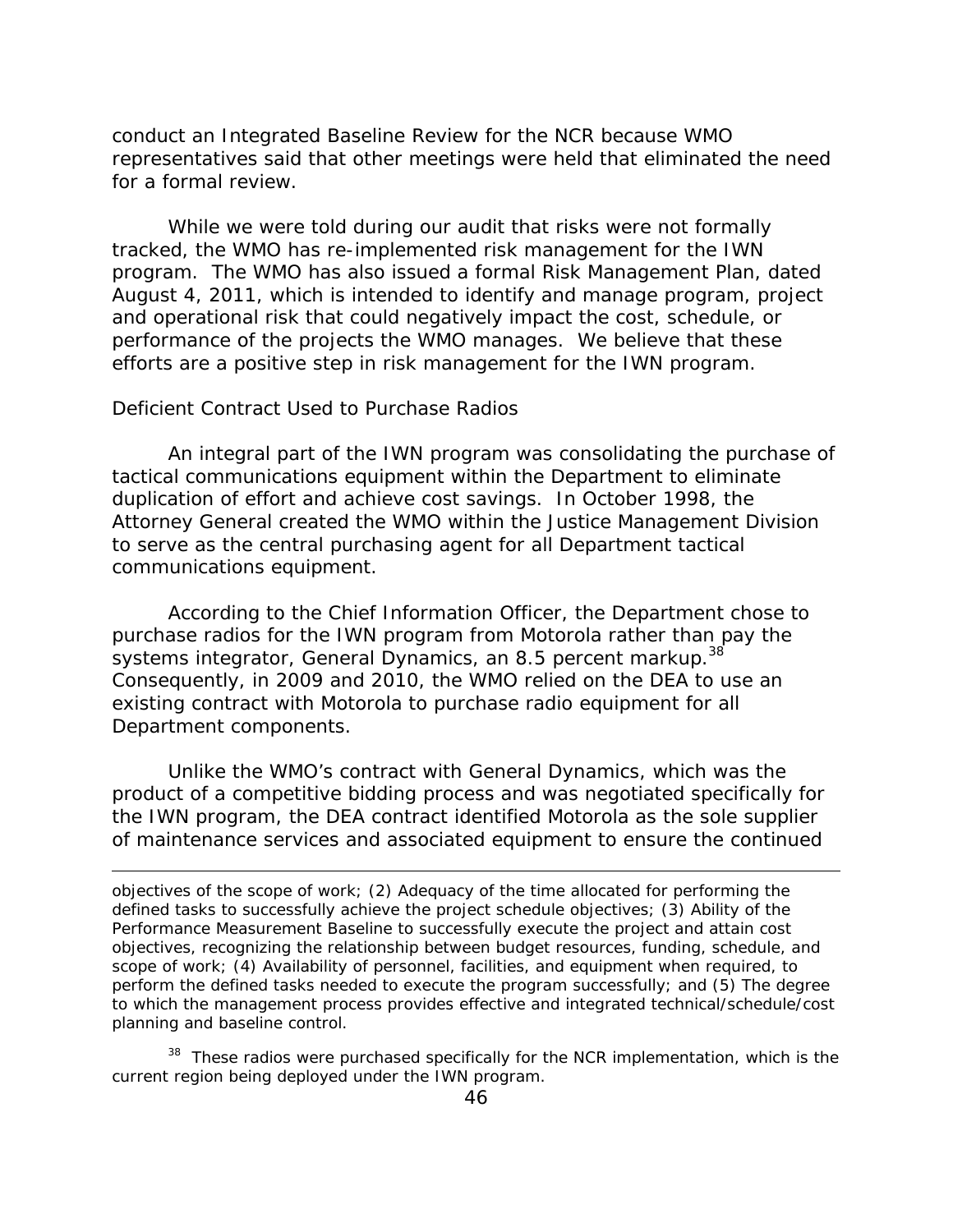conduct an Integrated Baseline Review for the NCR because WMO representatives said that other meetings were held that eliminated the need for a formal review.

While we were told during our audit that risks were not formally tracked, the WMO has re-implemented risk management for the IWN program. The WMO has also issued a formal Risk Management Plan, dated August 4, 2011, which is intended to identify and manage program, project and operational risk that could negatively impact the cost, schedule, or performance of the projects the WMO manages. We believe that these efforts are a positive step in risk management for the IWN program.

### Deficient Contract Used to Purchase Radios

An integral part of the IWN program was consolidating the purchase of tactical communications equipment within the Department to eliminate duplication of effort and achieve cost savings. In October 1998, the Attorney General created the WMO within the Justice Management Division to serve as the central purchasing agent for all Department tactical communications equipment.

According to the Chief Information Officer, the Department chose to purchase radios for the IWN program from Motorola rather than pay the systems integrator, General Dynamics, an 8.5 percent markup.[38] Consequently, in 2009 and 2010, the WMO relied on the DEA to use an existing contract with Motorola to purchase radio equipment for all Department components.

Unlike the WMO's contract with General Dynamics, which was the product of a competitive bidding process and was negotiated specifically for the IWN program, the DEA contract identified Motorola as the sole supplier of maintenance services and associated equipment to ensure the continued

---

objectives of the scope of work; (2) Adequacy of the time allocated for performing the defined tasks to successfully achieve the project schedule objectives; (3) Ability of the Performance Measurement Baseline to successfully execute the project and attain cost objectives, recognizing the relationship between budget resources, funding, schedule, and scope of work; (4) Availability of personnel, facilities, and equipment when required, to perform the defined tasks needed to execute the program successfully; and (5) The degree to which the management process provides effective and integrated technical/schedule/cost planning and baseline control.

[38] These radios were purchased specifically for the NCR implementation, which is the current region being deployed under the IWN program.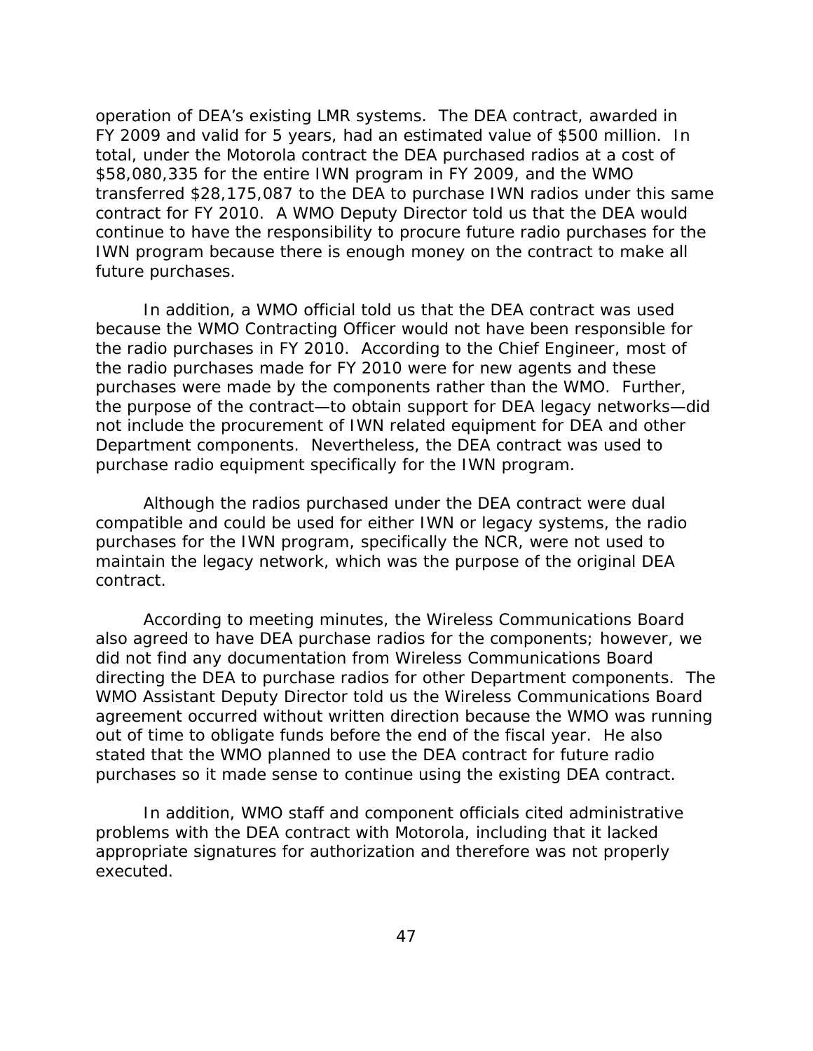operation of DEA's existing LMR systems. The DEA contract, awarded in FY 2009 and valid for 5 years, had an estimated value of $500 million. In total, under the Motorola contract the DEA purchased radios at a cost of $58,080,335 for the entire IWN program in FY 2009, and the WMO transferred $28,175,087 to the DEA to purchase IWN radios under this same contract for FY 2010. A WMO Deputy Director told us that the DEA would continue to have the responsibility to procure future radio purchases for the IWN program because there is enough money on the contract to make all future purchases.

In addition, a WMO official told us that the DEA contract was used because the WMO Contracting Officer would not have been responsible for the radio purchases in FY 2010. According to the Chief Engineer, most of the radio purchases made for FY 2010 were for new agents and these purchases were made by the components rather than the WMO. Further, the purpose of the contract—to obtain support for DEA legacy networks—did not include the procurement of IWN related equipment for DEA and other Department components. Nevertheless, the DEA contract was used to purchase radio equipment specifically for the IWN program.

Although the radios purchased under the DEA contract were dual compatible and could be used for either IWN or legacy systems, the radio purchases for the IWN program, specifically the NCR, were not used to maintain the legacy network, which was the purpose of the original DEA contract.

According to meeting minutes, the Wireless Communications Board also agreed to have DEA purchase radios for the components; however, we did not find any documentation from Wireless Communications Board directing the DEA to purchase radios for other Department components. The WMO Assistant Deputy Director told us the Wireless Communications Board agreement occurred without written direction because the WMO was running out of time to obligate funds before the end of the fiscal year. He also stated that the WMO planned to use the DEA contract for future radio purchases so it made sense to continue using the existing DEA contract.

In addition, WMO staff and component officials cited administrative problems with the DEA contract with Motorola, including that it lacked appropriate signatures for authorization and therefore was not properly executed.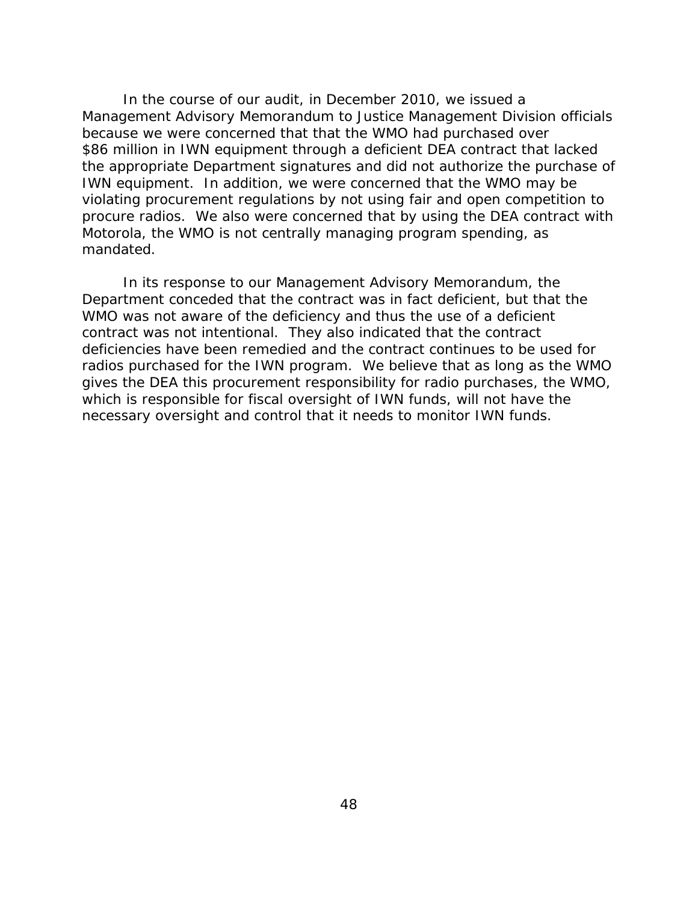In the course of our audit, in December 2010, we issued a Management Advisory Memorandum to Justice Management Division officials because we were concerned that that the WMO had purchased over $86 million in IWN equipment through a deficient DEA contract that lacked the appropriate Department signatures and did not authorize the purchase of IWN equipment. In addition, we were concerned that the WMO may be violating procurement regulations by not using fair and open competition to procure radios. We also were concerned that by using the DEA contract with Motorola, the WMO is not centrally managing program spending, as mandated.

In its response to our Management Advisory Memorandum, the Department conceded that the contract was in fact deficient, but that the WMO was not aware of the deficiency and thus the use of a deficient contract was not intentional. They also indicated that the contract deficiencies have been remedied and the contract continues to be used for radios purchased for the IWN program. We believe that as long as the WMO gives the DEA this procurement responsibility for radio purchases, the WMO, which is responsible for fiscal oversight of IWN funds, will not have the necessary oversight and control that it needs to monitor IWN funds.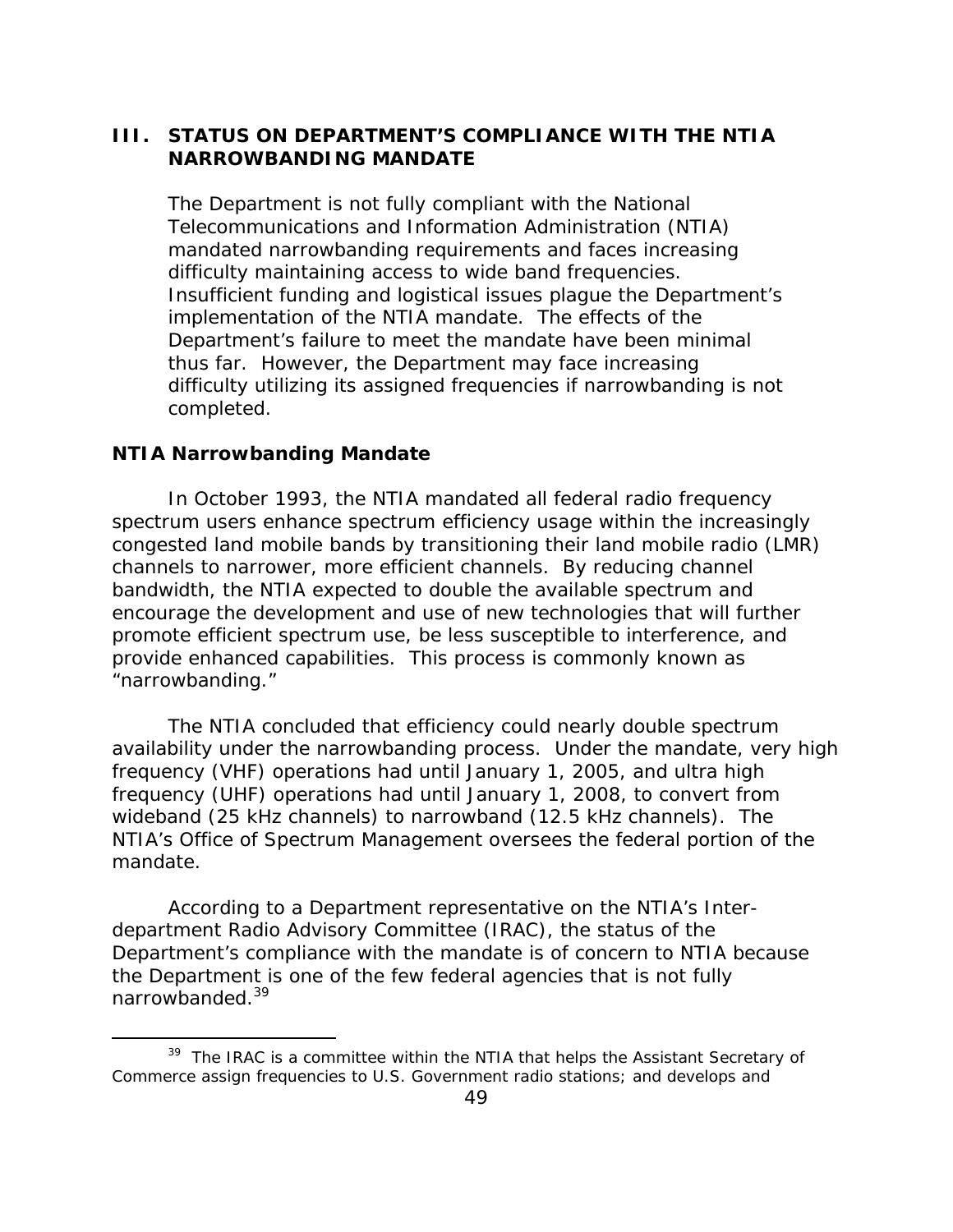## III. STATUS ON DEPARTMENT'S COMPLIANCE WITH THE NTIA NARROWBANDING MANDATE

The Department is not fully compliant with the National Telecommunications and Information Administration (NTIA) mandated narrowbanding requirements and faces increasing difficulty maintaining access to wide band frequencies. Insufficient funding and logistical issues plague the Department's implementation of the NTIA mandate. The effects of the Department's failure to meet the mandate have been minimal thus far. However, the Department may face increasing difficulty utilizing its assigned frequencies if narrowbanding is not completed.

### NTIA Narrowbanding Mandate

In October 1993, the NTIA mandated all federal radio frequency spectrum users enhance spectrum efficiency usage within the increasingly congested land mobile bands by transitioning their land mobile radio (LMR) channels to narrower, more efficient channels. By reducing channel bandwidth, the NTIA expected to double the available spectrum and encourage the development and use of new technologies that will further promote efficient spectrum use, be less susceptible to interference, and provide enhanced capabilities. This process is commonly known as "narrowbanding."

The NTIA concluded that efficiency could nearly double spectrum availability under the narrowbanding process. Under the mandate, very high frequency (VHF) operations had until January 1, 2005, and ultra high frequency (UHF) operations had until January 1, 2008, to convert from wideband (25 kHz channels) to narrowband (12.5 kHz channels). The NTIA's Office of Spectrum Management oversees the federal portion of the mandate.

According to a Department representative on the NTIA's Inter-department Radio Advisory Committee (IRAC), the status of the Department's compliance with the mandate is of concern to NTIA because the Department is one of the few federal agencies that is not fully narrowbanded.[39]

[39] The IRAC is a committee within the NTIA that helps the Assistant Secretary of Commerce assign frequencies to U.S. Government radio stations; and develops and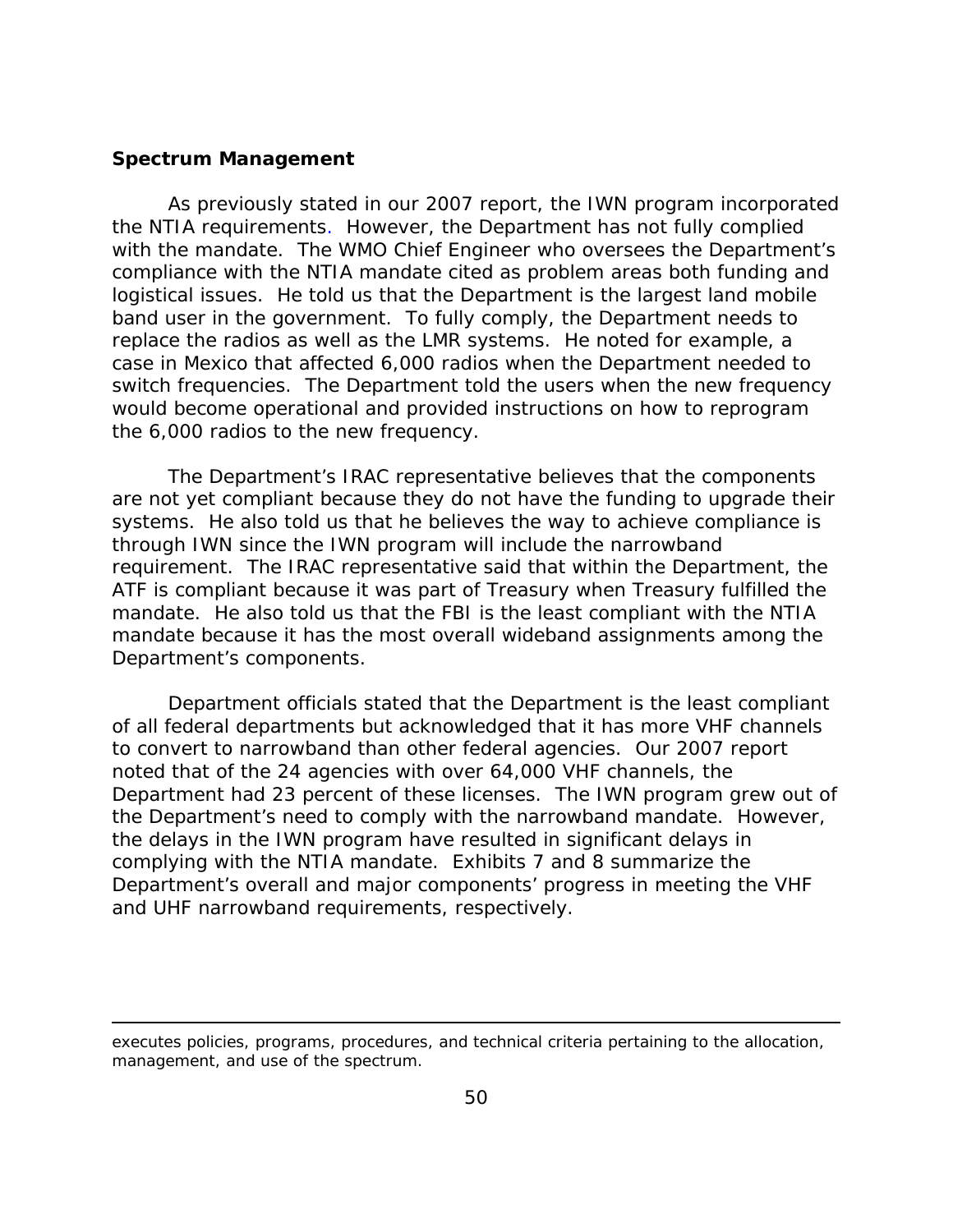### Spectrum Management

As previously stated in our 2007 report, the IWN program incorporated the NTIA requirements. However, the Department has not fully complied with the mandate. The WMO Chief Engineer who oversees the Department's compliance with the NTIA mandate cited as problem areas both funding and logistical issues. He told us that the Department is the largest land mobile band user in the government. To fully comply, the Department needs to replace the radios as well as the LMR systems. He noted for example, a case in Mexico that affected 6,000 radios when the Department needed to switch frequencies. The Department told the users when the new frequency would become operational and provided instructions on how to reprogram the 6,000 radios to the new frequency.

The Department's IRAC representative believes that the components are not yet compliant because they do not have the funding to upgrade their systems. He also told us that he believes the way to achieve compliance is through IWN since the IWN program will include the narrowband requirement. The IRAC representative said that within the Department, the ATF is compliant because it was part of Treasury when Treasury fulfilled the mandate. He also told us that the FBI is the least compliant with the NTIA mandate because it has the most overall wideband assignments among the Department's components.

Department officials stated that the Department is the least compliant of all federal departments but acknowledged that it has more VHF channels to convert to narrowband than other federal agencies. Our 2007 report noted that of the 24 agencies with over 64,000 VHF channels, the Department had 23 percent of these licenses. The IWN program grew out of the Department's need to comply with the narrowband mandate. However, the delays in the IWN program have resulted in significant delays in complying with the NTIA mandate. Exhibits 7 and 8 summarize the Department's overall and major components' progress in meeting the VHF and UHF narrowband requirements, respectively.

---

executes policies, programs, procedures, and technical criteria pertaining to the allocation, management, and use of the spectrum.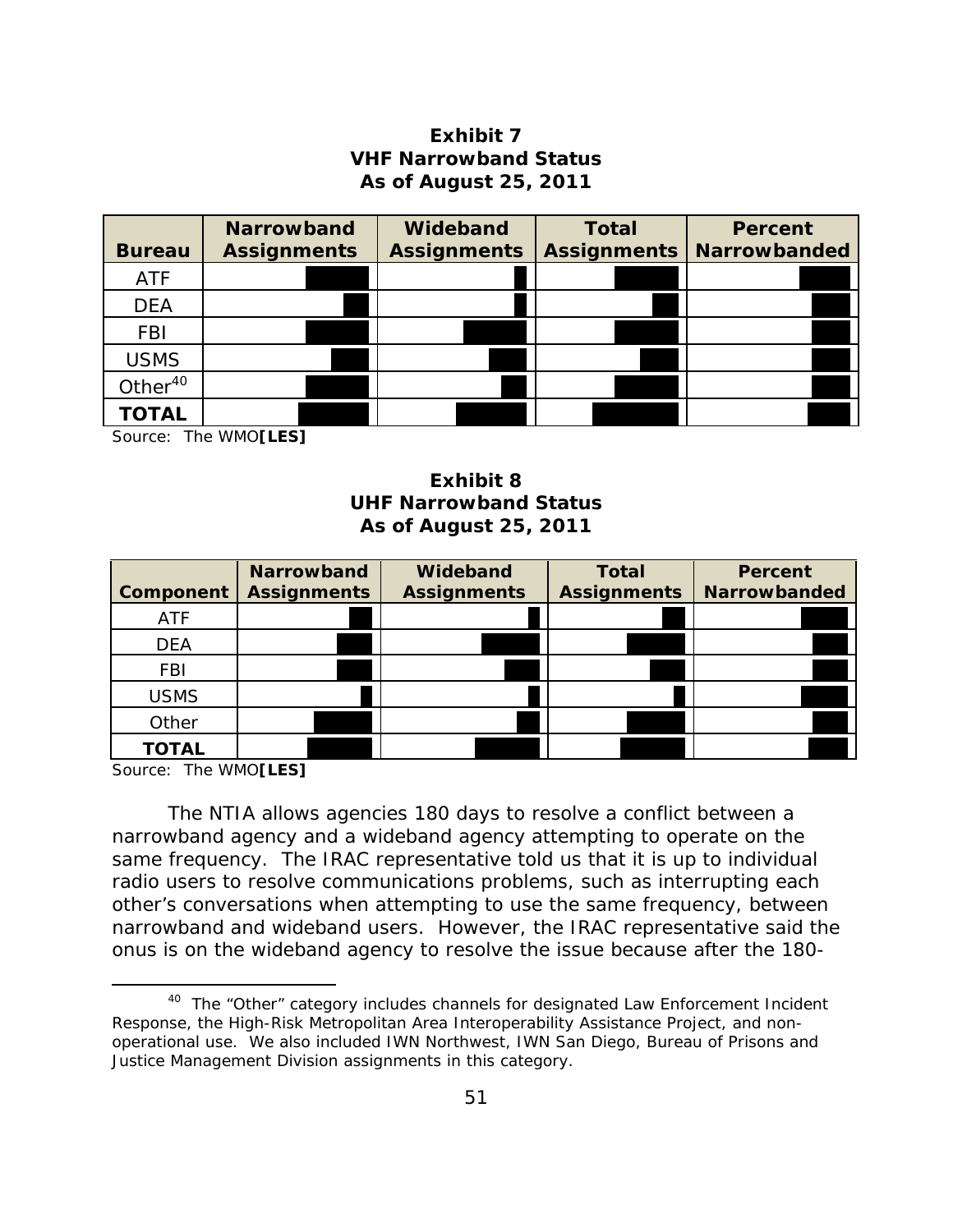**Exhibit 7**
**VHF Narrowband Status**
**As of August 25, 2011**

| Bureau | Narrowband Assignments | Wideband Assignments | Total Assignments | Percent Narrowbanded |
|---|---|---|---|---|
| ATF | | | | |
| DEA | | | | |
| FBI | | | | |
| USMS | | | | |
| Other[40] | | | | |
| **TOTAL** | | | | |

Source: The WMO**[LES]**

**Exhibit 8**
**UHF Narrowband Status**
**As of August 25, 2011**

| Component | Narrowband Assignments | Wideband Assignments | Total Assignments | Percent Narrowbanded |
|---|---|---|---|---|
| ATF | | | | |
| DEA | | | | |
| FBI | | | | |
| USMS | | | | |
| Other | | | | |
| **TOTAL** | | | | |

Source: The WMO**[LES]**

The NTIA allows agencies 180 days to resolve a conflict between a narrowband agency and a wideband agency attempting to operate on the same frequency. The IRAC representative told us that it is up to individual radio users to resolve communications problems, such as interrupting each other's conversations when attempting to use the same frequency, between narrowband and wideband users. However, the IRAC representative said the onus is on the wideband agency to resolve the issue because after the 180-

[40] The "Other" category includes channels for designated Law Enforcement Incident Response, the High-Risk Metropolitan Area Interoperability Assistance Project, and non-operational use. We also included IWN Northwest, IWN San Diego, Bureau of Prisons and Justice Management Division assignments in this category.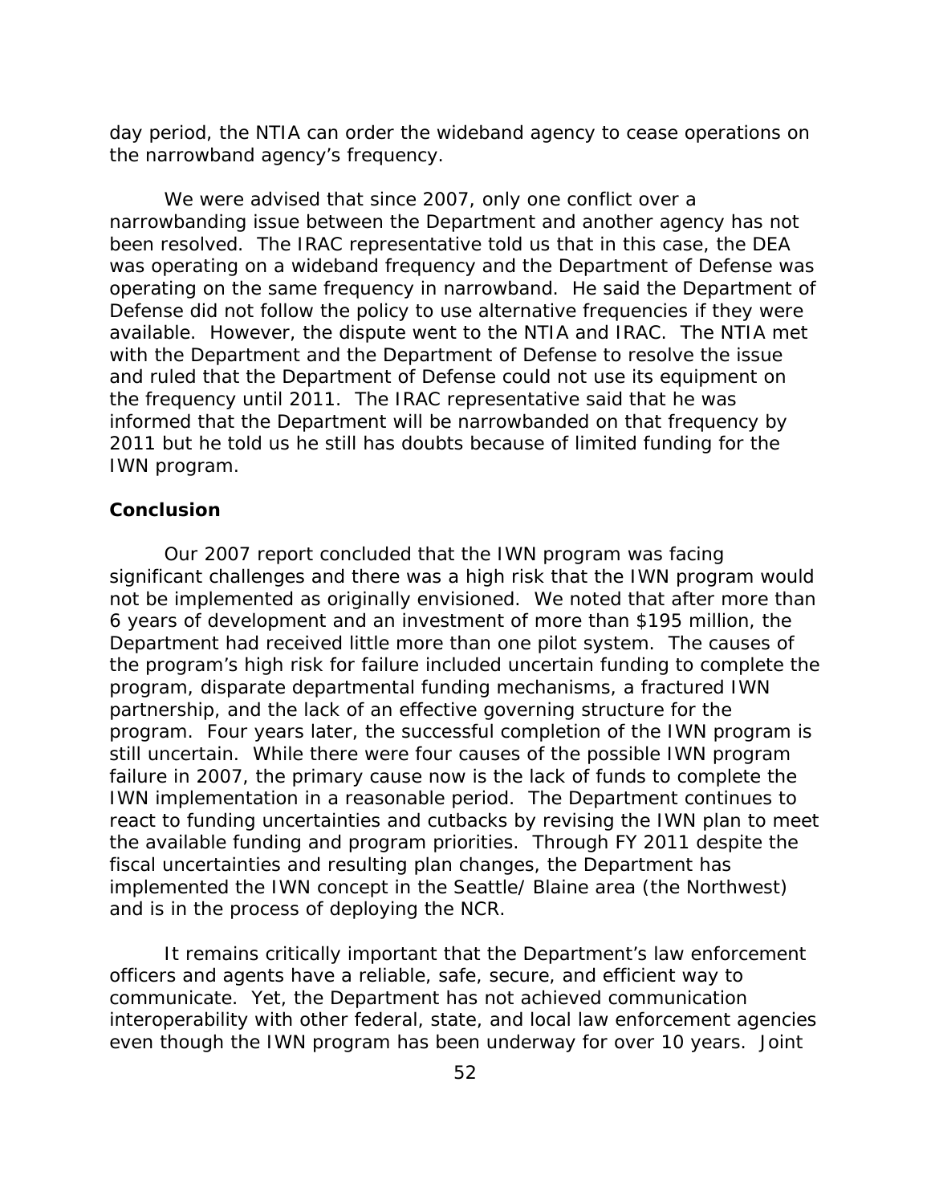day period, the NTIA can order the wideband agency to cease operations on the narrowband agency's frequency.

We were advised that since 2007, only one conflict over a narrowbanding issue between the Department and another agency has not been resolved. The IRAC representative told us that in this case, the DEA was operating on a wideband frequency and the Department of Defense was operating on the same frequency in narrowband. He said the Department of Defense did not follow the policy to use alternative frequencies if they were available. However, the dispute went to the NTIA and IRAC. The NTIA met with the Department and the Department of Defense to resolve the issue and ruled that the Department of Defense could not use its equipment on the frequency until 2011. The IRAC representative said that he was informed that the Department will be narrowbanded on that frequency by 2011 but he told us he still has doubts because of limited funding for the IWN program.

## Conclusion

Our 2007 report concluded that the IWN program was facing significant challenges and there was a high risk that the IWN program would not be implemented as originally envisioned. We noted that after more than 6 years of development and an investment of more than $195 million, the Department had received little more than one pilot system. The causes of the program's high risk for failure included uncertain funding to complete the program, disparate departmental funding mechanisms, a fractured IWN partnership, and the lack of an effective governing structure for the program. Four years later, the successful completion of the IWN program is still uncertain. While there were four causes of the possible IWN program failure in 2007, the primary cause now is the lack of funds to complete the IWN implementation in a reasonable period. The Department continues to react to funding uncertainties and cutbacks by revising the IWN plan to meet the available funding and program priorities. Through FY 2011 despite the fiscal uncertainties and resulting plan changes, the Department has implemented the IWN concept in the Seattle/ Blaine area (the Northwest) and is in the process of deploying the NCR.

It remains critically important that the Department's law enforcement officers and agents have a reliable, safe, secure, and efficient way to communicate. Yet, the Department has not achieved communication interoperability with other federal, state, and local law enforcement agencies even though the IWN program has been underway for over 10 years. Joint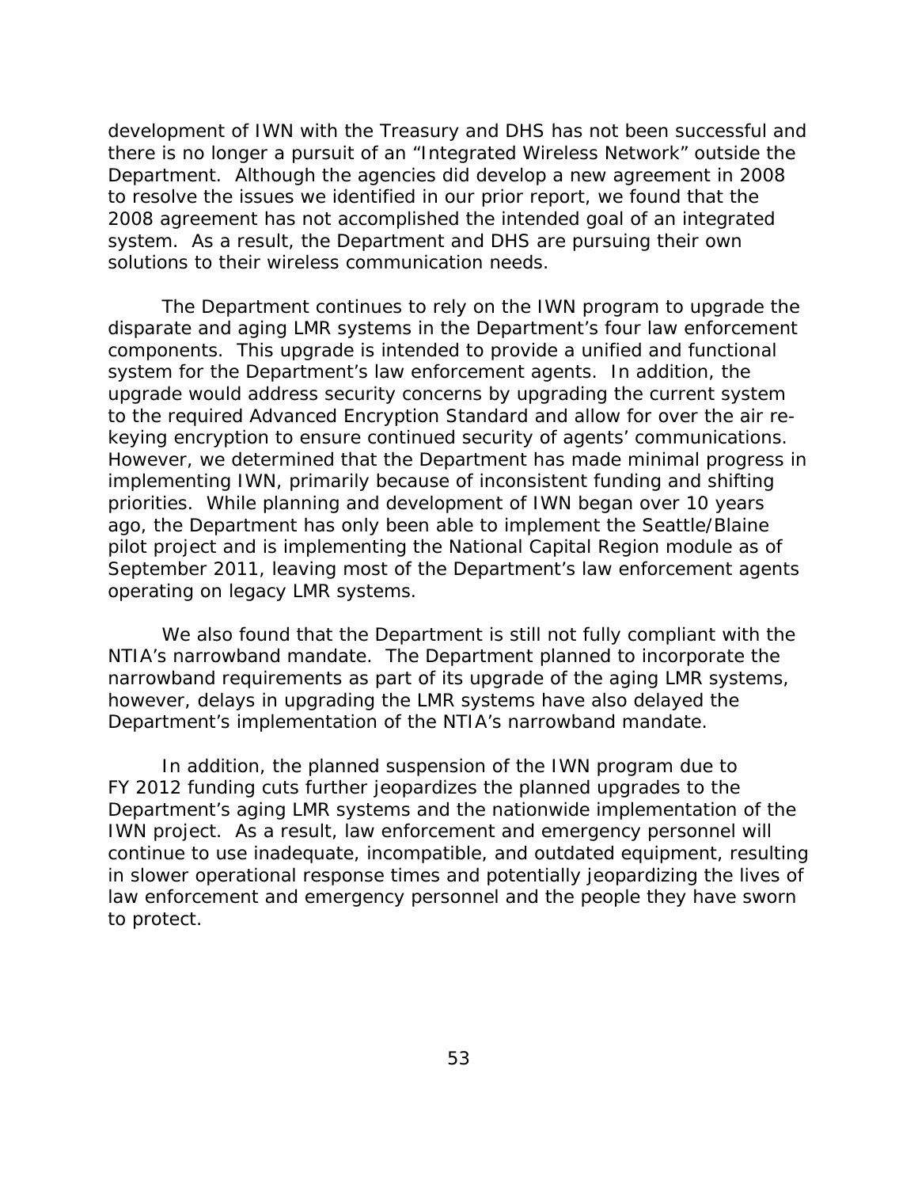development of IWN with the Treasury and DHS has not been successful and there is no longer a pursuit of an "Integrated Wireless Network" outside the Department. Although the agencies did develop a new agreement in 2008 to resolve the issues we identified in our prior report, we found that the 2008 agreement has not accomplished the intended goal of an integrated system. As a result, the Department and DHS are pursuing their own solutions to their wireless communication needs.

The Department continues to rely on the IWN program to upgrade the disparate and aging LMR systems in the Department's four law enforcement components. This upgrade is intended to provide a unified and functional system for the Department's law enforcement agents. In addition, the upgrade would address security concerns by upgrading the current system to the required Advanced Encryption Standard and allow for over the air re-keying encryption to ensure continued security of agents' communications. However, we determined that the Department has made minimal progress in implementing IWN, primarily because of inconsistent funding and shifting priorities. While planning and development of IWN began over 10 years ago, the Department has only been able to implement the Seattle/Blaine pilot project and is implementing the National Capital Region module as of September 2011, leaving most of the Department's law enforcement agents operating on legacy LMR systems.

We also found that the Department is still not fully compliant with the NTIA's narrowband mandate. The Department planned to incorporate the narrowband requirements as part of its upgrade of the aging LMR systems, however, delays in upgrading the LMR systems have also delayed the Department's implementation of the NTIA's narrowband mandate.

In addition, the planned suspension of the IWN program due to FY 2012 funding cuts further jeopardizes the planned upgrades to the Department's aging LMR systems and the nationwide implementation of the IWN project. As a result, law enforcement and emergency personnel will continue to use inadequate, incompatible, and outdated equipment, resulting in slower operational response times and potentially jeopardizing the lives of law enforcement and emergency personnel and the people they have sworn to protect.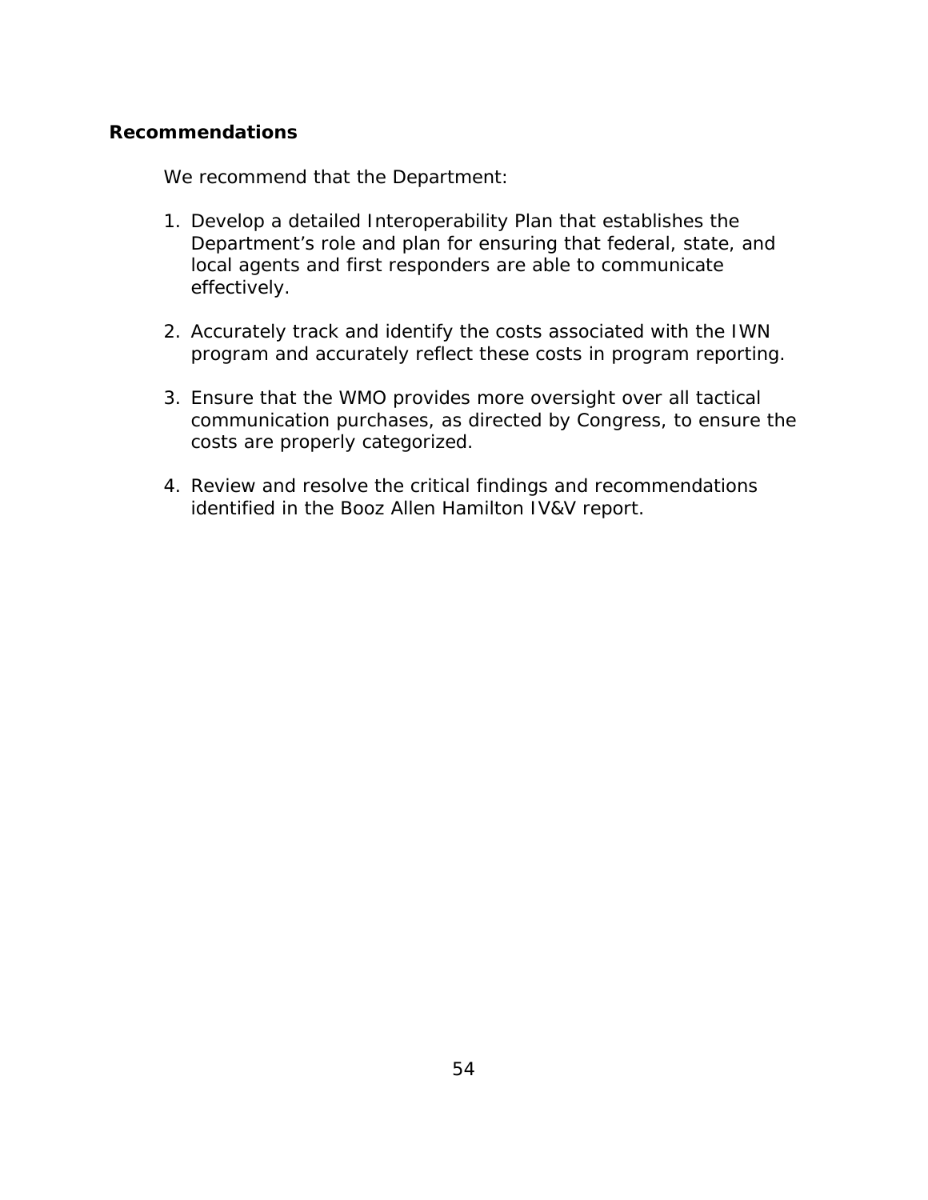### Recommendations

We recommend that the Department:

1. Develop a detailed Interoperability Plan that establishes the Department's role and plan for ensuring that federal, state, and local agents and first responders are able to communicate effectively.

2. Accurately track and identify the costs associated with the IWN program and accurately reflect these costs in program reporting.

3. Ensure that the WMO provides more oversight over all tactical communication purchases, as directed by Congress, to ensure the costs are properly categorized.

4. Review and resolve the critical findings and recommendations identified in the Booz Allen Hamilton IV&V report.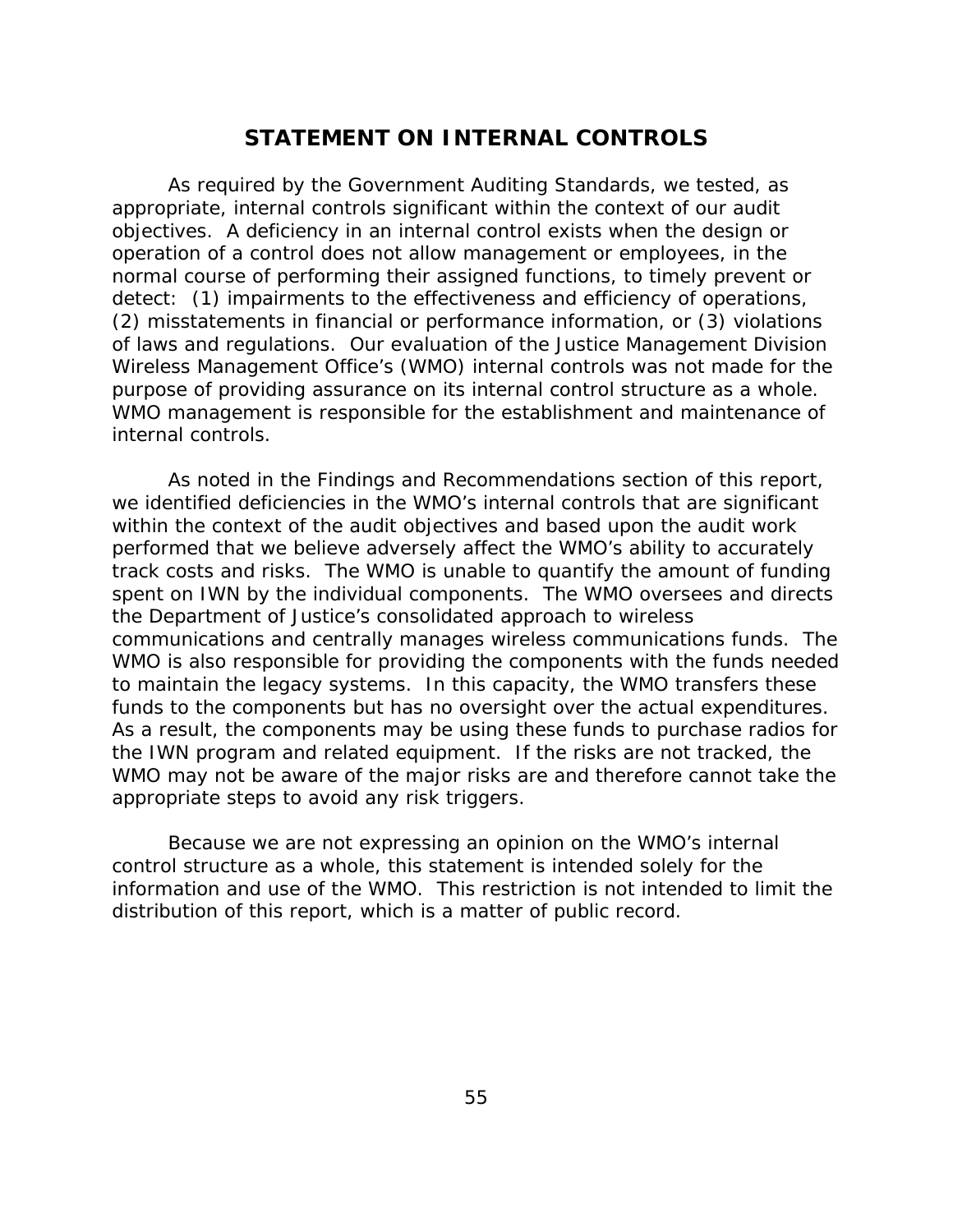# STATEMENT ON INTERNAL CONTROLS

As required by the Government Auditing Standards, we tested, as appropriate, internal controls significant within the context of our audit objectives. A deficiency in an internal control exists when the design or operation of a control does not allow management or employees, in the normal course of performing their assigned functions, to timely prevent or detect: (1) impairments to the effectiveness and efficiency of operations, (2) misstatements in financial or performance information, or (3) violations of laws and regulations. Our evaluation of the Justice Management Division Wireless Management Office's (WMO) internal controls was not made for the purpose of providing assurance on its internal control structure as a whole. WMO management is responsible for the establishment and maintenance of internal controls.

As noted in the Findings and Recommendations section of this report, we identified deficiencies in the WMO's internal controls that are significant within the context of the audit objectives and based upon the audit work performed that we believe adversely affect the WMO's ability to accurately track costs and risks. The WMO is unable to quantify the amount of funding spent on IWN by the individual components. The WMO oversees and directs the Department of Justice's consolidated approach to wireless communications and centrally manages wireless communications funds. The WMO is also responsible for providing the components with the funds needed to maintain the legacy systems. In this capacity, the WMO transfers these funds to the components but has no oversight over the actual expenditures. As a result, the components may be using these funds to purchase radios for the IWN program and related equipment. If the risks are not tracked, the WMO may not be aware of the major risks are and therefore cannot take the appropriate steps to avoid any risk triggers.

Because we are not expressing an opinion on the WMO's internal control structure as a whole, this statement is intended solely for the information and use of the WMO. This restriction is not intended to limit the distribution of this report, which is a matter of public record.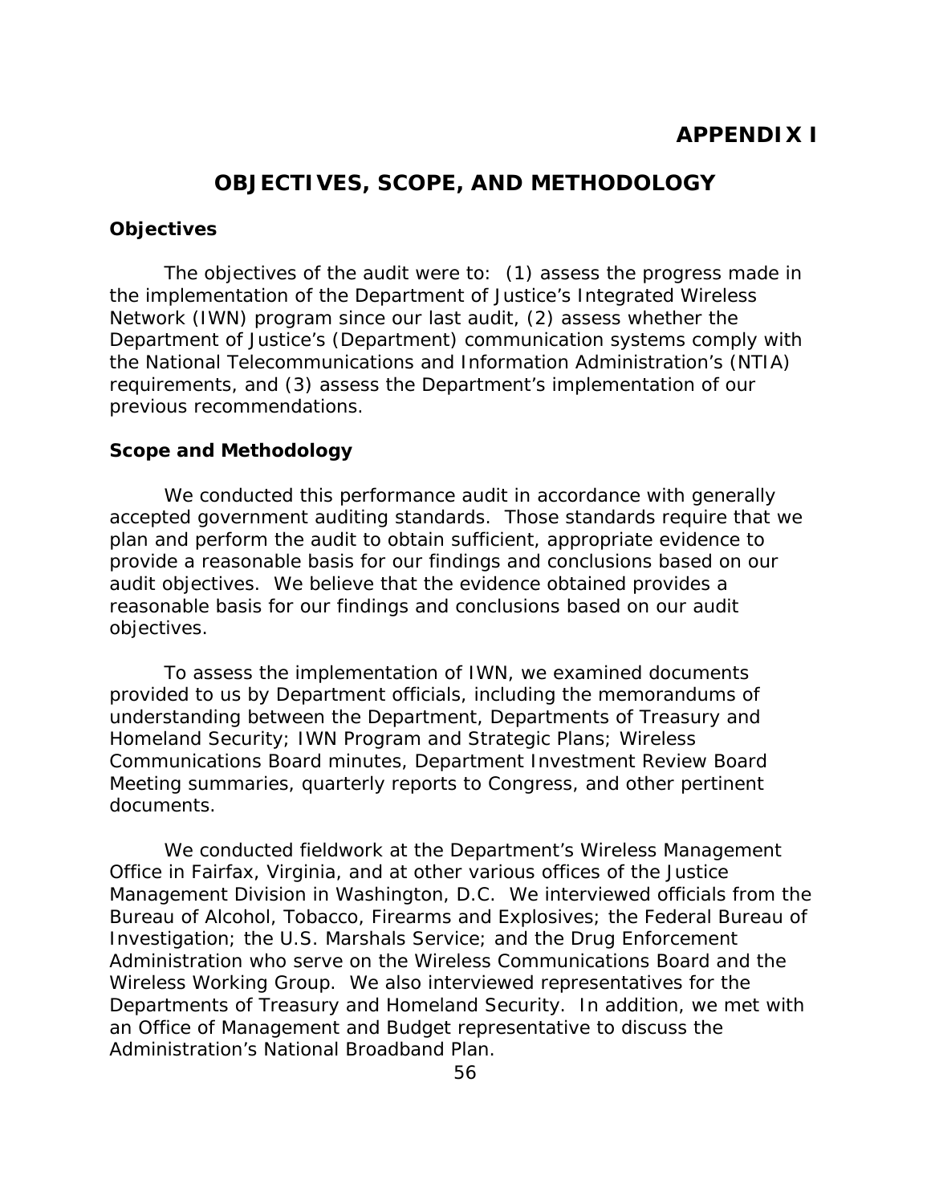# APPENDIX I

## OBJECTIVES, SCOPE, AND METHODOLOGY

### Objectives

The objectives of the audit were to: (1) assess the progress made in the implementation of the Department of Justice's Integrated Wireless Network (IWN) program since our last audit, (2) assess whether the Department of Justice's (Department) communication systems comply with the National Telecommunications and Information Administration's (NTIA) requirements, and (3) assess the Department's implementation of our previous recommendations.

### Scope and Methodology

We conducted this performance audit in accordance with generally accepted government auditing standards. Those standards require that we plan and perform the audit to obtain sufficient, appropriate evidence to provide a reasonable basis for our findings and conclusions based on our audit objectives. We believe that the evidence obtained provides a reasonable basis for our findings and conclusions based on our audit objectives.

To assess the implementation of IWN, we examined documents provided to us by Department officials, including the memorandums of understanding between the Department, Departments of Treasury and Homeland Security; IWN Program and Strategic Plans; Wireless Communications Board minutes, Department Investment Review Board Meeting summaries, quarterly reports to Congress, and other pertinent documents.

We conducted fieldwork at the Department's Wireless Management Office in Fairfax, Virginia, and at other various offices of the Justice Management Division in Washington, D.C. We interviewed officials from the Bureau of Alcohol, Tobacco, Firearms and Explosives; the Federal Bureau of Investigation; the U.S. Marshals Service; and the Drug Enforcement Administration who serve on the Wireless Communications Board and the Wireless Working Group. We also interviewed representatives for the Departments of Treasury and Homeland Security. In addition, we met with an Office of Management and Budget representative to discuss the Administration's National Broadband Plan.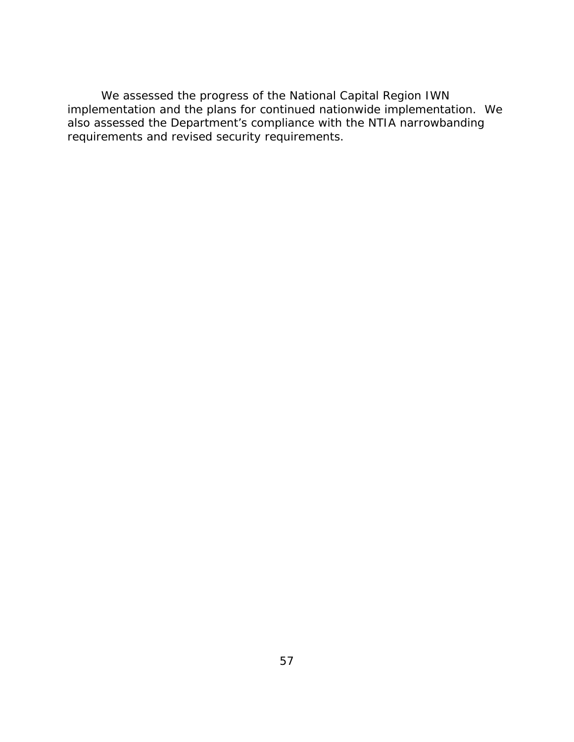We assessed the progress of the National Capital Region IWN implementation and the plans for continued nationwide implementation. We also assessed the Department's compliance with the NTIA narrowbanding requirements and revised security requirements.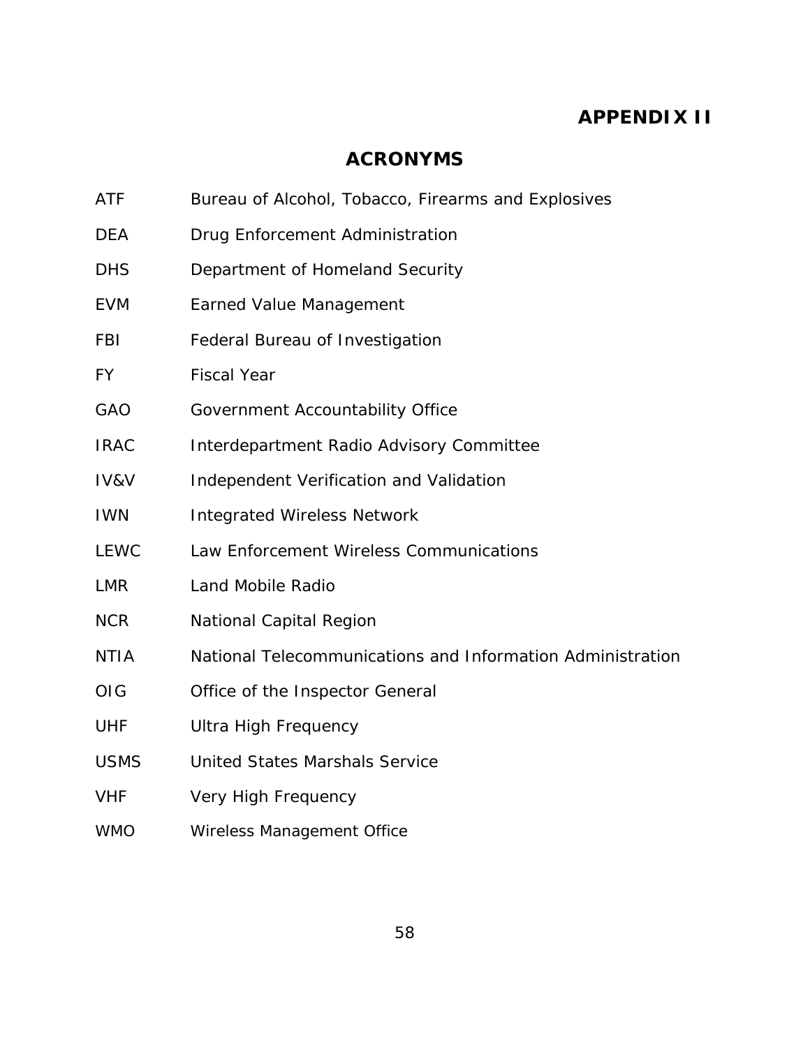# APPENDIX II

## ACRONYMS

| | |
|---|---|
| ATF | Bureau of Alcohol, Tobacco, Firearms and Explosives |
| DEA | Drug Enforcement Administration |
| DHS | Department of Homeland Security |
| EVM | Earned Value Management |
| FBI | Federal Bureau of Investigation |
| FY | Fiscal Year |
| GAO | Government Accountability Office |
| IRAC | Interdepartment Radio Advisory Committee |
| IV&V | Independent Verification and Validation |
| IWN | Integrated Wireless Network |
| LEWC | Law Enforcement Wireless Communications |
| LMR | Land Mobile Radio |
| NCR | National Capital Region |
| NTIA | National Telecommunications and Information Administration |
| OIG | Office of the Inspector General |
| UHF | Ultra High Frequency |
| USMS | United States Marshals Service |
| VHF | Very High Frequency |
| WMO | Wireless Management Office |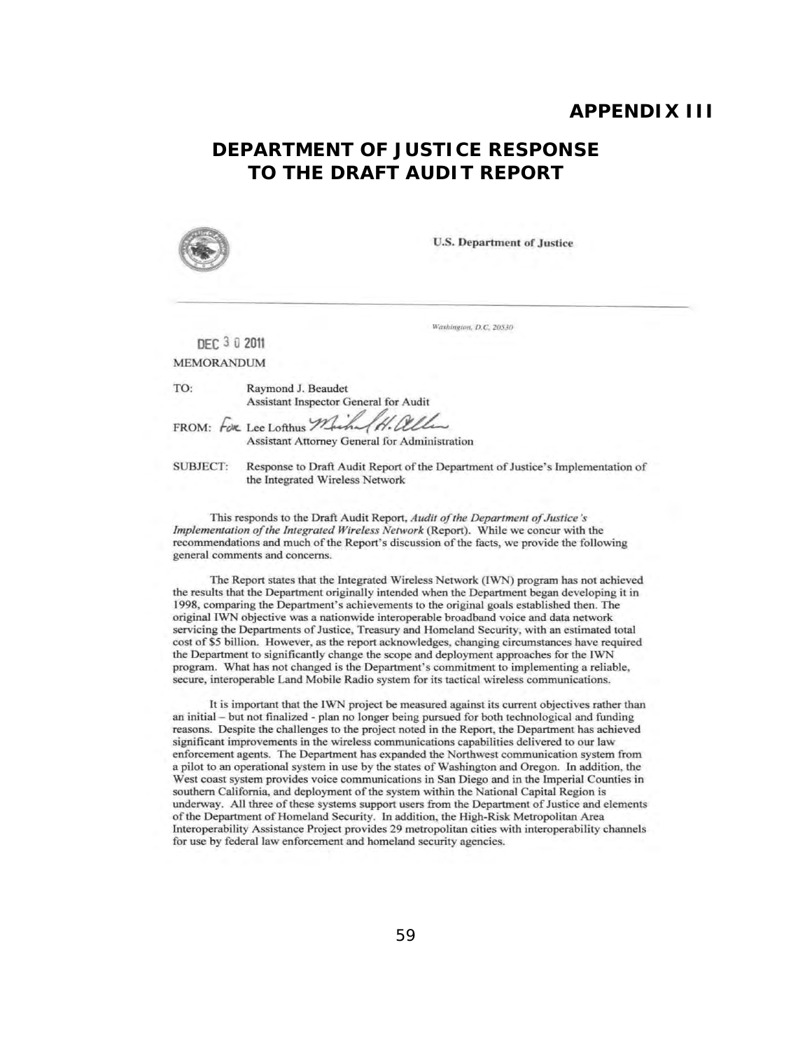# APPENDIX III

## DEPARTMENT OF JUSTICE RESPONSE TO THE DRAFT AUDIT REPORT

U.S. Department of Justice

Washington, D.C. 20530

DEC 3 0 2011

MEMORANDUM

TO: Raymond J. Beaudet
Assistant Inspector General for Audit

FROM: For Lee Lofthus Michael H. Allen
Assistant Attorney General for Administration

SUBJECT: Response to Draft Audit Report of the Department of Justice's Implementation of the Integrated Wireless Network

This responds to the Draft Audit Report, *Audit of the Department of Justice's Implementation of the Integrated Wireless Network* (Report). While we concur with the recommendations and much of the Report's discussion of the facts, we provide the following general comments and concerns.

The Report states that the Integrated Wireless Network (IWN) program has not achieved the results that the Department originally intended when the Department began developing it in 1998, comparing the Department's achievements to the original goals established then. The original IWN objective was a nationwide interoperable broadband voice and data network servicing the Departments of Justice, Treasury and Homeland Security, with an estimated total cost of $5 billion. However, as the report acknowledges, changing circumstances have required the Department to significantly change the scope and deployment approaches for the IWN program. What has not changed is the Department's commitment to implementing a reliable, secure, interoperable Land Mobile Radio system for its tactical wireless communications.

It is important that the IWN project be measured against its current objectives rather than an initial – but not finalized - plan no longer being pursued for both technological and funding reasons. Despite the challenges to the project noted in the Report, the Department has achieved significant improvements in the wireless communications capabilities delivered to our law enforcement agents. The Department has expanded the Northwest communication system from a pilot to an operational system in use by the states of Washington and Oregon. In addition, the West coast system provides voice communications in San Diego and in the Imperial Counties in southern California, and deployment of the system within the National Capital Region is underway. All three of these systems support users from the Department of Justice and elements of the Department of Homeland Security. In addition, the High-Risk Metropolitan Area Interoperability Assistance Project provides 29 metropolitan cities with interoperability channels for use by federal law enforcement and homeland security agencies.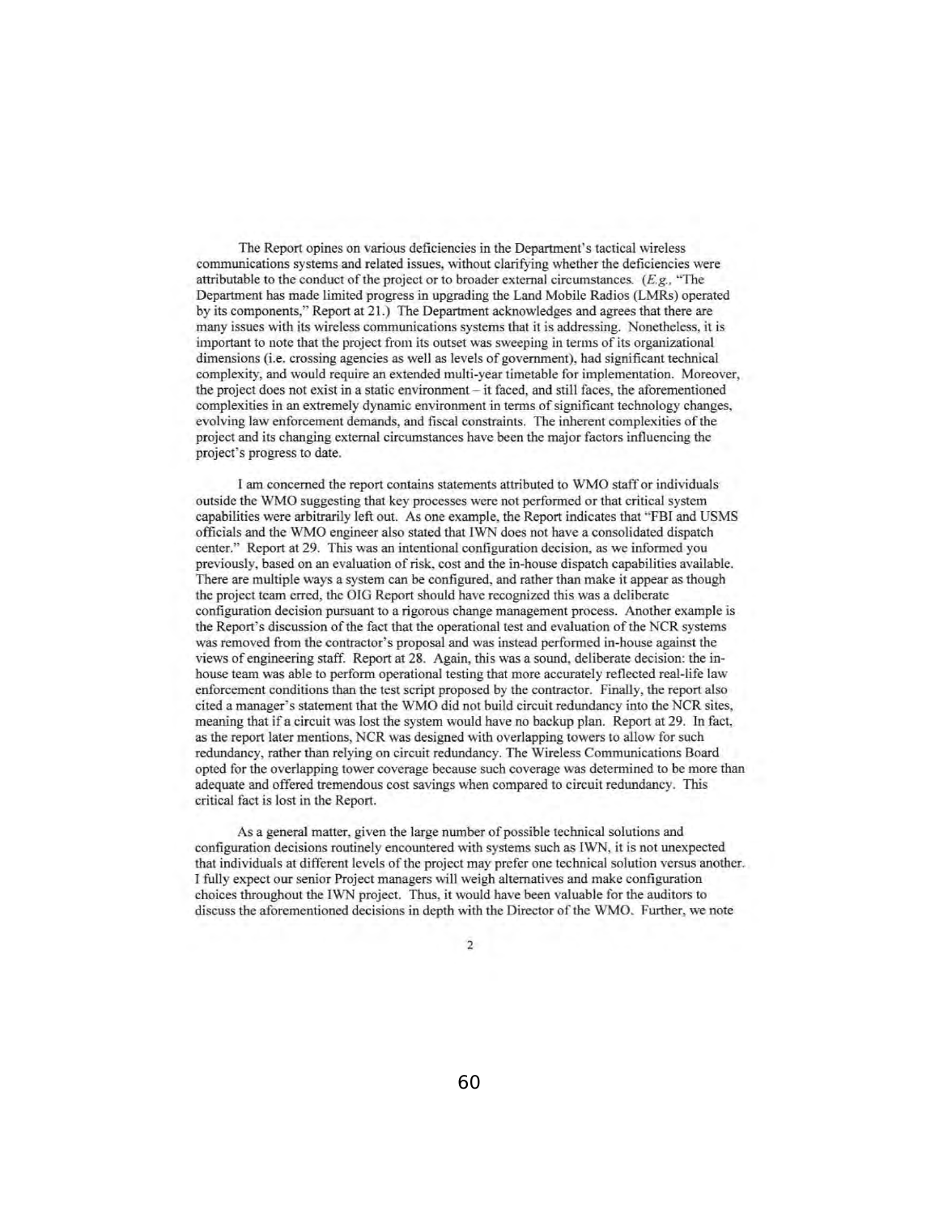The Report opines on various deficiencies in the Department's tactical wireless communications systems and related issues, without clarifying whether the deficiencies were attributable to the conduct of the project or to broader external circumstances. (*E.g.*, "The Department has made limited progress in upgrading the Land Mobile Radios (LMRs) operated by its components," Report at 21.) The Department acknowledges and agrees that there are many issues with its wireless communications systems that it is addressing. Nonetheless, it is important to note that the project from its outset was sweeping in terms of its organizational dimensions (i.e. crossing agencies as well as levels of government), had significant technical complexity, and would require an extended multi-year timetable for implementation. Moreover, the project does not exist in a static environment – it faced, and still faces, the aforementioned complexities in an extremely dynamic environment in terms of significant technology changes, evolving law enforcement demands, and fiscal constraints. The inherent complexities of the project and its changing external circumstances have been the major factors influencing the project's progress to date.

I am concerned the report contains statements attributed to WMO staff or individuals outside the WMO suggesting that key processes were not performed or that critical system capabilities were arbitrarily left out. As one example, the Report indicates that "FBI and USMS officials and the WMO engineer also stated that IWN does not have a consolidated dispatch center." Report at 29. This was an intentional configuration decision, as we informed you previously, based on an evaluation of risk, cost and the in-house dispatch capabilities available. There are multiple ways a system can be configured, and rather than make it appear as though the project team erred, the OIG Report should have recognized this was a deliberate configuration decision pursuant to a rigorous change management process. Another example is the Report's discussion of the fact that the operational test and evaluation of the NCR systems was removed from the contractor's proposal and was instead performed in-house against the views of engineering staff. Report at 28. Again, this was a sound, deliberate decision: the in-house team was able to perform operational testing that more accurately reflected real-life law enforcement conditions than the test script proposed by the contractor. Finally, the report also cited a manager's statement that the WMO did not build circuit redundancy into the NCR sites, meaning that if a circuit was lost the system would have no backup plan. Report at 29. In fact, as the report later mentions, NCR was designed with overlapping towers to allow for such redundancy, rather than relying on circuit redundancy. The Wireless Communications Board opted for the overlapping tower coverage because such coverage was determined to be more than adequate and offered tremendous cost savings when compared to circuit redundancy. This critical fact is lost in the Report.

As a general matter, given the large number of possible technical solutions and configuration decisions routinely encountered with systems such as IWN, it is not unexpected that individuals at different levels of the project may prefer one technical solution versus another. I fully expect our senior Project managers will weigh alternatives and make configuration choices throughout the IWN project. Thus, it would have been valuable for the auditors to discuss the aforementioned decisions in depth with the Director of the WMO. Further, we note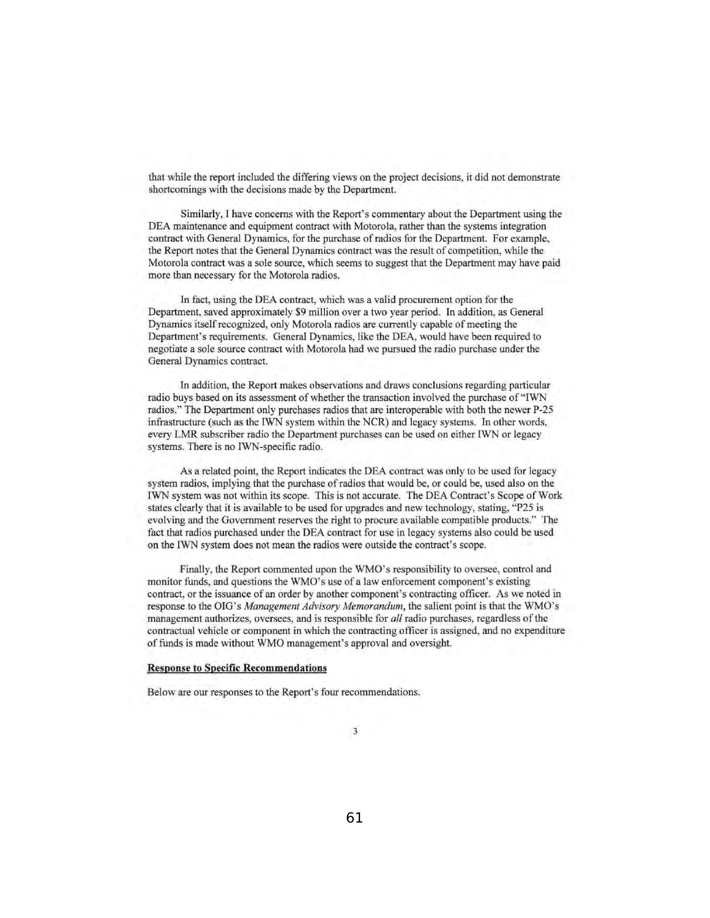that while the report included the differing views on the project decisions, it did not demonstrate shortcomings with the decisions made by the Department.

Similarly, I have concerns with the Report's commentary about the Department using the DEA maintenance and equipment contract with Motorola, rather than the systems integration contract with General Dynamics, for the purchase of radios for the Department. For example, the Report notes that the General Dynamics contract was the result of competition, while the Motorola contract was a sole source, which seems to suggest that the Department may have paid more than necessary for the Motorola radios.

In fact, using the DEA contract, which was a valid procurement option for the Department, saved approximately $9 million over a two year period. In addition, as General Dynamics itself recognized, only Motorola radios are currently capable of meeting the Department's requirements. General Dynamics, like the DEA, would have been required to negotiate a sole source contract with Motorola had we pursued the radio purchase under the General Dynamics contract.

In addition, the Report makes observations and draws conclusions regarding particular radio buys based on its assessment of whether the transaction involved the purchase of "IWN radios." The Department only purchases radios that are interoperable with both the newer P-25 infrastructure (such as the IWN system within the NCR) and legacy systems. In other words, every LMR subscriber radio the Department purchases can be used on either IWN or legacy systems. There is no IWN-specific radio.

As a related point, the Report indicates the DEA contract was only to be used for legacy system radios, implying that the purchase of radios that would be, or could be, used also on the IWN system was not within its scope. This is not accurate. The DEA Contract's Scope of Work states clearly that it is available to be used for upgrades and new technology, stating, "P25 is evolving and the Government reserves the right to procure available compatible products." The fact that radios purchased under the DEA contract for use in legacy systems also could be used on the IWN system does not mean the radios were outside the contract's scope.

Finally, the Report commented upon the WMO's responsibility to oversee, control and monitor funds, and questions the WMO's use of a law enforcement component's existing contract, or the issuance of an order by another component's contracting officer. As we noted in response to the OIG's *Management Advisory Memorandum*, the salient point is that the WMO's management authorizes, oversees, and is responsible for *all* radio purchases, regardless of the contractual vehicle or component in which the contracting officer is assigned, and no expenditure of funds is made without WMO management's approval and oversight.

**Response to Specific Recommendations**

Below are our responses to the Report's four recommendations.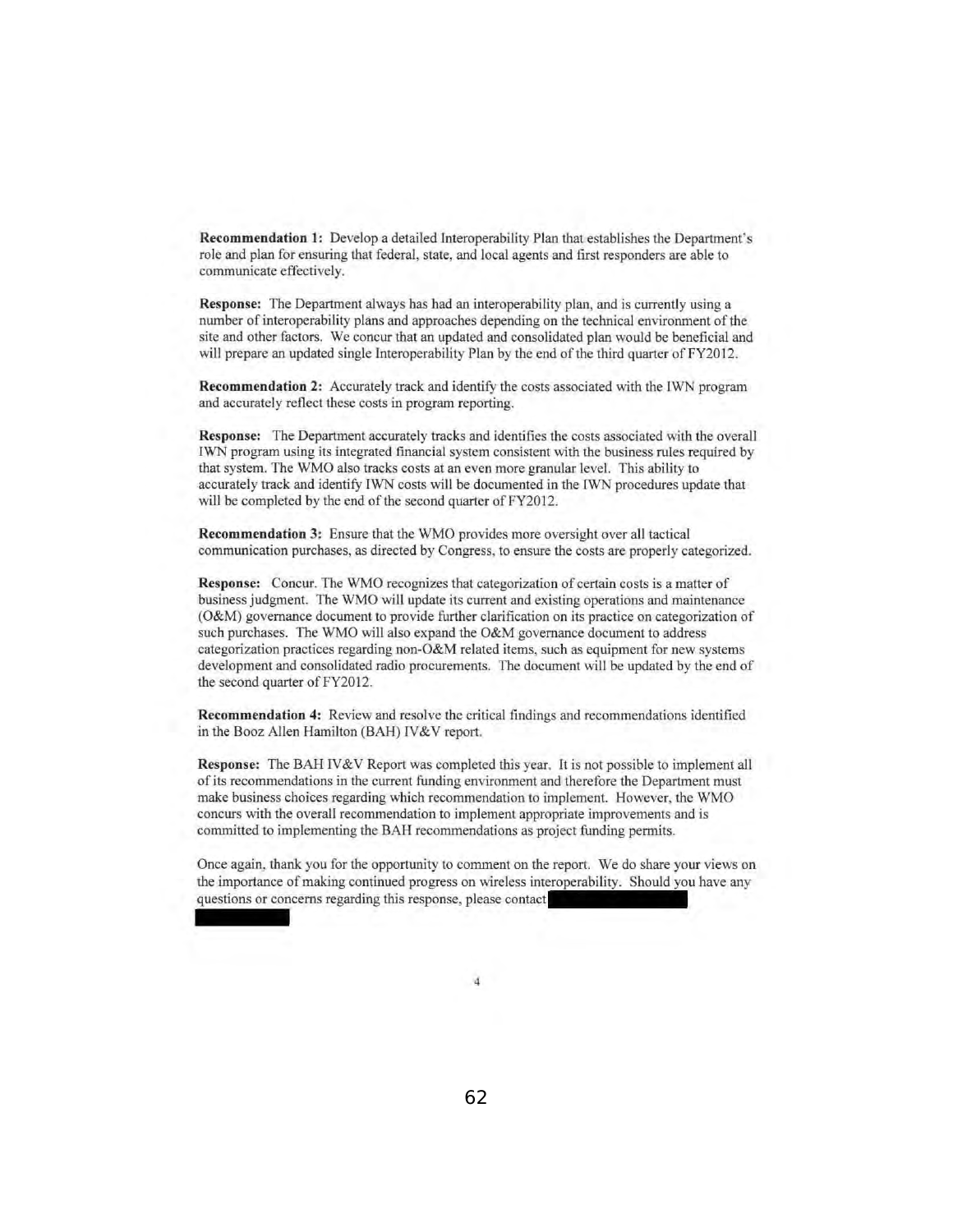**Recommendation 1:** Develop a detailed Interoperability Plan that establishes the Department's role and plan for ensuring that federal, state, and local agents and first responders are able to communicate effectively.

**Response:** The Department always has had an interoperability plan, and is currently using a number of interoperability plans and approaches depending on the technical environment of the site and other factors. We concur that an updated and consolidated plan would be beneficial and will prepare an updated single Interoperability Plan by the end of the third quarter of FY2012.

**Recommendation 2:** Accurately track and identify the costs associated with the IWN program and accurately reflect these costs in program reporting.

**Response:** The Department accurately tracks and identifies the costs associated with the overall IWN program using its integrated financial system consistent with the business rules required by that system. The WMO also tracks costs at an even more granular level. This ability to accurately track and identify IWN costs will be documented in the IWN procedures update that will be completed by the end of the second quarter of FY2012.

**Recommendation 3:** Ensure that the WMO provides more oversight over all tactical communication purchases, as directed by Congress, to ensure the costs are properly categorized.

**Response:** Concur. The WMO recognizes that categorization of certain costs is a matter of business judgment. The WMO will update its current and existing operations and maintenance (O&M) governance document to provide further clarification on its practice on categorization of such purchases. The WMO will also expand the O&M governance document to address categorization practices regarding non-O&M related items, such as equipment for new systems development and consolidated radio procurements. The document will be updated by the end of the second quarter of FY2012.

**Recommendation 4:** Review and resolve the critical findings and recommendations identified in the Booz Allen Hamilton (BAH) IV&V report.

**Response:** The BAH IV&V Report was completed this year. It is not possible to implement all of its recommendations in the current funding environment and therefore the Department must make business choices regarding which recommendation to implement. However, the WMO concurs with the overall recommendation to implement appropriate improvements and is committed to implementing the BAH recommendations as project funding permits.

Once again, thank you for the opportunity to comment on the report. We do share your views on the importance of making continued progress on wireless interoperability. Should you have any questions or concerns regarding this response, please contact [REDACTED] [REDACTED]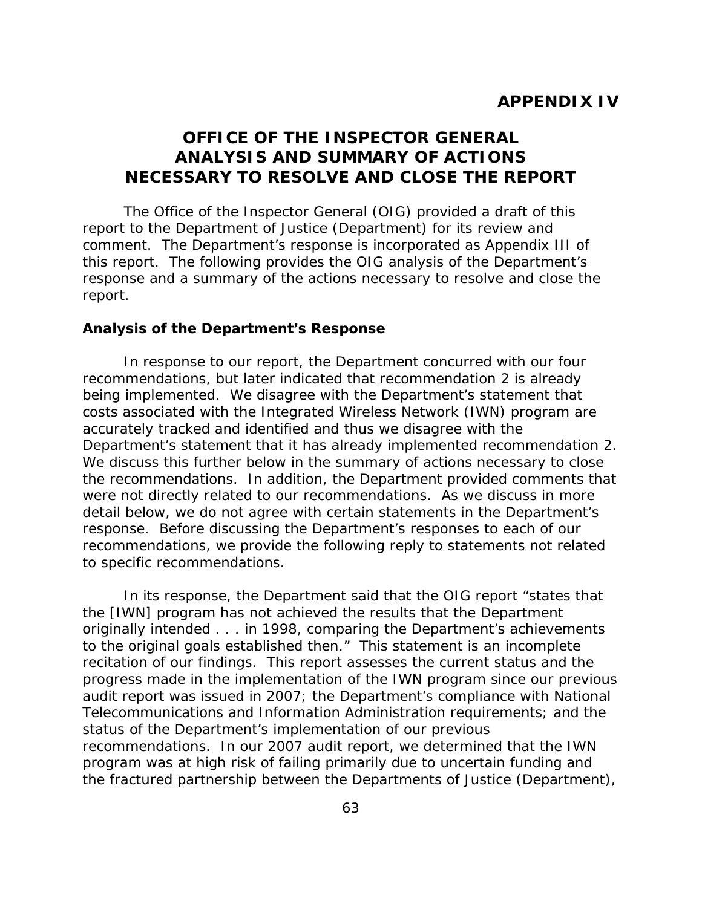# APPENDIX IV

# OFFICE OF THE INSPECTOR GENERAL ANALYSIS AND SUMMARY OF ACTIONS NECESSARY TO RESOLVE AND CLOSE THE REPORT

The Office of the Inspector General (OIG) provided a draft of this report to the Department of Justice (Department) for its review and comment. The Department's response is incorporated as Appendix III of this report. The following provides the OIG analysis of the Department's response and a summary of the actions necessary to resolve and close the report.

### Analysis of the Department's Response

In response to our report, the Department concurred with our four recommendations, but later indicated that recommendation 2 is already being implemented. We disagree with the Department's statement that costs associated with the Integrated Wireless Network (IWN) program are accurately tracked and identified and thus we disagree with the Department's statement that it has already implemented recommendation 2. We discuss this further below in the summary of actions necessary to close the recommendations. In addition, the Department provided comments that were not directly related to our recommendations. As we discuss in more detail below, we do not agree with certain statements in the Department's response. Before discussing the Department's responses to each of our recommendations, we provide the following reply to statements not related to specific recommendations.

In its response, the Department said that the OIG report "states that the [IWN] program has not achieved the results that the Department originally intended . . . in 1998, comparing the Department's achievements to the original goals established then." This statement is an incomplete recitation of our findings. This report assesses the current status and the progress made in the implementation of the IWN program since our previous audit report was issued in 2007; the Department's compliance with National Telecommunications and Information Administration requirements; and the status of the Department's implementation of our previous recommendations. In our 2007 audit report, we determined that the IWN program was at high risk of failing primarily due to uncertain funding and the fractured partnership between the Departments of Justice (Department),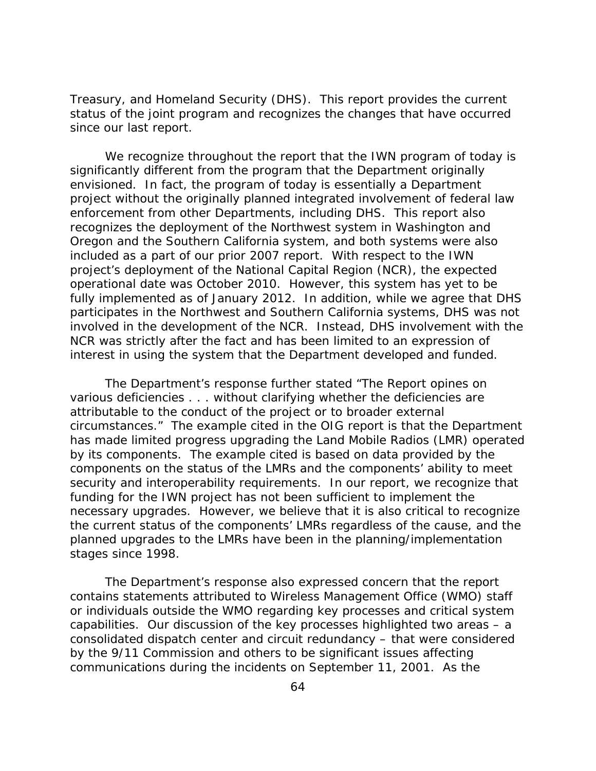Treasury, and Homeland Security (DHS). This report provides the current status of the joint program and recognizes the changes that have occurred since our last report.

We recognize throughout the report that the IWN program of today is significantly different from the program that the Department originally envisioned. In fact, the program of today is essentially a Department project without the originally planned integrated involvement of federal law enforcement from other Departments, including DHS. This report also recognizes the deployment of the Northwest system in Washington and Oregon and the Southern California system, and both systems were also included as a part of our prior 2007 report. With respect to the IWN project's deployment of the National Capital Region (NCR), the expected operational date was October 2010. However, this system has yet to be fully implemented as of January 2012. In addition, while we agree that DHS participates in the Northwest and Southern California systems, DHS was not involved in the development of the NCR. Instead, DHS involvement with the NCR was strictly after the fact and has been limited to an expression of interest in using the system that the Department developed and funded.

The Department's response further stated "The Report opines on various deficiencies . . . without clarifying whether the deficiencies are attributable to the conduct of the project or to broader external circumstances." The example cited in the OIG report is that the Department has made limited progress upgrading the Land Mobile Radios (LMR) operated by its components. The example cited is based on data provided by the components on the status of the LMRs and the components' ability to meet security and interoperability requirements. In our report, we recognize that funding for the IWN project has not been sufficient to implement the necessary upgrades. However, we believe that it is also critical to recognize the current status of the components' LMRs regardless of the cause, and the planned upgrades to the LMRs have been in the planning/implementation stages since 1998.

The Department's response also expressed concern that the report contains statements attributed to Wireless Management Office (WMO) staff or individuals outside the WMO regarding key processes and critical system capabilities. Our discussion of the key processes highlighted two areas – a consolidated dispatch center and circuit redundancy – that were considered by the 9/11 Commission and others to be significant issues affecting communications during the incidents on September 11, 2001. As the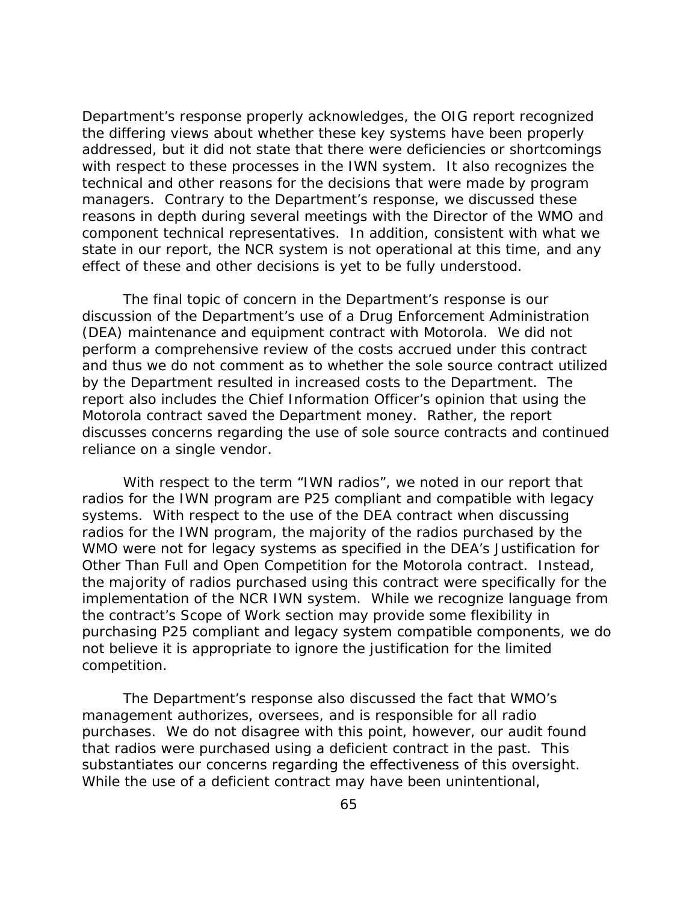Department's response properly acknowledges, the OIG report recognized the differing views about whether these key systems have been properly addressed, but it did not state that there were deficiencies or shortcomings with respect to these processes in the IWN system. It also recognizes the technical and other reasons for the decisions that were made by program managers. Contrary to the Department's response, we discussed these reasons in depth during several meetings with the Director of the WMO and component technical representatives. In addition, consistent with what we state in our report, the NCR system is not operational at this time, and any effect of these and other decisions is yet to be fully understood.

The final topic of concern in the Department's response is our discussion of the Department's use of a Drug Enforcement Administration (DEA) maintenance and equipment contract with Motorola. We did not perform a comprehensive review of the costs accrued under this contract and thus we do not comment as to whether the sole source contract utilized by the Department resulted in increased costs to the Department. The report also includes the Chief Information Officer's opinion that using the Motorola contract saved the Department money. Rather, the report discusses concerns regarding the use of sole source contracts and continued reliance on a single vendor.

With respect to the term "IWN radios", we noted in our report that radios for the IWN program are P25 compliant and compatible with legacy systems. With respect to the use of the DEA contract when discussing radios for the IWN program, the majority of the radios purchased by the WMO were not for legacy systems as specified in the DEA's Justification for Other Than Full and Open Competition for the Motorola contract. Instead, the majority of radios purchased using this contract were specifically for the implementation of the NCR IWN system. While we recognize language from the contract's Scope of Work section may provide some flexibility in purchasing P25 compliant and legacy system compatible components, we do not believe it is appropriate to ignore the justification for the limited competition.

The Department's response also discussed the fact that WMO's management authorizes, oversees, and is responsible for all radio purchases. We do not disagree with this point, however, our audit found that radios were purchased using a deficient contract in the past. This substantiates our concerns regarding the effectiveness of this oversight. While the use of a deficient contract may have been unintentional,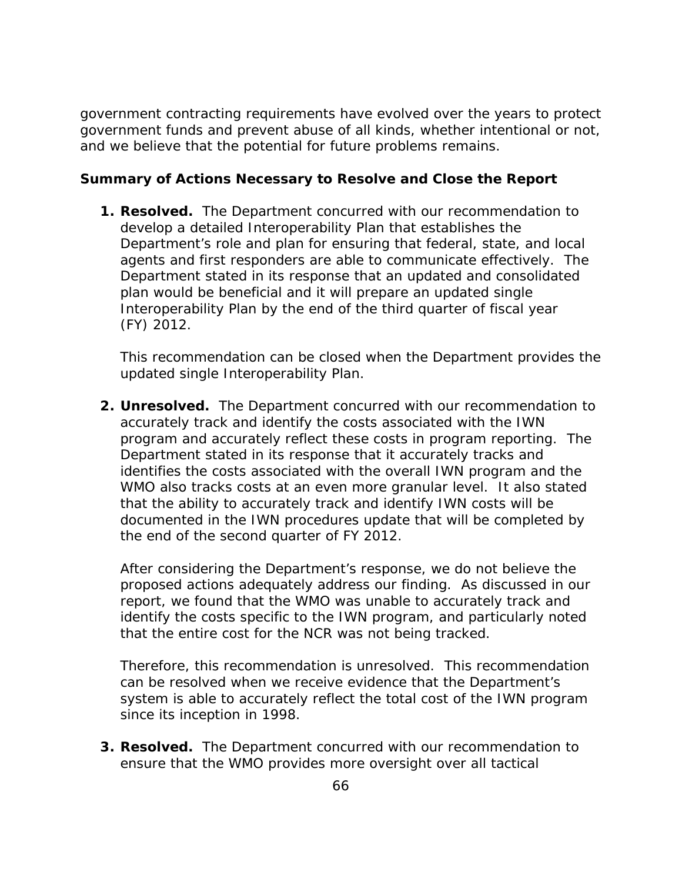government contracting requirements have evolved over the years to protect government funds and prevent abuse of all kinds, whether intentional or not, and we believe that the potential for future problems remains.

### Summary of Actions Necessary to Resolve and Close the Report

1. **Resolved.** The Department concurred with our recommendation to develop a detailed Interoperability Plan that establishes the Department's role and plan for ensuring that federal, state, and local agents and first responders are able to communicate effectively. The Department stated in its response that an updated and consolidated plan would be beneficial and it will prepare an updated single Interoperability Plan by the end of the third quarter of fiscal year (FY) 2012.

   This recommendation can be closed when the Department provides the updated single Interoperability Plan.

2. **Unresolved.** The Department concurred with our recommendation to accurately track and identify the costs associated with the IWN program and accurately reflect these costs in program reporting. The Department stated in its response that it accurately tracks and identifies the costs associated with the overall IWN program and the WMO also tracks costs at an even more granular level. It also stated that the ability to accurately track and identify IWN costs will be documented in the IWN procedures update that will be completed by the end of the second quarter of FY 2012.

   After considering the Department's response, we do not believe the proposed actions adequately address our finding. As discussed in our report, we found that the WMO was unable to accurately track and identify the costs specific to the IWN program, and particularly noted that the entire cost for the NCR was not being tracked.

   Therefore, this recommendation is unresolved. This recommendation can be resolved when we receive evidence that the Department's system is able to accurately reflect the total cost of the IWN program since its inception in 1998.

3. **Resolved.** The Department concurred with our recommendation to ensure that the WMO provides more oversight over all tactical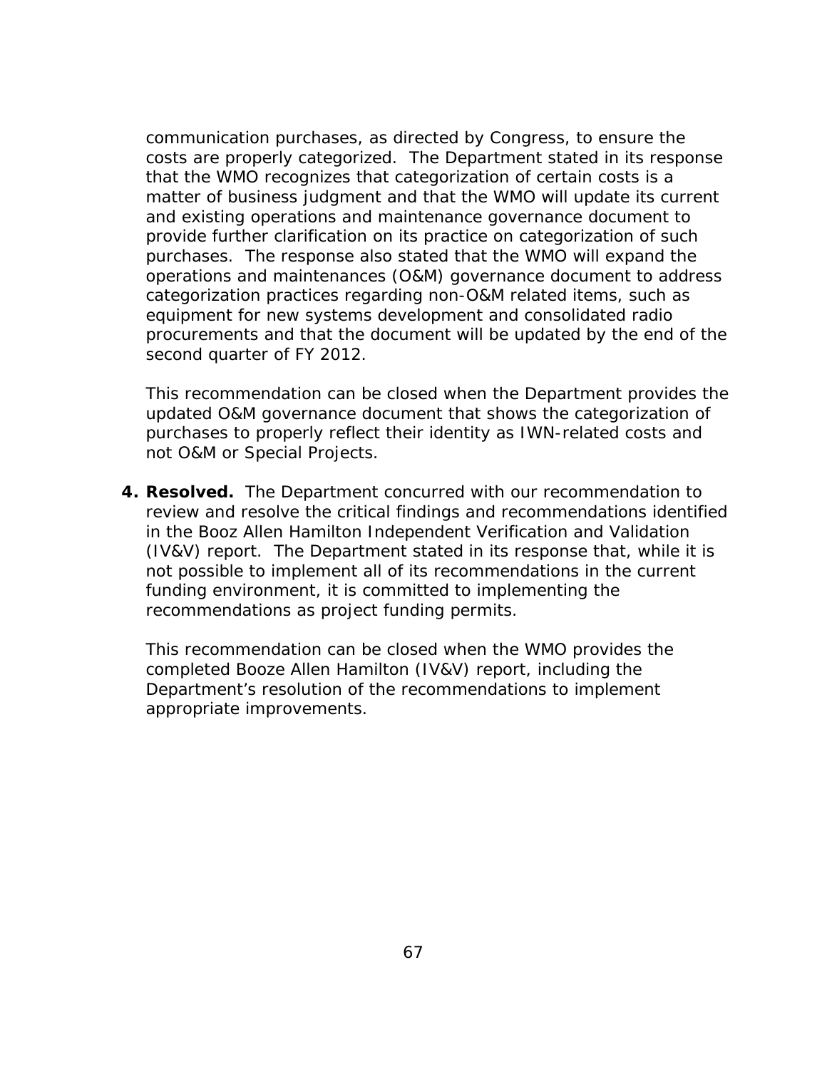communication purchases, as directed by Congress, to ensure the costs are properly categorized. The Department stated in its response that the WMO recognizes that categorization of certain costs is a matter of business judgment and that the WMO will update its current and existing operations and maintenance governance document to provide further clarification on its practice on categorization of such purchases. The response also stated that the WMO will expand the operations and maintenances (O&M) governance document to address categorization practices regarding non-O&M related items, such as equipment for new systems development and consolidated radio procurements and that the document will be updated by the end of the second quarter of FY 2012.

This recommendation can be closed when the Department provides the updated O&M governance document that shows the categorization of purchases to properly reflect their identity as IWN-related costs and not O&M or Special Projects.

4. **Resolved.** The Department concurred with our recommendation to review and resolve the critical findings and recommendations identified in the Booz Allen Hamilton Independent Verification and Validation (IV&V) report. The Department stated in its response that, while it is not possible to implement all of its recommendations in the current funding environment, it is committed to implementing the recommendations as project funding permits.

   This recommendation can be closed when the WMO provides the completed Booze Allen Hamilton (IV&V) report, including the Department's resolution of the recommendations to implement appropriate improvements.